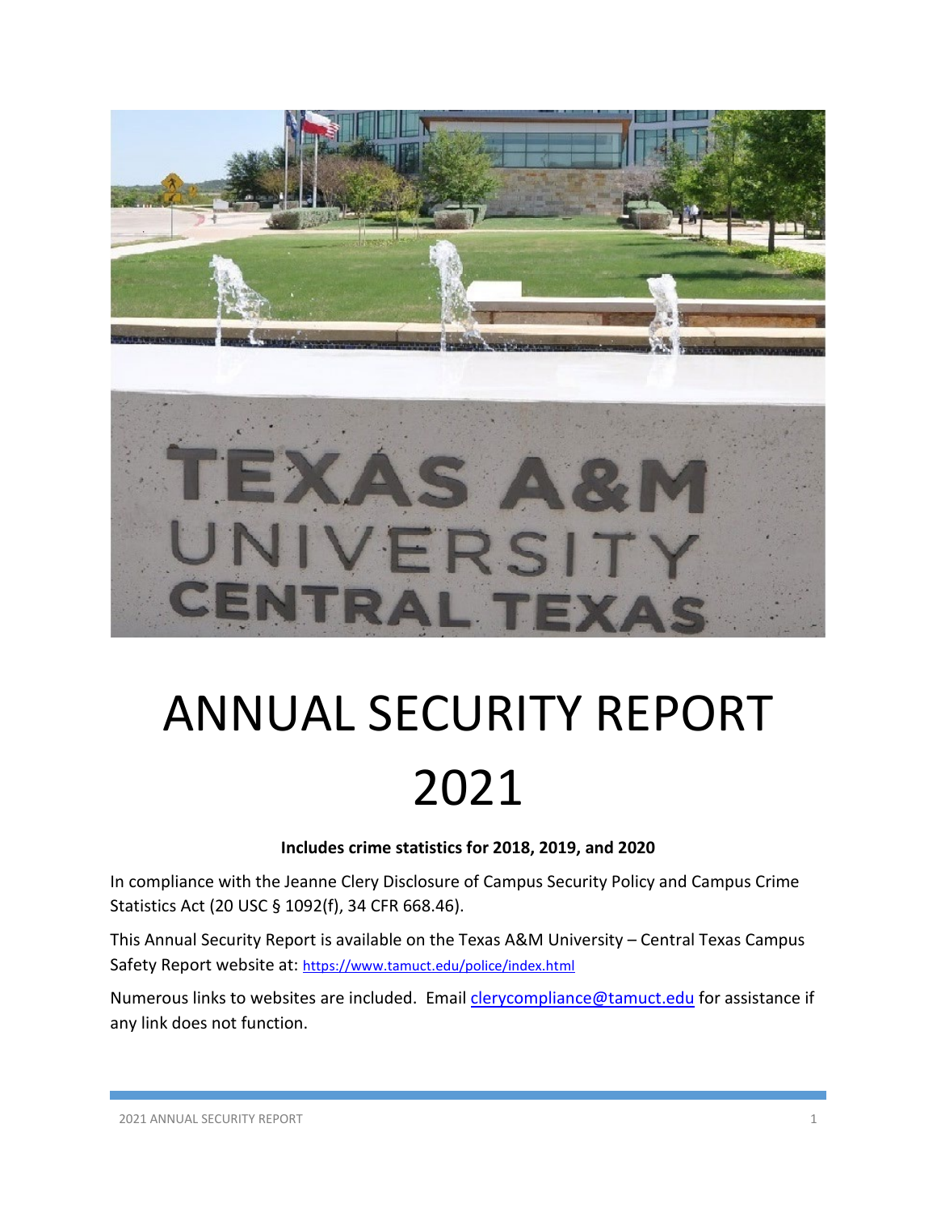# ANNUAL SECURITY REPORT 2021

**Includes crime statistics for 2018, 2019, and 2020**

In compliance with the Jeanne Clery Disclosure of Campus Security Policy and Campus Crime Statistics Act (20 USC § 1092(f), 34 CFR 668.46).

This Annual Security Report is available on the Texas A&M University – Central Texas Campus Safety Report website at: https://www.tamuct.edu/police/index.html

Numerous links to websites are included. Email clerycompliance@tamuct.edu for assistance if any link does not function.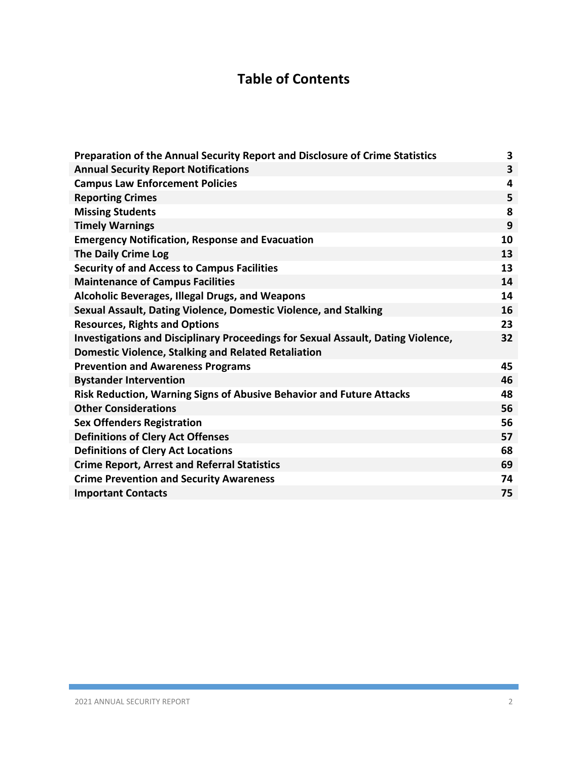# Table of Contents

| | |
|---|---|
| **Preparation of the Annual Security Report and Disclosure of Crime Statistics** | **3** |
| **Annual Security Report Notifications** | **3** |
| **Campus Law Enforcement Policies** | **4** |
| **Reporting Crimes** | **5** |
| **Missing Students** | **8** |
| **Timely Warnings** | **9** |
| **Emergency Notification, Response and Evacuation** | **10** |
| **The Daily Crime Log** | **13** |
| **Security of and Access to Campus Facilities** | **13** |
| **Maintenance of Campus Facilities** | **14** |
| **Alcoholic Beverages, Illegal Drugs, and Weapons** | **14** |
| **Sexual Assault, Dating Violence, Domestic Violence, and Stalking** | **16** |
| **Resources, Rights and Options** | **23** |
| **Investigations and Disciplinary Proceedings for Sexual Assault, Dating Violence, Domestic Violence, Stalking and Related Retaliation** | **32** |
| **Prevention and Awareness Programs** | **45** |
| **Bystander Intervention** | **46** |
| **Risk Reduction, Warning Signs of Abusive Behavior and Future Attacks** | **48** |
| **Other Considerations** | **56** |
| **Sex Offenders Registration** | **56** |
| **Definitions of Clery Act Offenses** | **57** |
| **Definitions of Clery Act Locations** | **68** |
| **Crime Report, Arrest and Referral Statistics** | **69** |
| **Crime Prevention and Security Awareness** | **74** |
| **Important Contacts** | **75** |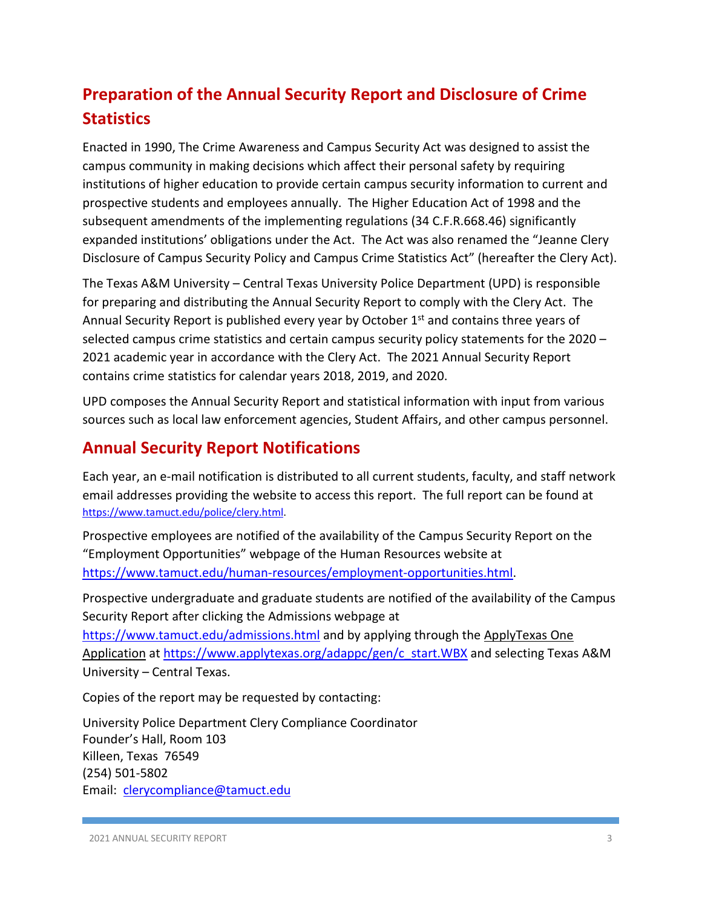## Preparation of the Annual Security Report and Disclosure of Crime Statistics

Enacted in 1990, The Crime Awareness and Campus Security Act was designed to assist the campus community in making decisions which affect their personal safety by requiring institutions of higher education to provide certain campus security information to current and prospective students and employees annually. The Higher Education Act of 1998 and the subsequent amendments of the implementing regulations (34 C.F.R.668.46) significantly expanded institutions' obligations under the Act. The Act was also renamed the "Jeanne Clery Disclosure of Campus Security Policy and Campus Crime Statistics Act" (hereafter the Clery Act).

The Texas A&M University – Central Texas University Police Department (UPD) is responsible for preparing and distributing the Annual Security Report to comply with the Clery Act. The Annual Security Report is published every year by October 1st and contains three years of selected campus crime statistics and certain campus security policy statements for the 2020 – 2021 academic year in accordance with the Clery Act. The 2021 Annual Security Report contains crime statistics for calendar years 2018, 2019, and 2020.

UPD composes the Annual Security Report and statistical information with input from various sources such as local law enforcement agencies, Student Affairs, and other campus personnel.

## Annual Security Report Notifications

Each year, an e-mail notification is distributed to all current students, faculty, and staff network email addresses providing the website to access this report. The full report can be found at https://www.tamuct.edu/police/clery.html.

Prospective employees are notified of the availability of the Campus Security Report on the "Employment Opportunities" webpage of the Human Resources website at https://www.tamuct.edu/human-resources/employment-opportunities.html.

Prospective undergraduate and graduate students are notified of the availability of the Campus Security Report after clicking the Admissions webpage at https://www.tamuct.edu/admissions.html and by applying through the ApplyTexas One Application at https://www.applytexas.org/adappc/gen/c_start.WBX and selecting Texas A&M University – Central Texas.

Copies of the report may be requested by contacting:

University Police Department Clery Compliance Coordinator
Founder's Hall, Room 103
Killeen, Texas 76549
(254) 501-5802
Email: clerycompliance@tamuct.edu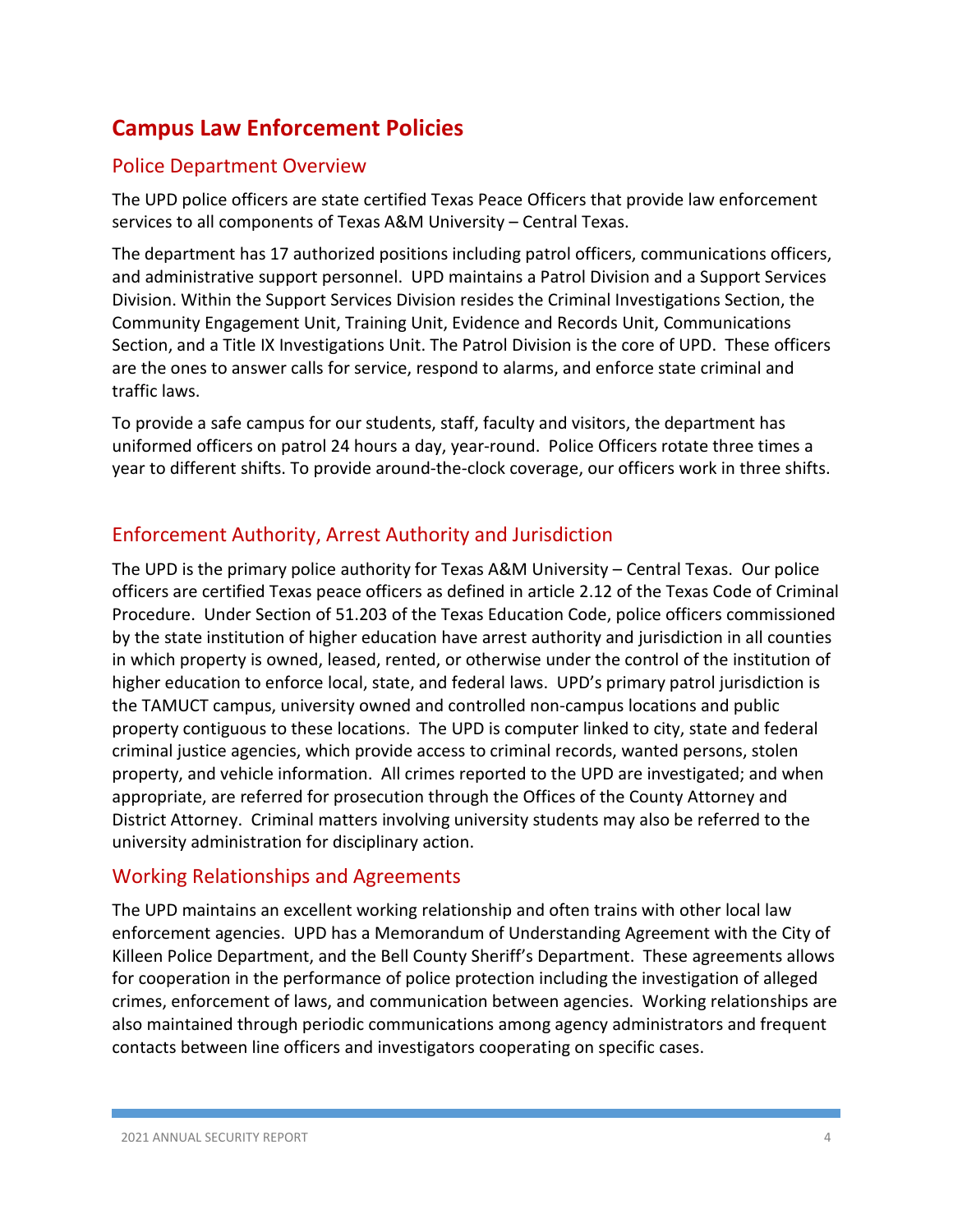# Campus Law Enforcement Policies

## Police Department Overview

The UPD police officers are state certified Texas Peace Officers that provide law enforcement services to all components of Texas A&M University – Central Texas.

The department has 17 authorized positions including patrol officers, communications officers, and administrative support personnel. UPD maintains a Patrol Division and a Support Services Division. Within the Support Services Division resides the Criminal Investigations Section, the Community Engagement Unit, Training Unit, Evidence and Records Unit, Communications Section, and a Title IX Investigations Unit. The Patrol Division is the core of UPD. These officers are the ones to answer calls for service, respond to alarms, and enforce state criminal and traffic laws.

To provide a safe campus for our students, staff, faculty and visitors, the department has uniformed officers on patrol 24 hours a day, year-round. Police Officers rotate three times a year to different shifts. To provide around-the-clock coverage, our officers work in three shifts.

## Enforcement Authority, Arrest Authority and Jurisdiction

The UPD is the primary police authority for Texas A&M University – Central Texas. Our police officers are certified Texas peace officers as defined in article 2.12 of the Texas Code of Criminal Procedure. Under Section of 51.203 of the Texas Education Code, police officers commissioned by the state institution of higher education have arrest authority and jurisdiction in all counties in which property is owned, leased, rented, or otherwise under the control of the institution of higher education to enforce local, state, and federal laws. UPD's primary patrol jurisdiction is the TAMUCT campus, university owned and controlled non-campus locations and public property contiguous to these locations. The UPD is computer linked to city, state and federal criminal justice agencies, which provide access to criminal records, wanted persons, stolen property, and vehicle information. All crimes reported to the UPD are investigated; and when appropriate, are referred for prosecution through the Offices of the County Attorney and District Attorney. Criminal matters involving university students may also be referred to the university administration for disciplinary action.

## Working Relationships and Agreements

The UPD maintains an excellent working relationship and often trains with other local law enforcement agencies. UPD has a Memorandum of Understanding Agreement with the City of Killeen Police Department, and the Bell County Sheriff's Department. These agreements allows for cooperation in the performance of police protection including the investigation of alleged crimes, enforcement of laws, and communication between agencies. Working relationships are also maintained through periodic communications among agency administrators and frequent contacts between line officers and investigators cooperating on specific cases.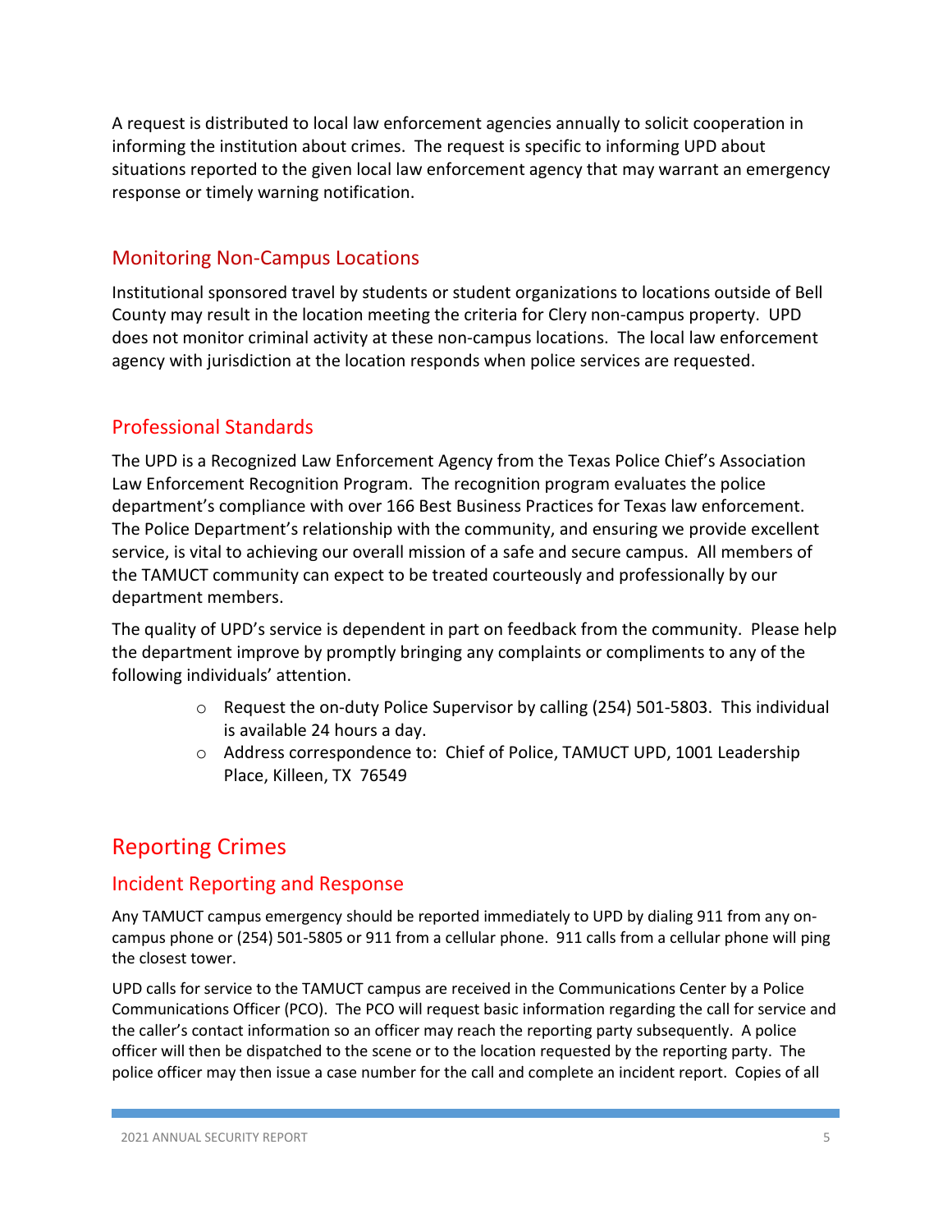A request is distributed to local law enforcement agencies annually to solicit cooperation in informing the institution about crimes. The request is specific to informing UPD about situations reported to the given local law enforcement agency that may warrant an emergency response or timely warning notification.

## Monitoring Non-Campus Locations

Institutional sponsored travel by students or student organizations to locations outside of Bell County may result in the location meeting the criteria for Clery non-campus property. UPD does not monitor criminal activity at these non-campus locations. The local law enforcement agency with jurisdiction at the location responds when police services are requested.

## Professional Standards

The UPD is a Recognized Law Enforcement Agency from the Texas Police Chief's Association Law Enforcement Recognition Program. The recognition program evaluates the police department's compliance with over 166 Best Business Practices for Texas law enforcement. The Police Department's relationship with the community, and ensuring we provide excellent service, is vital to achieving our overall mission of a safe and secure campus. All members of the TAMUCT community can expect to be treated courteously and professionally by our department members.

The quality of UPD's service is dependent in part on feedback from the community. Please help the department improve by promptly bringing any complaints or compliments to any of the following individuals' attention.

- Request the on-duty Police Supervisor by calling (254) 501-5803. This individual is available 24 hours a day.
- Address correspondence to: Chief of Police, TAMUCT UPD, 1001 Leadership Place, Killeen, TX 76549

# Reporting Crimes

## Incident Reporting and Response

Any TAMUCT campus emergency should be reported immediately to UPD by dialing 911 from any on-campus phone or (254) 501-5805 or 911 from a cellular phone. 911 calls from a cellular phone will ping the closest tower.

UPD calls for service to the TAMUCT campus are received in the Communications Center by a Police Communications Officer (PCO). The PCO will request basic information regarding the call for service and the caller's contact information so an officer may reach the reporting party subsequently. A police officer will then be dispatched to the scene or to the location requested by the reporting party. The police officer may then issue a case number for the call and complete an incident report. Copies of all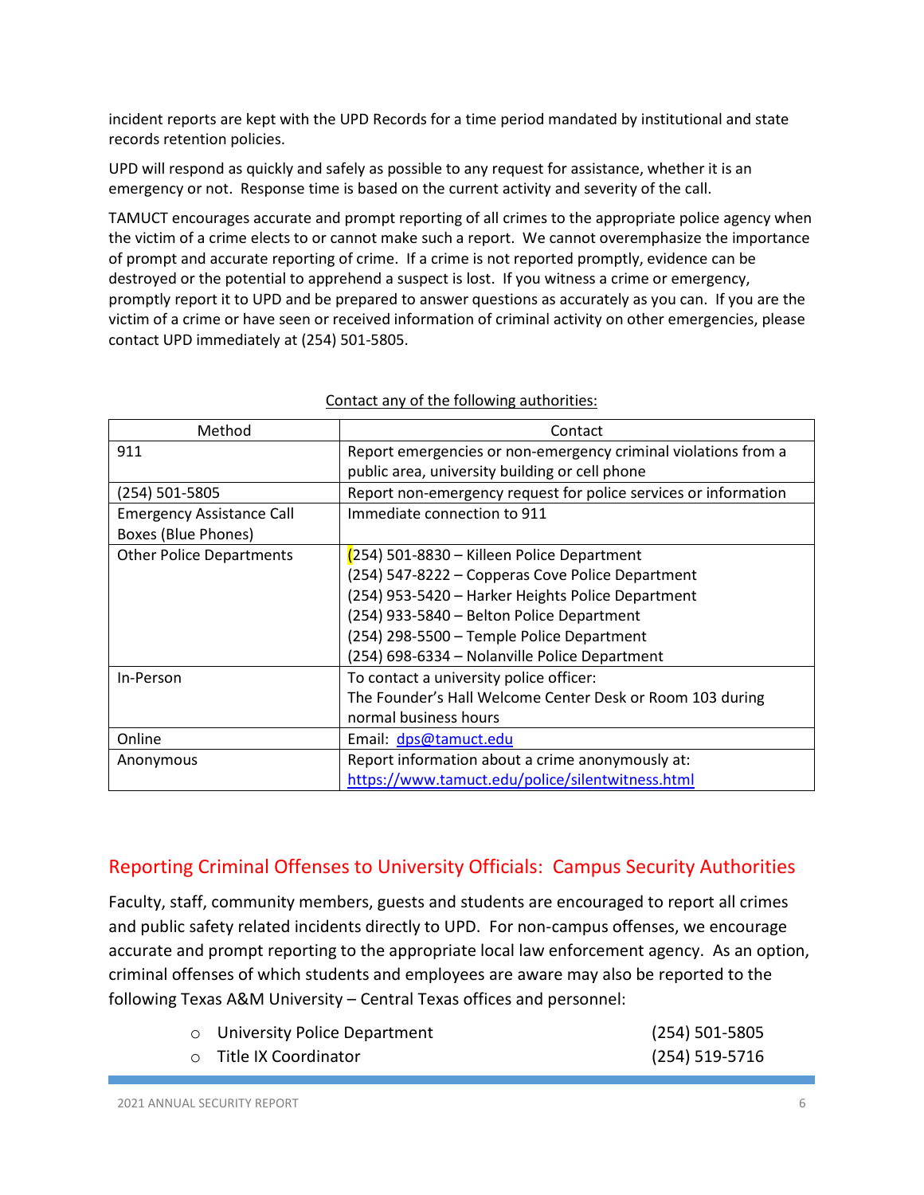incident reports are kept with the UPD Records for a time period mandated by institutional and state records retention policies.

UPD will respond as quickly and safely as possible to any request for assistance, whether it is an emergency or not. Response time is based on the current activity and severity of the call.

TAMUCT encourages accurate and prompt reporting of all crimes to the appropriate police agency when the victim of a crime elects to or cannot make such a report. We cannot overemphasize the importance of prompt and accurate reporting of crime. If a crime is not reported promptly, evidence can be destroyed or the potential to apprehend a suspect is lost. If you witness a crime or emergency, promptly report it to UPD and be prepared to answer questions as accurately as you can. If you are the victim of a crime or have seen or received information of criminal activity on other emergencies, please contact UPD immediately at (254) 501-5805.

Contact any of the following authorities:

| Method | Contact |
|---|---|
| 911 | Report emergencies or non-emergency criminal violations from a public area, university building or cell phone |
| (254) 501-5805 | Report non-emergency request for police services or information |
| Emergency Assistance Call Boxes (Blue Phones) | Immediate connection to 911 |
| Other Police Departments | (254) 501-8830 – Killeen Police Department<br>(254) 547-8222 – Copperas Cove Police Department<br>(254) 953-5420 – Harker Heights Police Department<br>(254) 933-5840 – Belton Police Department<br>(254) 298-5500 – Temple Police Department<br>(254) 698-6334 – Nolanville Police Department |
| In-Person | To contact a university police officer:<br>The Founder's Hall Welcome Center Desk or Room 103 during normal business hours |
| Online | Email: dps@tamuct.edu |
| Anonymous | Report information about a crime anonymously at:<br>https://www.tamuct.edu/police/silentwitness.html |

## Reporting Criminal Offenses to University Officials: Campus Security Authorities

Faculty, staff, community members, guests and students are encouraged to report all crimes and public safety related incidents directly to UPD. For non-campus offenses, we encourage accurate and prompt reporting to the appropriate local law enforcement agency. As an option, criminal offenses of which students and employees are aware may also be reported to the following Texas A&M University – Central Texas offices and personnel:

- University Police Department (254) 501-5805
- Title IX Coordinator (254) 519-5716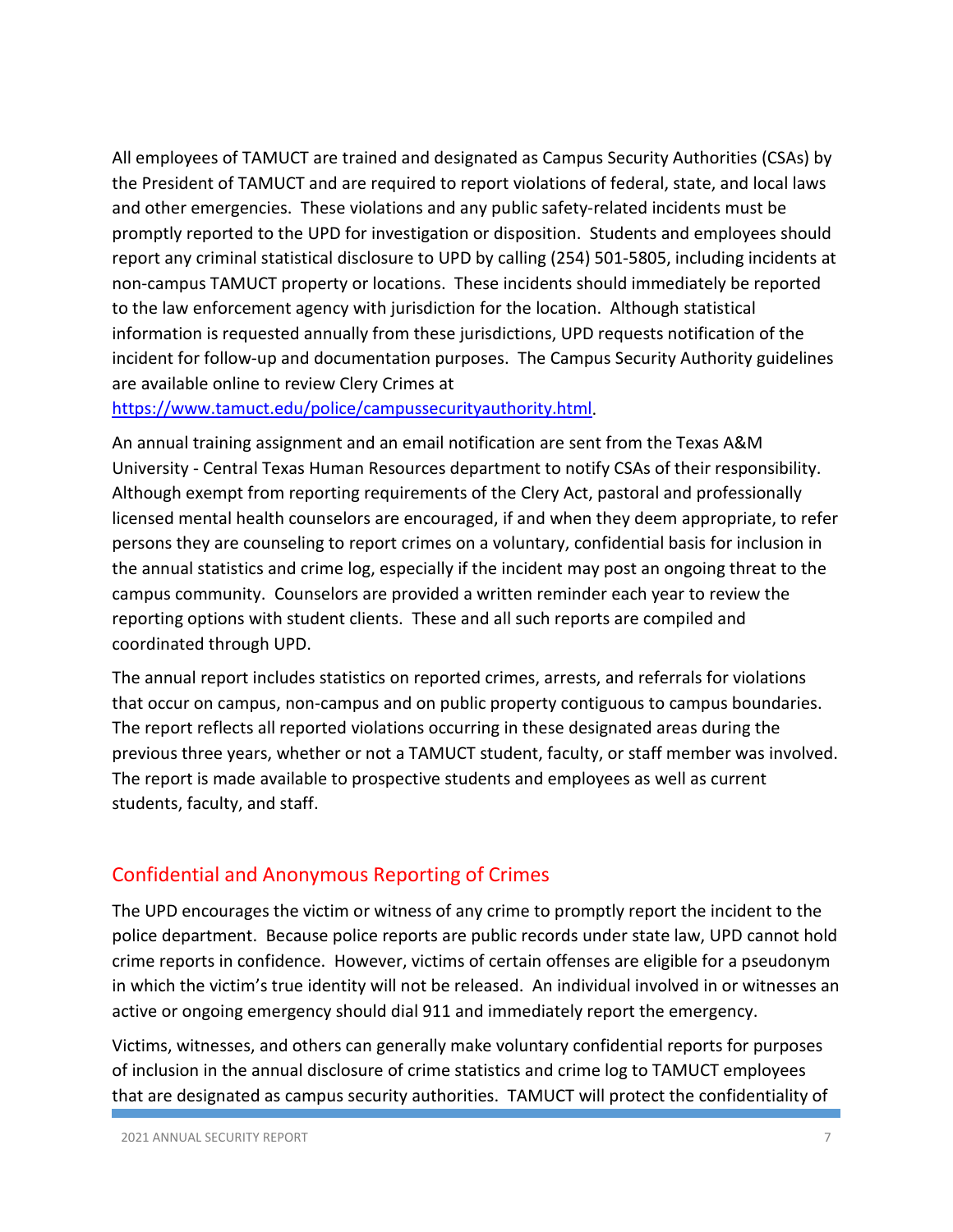All employees of TAMUCT are trained and designated as Campus Security Authorities (CSAs) by the President of TAMUCT and are required to report violations of federal, state, and local laws and other emergencies. These violations and any public safety-related incidents must be promptly reported to the UPD for investigation or disposition. Students and employees should report any criminal statistical disclosure to UPD by calling (254) 501-5805, including incidents at non-campus TAMUCT property or locations. These incidents should immediately be reported to the law enforcement agency with jurisdiction for the location. Although statistical information is requested annually from these jurisdictions, UPD requests notification of the incident for follow-up and documentation purposes. The Campus Security Authority guidelines are available online to review Clery Crimes at https://www.tamuct.edu/police/campussecurityauthority.html.

An annual training assignment and an email notification are sent from the Texas A&M University - Central Texas Human Resources department to notify CSAs of their responsibility. Although exempt from reporting requirements of the Clery Act, pastoral and professionally licensed mental health counselors are encouraged, if and when they deem appropriate, to refer persons they are counseling to report crimes on a voluntary, confidential basis for inclusion in the annual statistics and crime log, especially if the incident may post an ongoing threat to the campus community. Counselors are provided a written reminder each year to review the reporting options with student clients. These and all such reports are compiled and coordinated through UPD.

The annual report includes statistics on reported crimes, arrests, and referrals for violations that occur on campus, non-campus and on public property contiguous to campus boundaries. The report reflects all reported violations occurring in these designated areas during the previous three years, whether or not a TAMUCT student, faculty, or staff member was involved. The report is made available to prospective students and employees as well as current students, faculty, and staff.

## Confidential and Anonymous Reporting of Crimes

The UPD encourages the victim or witness of any crime to promptly report the incident to the police department. Because police reports are public records under state law, UPD cannot hold crime reports in confidence. However, victims of certain offenses are eligible for a pseudonym in which the victim's true identity will not be released. An individual involved in or witnesses an active or ongoing emergency should dial 911 and immediately report the emergency.

Victims, witnesses, and others can generally make voluntary confidential reports for purposes of inclusion in the annual disclosure of crime statistics and crime log to TAMUCT employees that are designated as campus security authorities. TAMUCT will protect the confidentiality of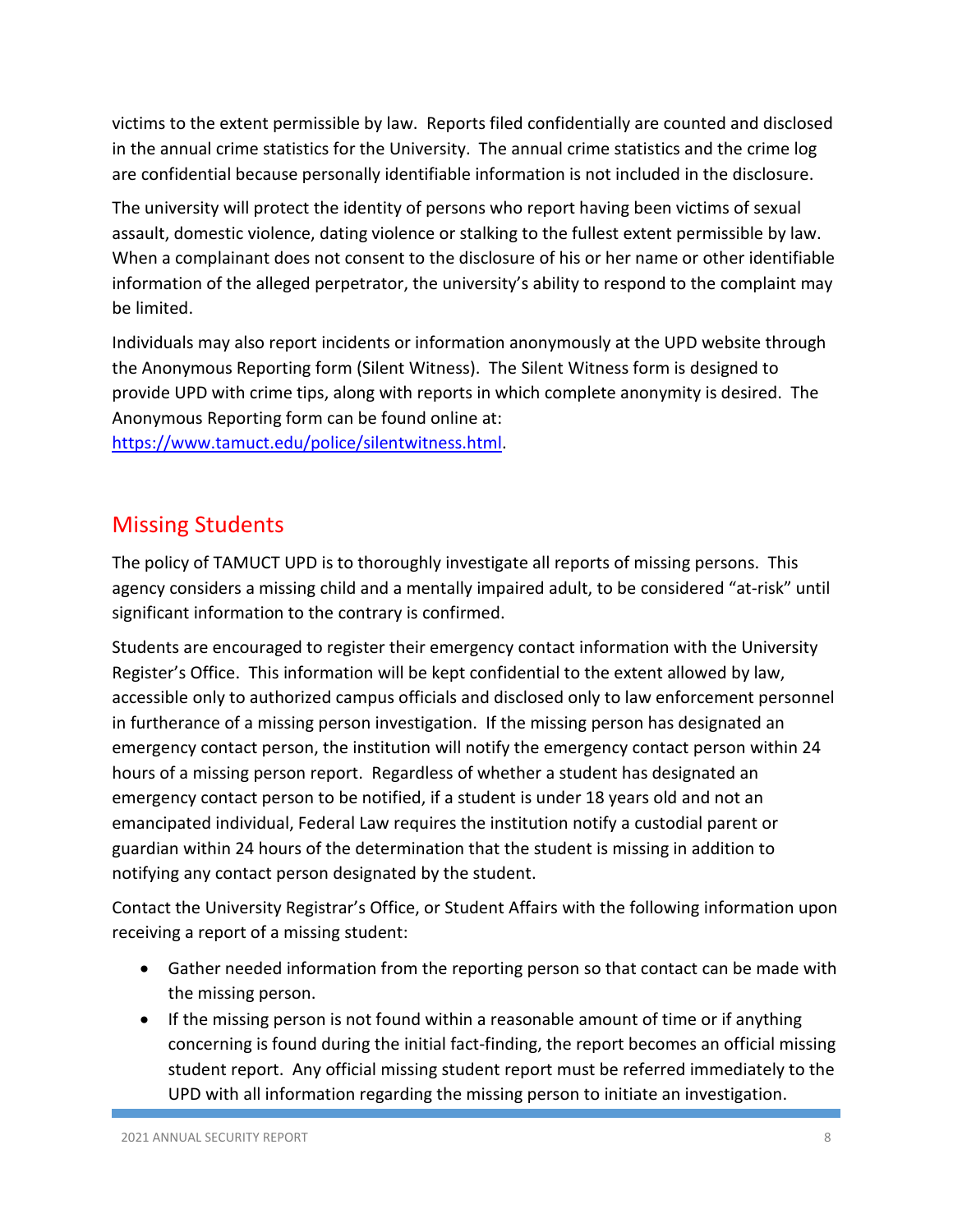victims to the extent permissible by law. Reports filed confidentially are counted and disclosed in the annual crime statistics for the University. The annual crime statistics and the crime log are confidential because personally identifiable information is not included in the disclosure.

The university will protect the identity of persons who report having been victims of sexual assault, domestic violence, dating violence or stalking to the fullest extent permissible by law. When a complainant does not consent to the disclosure of his or her name or other identifiable information of the alleged perpetrator, the university's ability to respond to the complaint may be limited.

Individuals may also report incidents or information anonymously at the UPD website through the Anonymous Reporting form (Silent Witness). The Silent Witness form is designed to provide UPD with crime tips, along with reports in which complete anonymity is desired. The Anonymous Reporting form can be found online at: [https://www.tamuct.edu/police/silentwitness.html](https://www.tamuct.edu/police/silentwitness.html).

## Missing Students

The policy of TAMUCT UPD is to thoroughly investigate all reports of missing persons. This agency considers a missing child and a mentally impaired adult, to be considered "at-risk" until significant information to the contrary is confirmed.

Students are encouraged to register their emergency contact information with the University Register's Office. This information will be kept confidential to the extent allowed by law, accessible only to authorized campus officials and disclosed only to law enforcement personnel in furtherance of a missing person investigation. If the missing person has designated an emergency contact person, the institution will notify the emergency contact person within 24 hours of a missing person report. Regardless of whether a student has designated an emergency contact person to be notified, if a student is under 18 years old and not an emancipated individual, Federal Law requires the institution notify a custodial parent or guardian within 24 hours of the determination that the student is missing in addition to notifying any contact person designated by the student.

Contact the University Registrar's Office, or Student Affairs with the following information upon receiving a report of a missing student:

- Gather needed information from the reporting person so that contact can be made with the missing person.
- If the missing person is not found within a reasonable amount of time or if anything concerning is found during the initial fact-finding, the report becomes an official missing student report. Any official missing student report must be referred immediately to the UPD with all information regarding the missing person to initiate an investigation.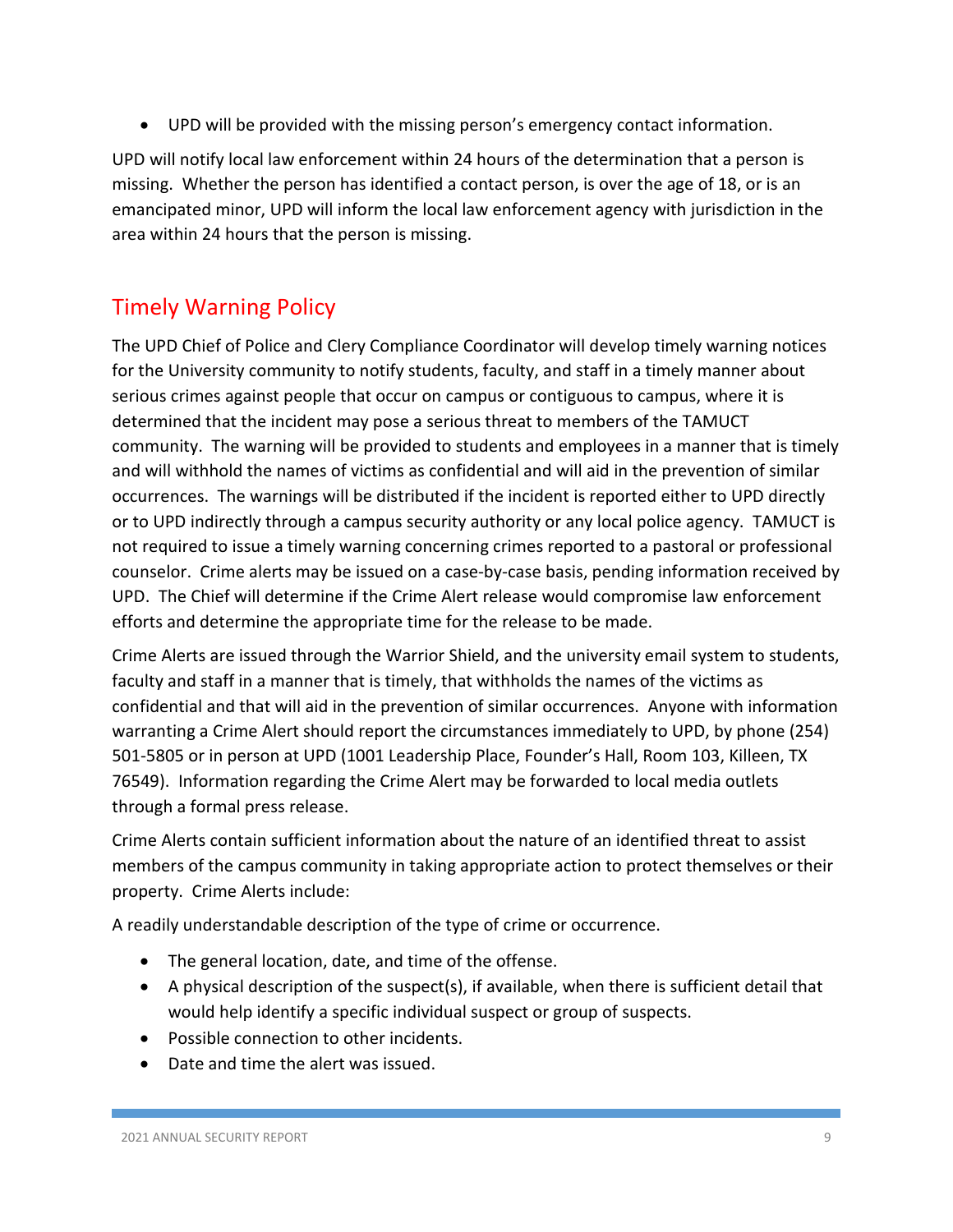- UPD will be provided with the missing person's emergency contact information.

UPD will notify local law enforcement within 24 hours of the determination that a person is missing. Whether the person has identified a contact person, is over the age of 18, or is an emancipated minor, UPD will inform the local law enforcement agency with jurisdiction in the area within 24 hours that the person is missing.

## Timely Warning Policy

The UPD Chief of Police and Clery Compliance Coordinator will develop timely warning notices for the University community to notify students, faculty, and staff in a timely manner about serious crimes against people that occur on campus or contiguous to campus, where it is determined that the incident may pose a serious threat to members of the TAMUCT community. The warning will be provided to students and employees in a manner that is timely and will withhold the names of victims as confidential and will aid in the prevention of similar occurrences. The warnings will be distributed if the incident is reported either to UPD directly or to UPD indirectly through a campus security authority or any local police agency. TAMUCT is not required to issue a timely warning concerning crimes reported to a pastoral or professional counselor. Crime alerts may be issued on a case-by-case basis, pending information received by UPD. The Chief will determine if the Crime Alert release would compromise law enforcement efforts and determine the appropriate time for the release to be made.

Crime Alerts are issued through the Warrior Shield, and the university email system to students, faculty and staff in a manner that is timely, that withholds the names of the victims as confidential and that will aid in the prevention of similar occurrences. Anyone with information warranting a Crime Alert should report the circumstances immediately to UPD, by phone (254) 501-5805 or in person at UPD (1001 Leadership Place, Founder's Hall, Room 103, Killeen, TX 76549). Information regarding the Crime Alert may be forwarded to local media outlets through a formal press release.

Crime Alerts contain sufficient information about the nature of an identified threat to assist members of the campus community in taking appropriate action to protect themselves or their property. Crime Alerts include:

A readily understandable description of the type of crime or occurrence.

- The general location, date, and time of the offense.
- A physical description of the suspect(s), if available, when there is sufficient detail that would help identify a specific individual suspect or group of suspects.
- Possible connection to other incidents.
- Date and time the alert was issued.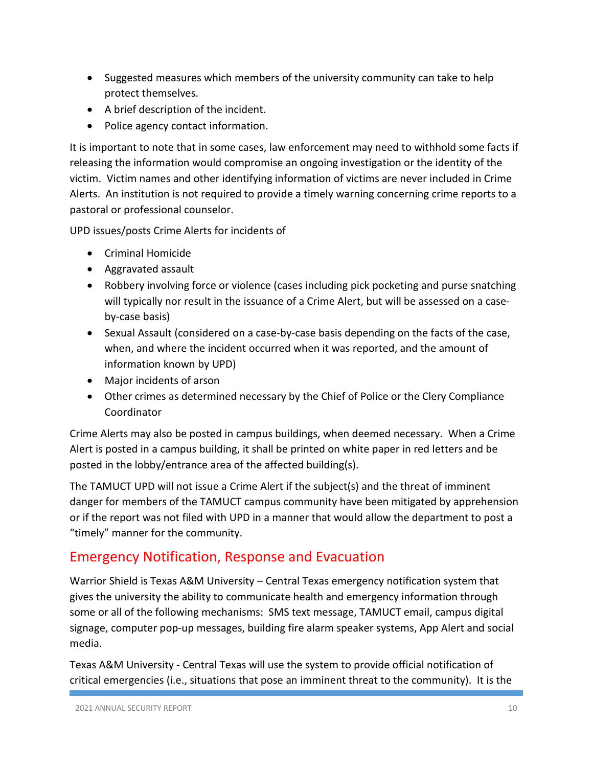- Suggested measures which members of the university community can take to help protect themselves.
- A brief description of the incident.
- Police agency contact information.

It is important to note that in some cases, law enforcement may need to withhold some facts if releasing the information would compromise an ongoing investigation or the identity of the victim. Victim names and other identifying information of victims are never included in Crime Alerts. An institution is not required to provide a timely warning concerning crime reports to a pastoral or professional counselor.

UPD issues/posts Crime Alerts for incidents of

- Criminal Homicide
- Aggravated assault
- Robbery involving force or violence (cases including pick pocketing and purse snatching will typically nor result in the issuance of a Crime Alert, but will be assessed on a case-by-case basis)
- Sexual Assault (considered on a case-by-case basis depending on the facts of the case, when, and where the incident occurred when it was reported, and the amount of information known by UPD)
- Major incidents of arson
- Other crimes as determined necessary by the Chief of Police or the Clery Compliance Coordinator

Crime Alerts may also be posted in campus buildings, when deemed necessary. When a Crime Alert is posted in a campus building, it shall be printed on white paper in red letters and be posted in the lobby/entrance area of the affected building(s).

The TAMUCT UPD will not issue a Crime Alert if the subject(s) and the threat of imminent danger for members of the TAMUCT campus community have been mitigated by apprehension or if the report was not filed with UPD in a manner that would allow the department to post a "timely" manner for the community.

## Emergency Notification, Response and Evacuation

Warrior Shield is Texas A&M University – Central Texas emergency notification system that gives the university the ability to communicate health and emergency information through some or all of the following mechanisms: SMS text message, TAMUCT email, campus digital signage, computer pop-up messages, building fire alarm speaker systems, App Alert and social media.

Texas A&M University - Central Texas will use the system to provide official notification of critical emergencies (i.e., situations that pose an imminent threat to the community). It is the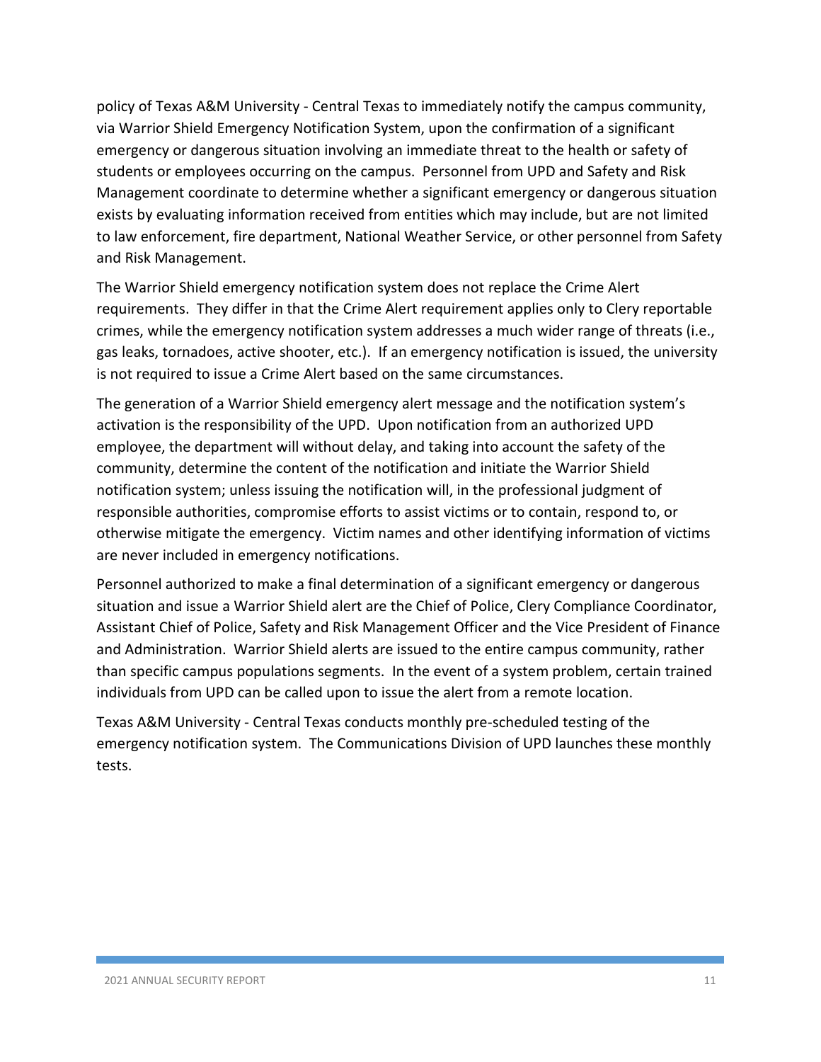policy of Texas A&M University - Central Texas to immediately notify the campus community, via Warrior Shield Emergency Notification System, upon the confirmation of a significant emergency or dangerous situation involving an immediate threat to the health or safety of students or employees occurring on the campus. Personnel from UPD and Safety and Risk Management coordinate to determine whether a significant emergency or dangerous situation exists by evaluating information received from entities which may include, but are not limited to law enforcement, fire department, National Weather Service, or other personnel from Safety and Risk Management.

The Warrior Shield emergency notification system does not replace the Crime Alert requirements. They differ in that the Crime Alert requirement applies only to Clery reportable crimes, while the emergency notification system addresses a much wider range of threats (i.e., gas leaks, tornadoes, active shooter, etc.). If an emergency notification is issued, the university is not required to issue a Crime Alert based on the same circumstances.

The generation of a Warrior Shield emergency alert message and the notification system's activation is the responsibility of the UPD. Upon notification from an authorized UPD employee, the department will without delay, and taking into account the safety of the community, determine the content of the notification and initiate the Warrior Shield notification system; unless issuing the notification will, in the professional judgment of responsible authorities, compromise efforts to assist victims or to contain, respond to, or otherwise mitigate the emergency. Victim names and other identifying information of victims are never included in emergency notifications.

Personnel authorized to make a final determination of a significant emergency or dangerous situation and issue a Warrior Shield alert are the Chief of Police, Clery Compliance Coordinator, Assistant Chief of Police, Safety and Risk Management Officer and the Vice President of Finance and Administration. Warrior Shield alerts are issued to the entire campus community, rather than specific campus populations segments. In the event of a system problem, certain trained individuals from UPD can be called upon to issue the alert from a remote location.

Texas A&M University - Central Texas conducts monthly pre-scheduled testing of the emergency notification system. The Communications Division of UPD launches these monthly tests.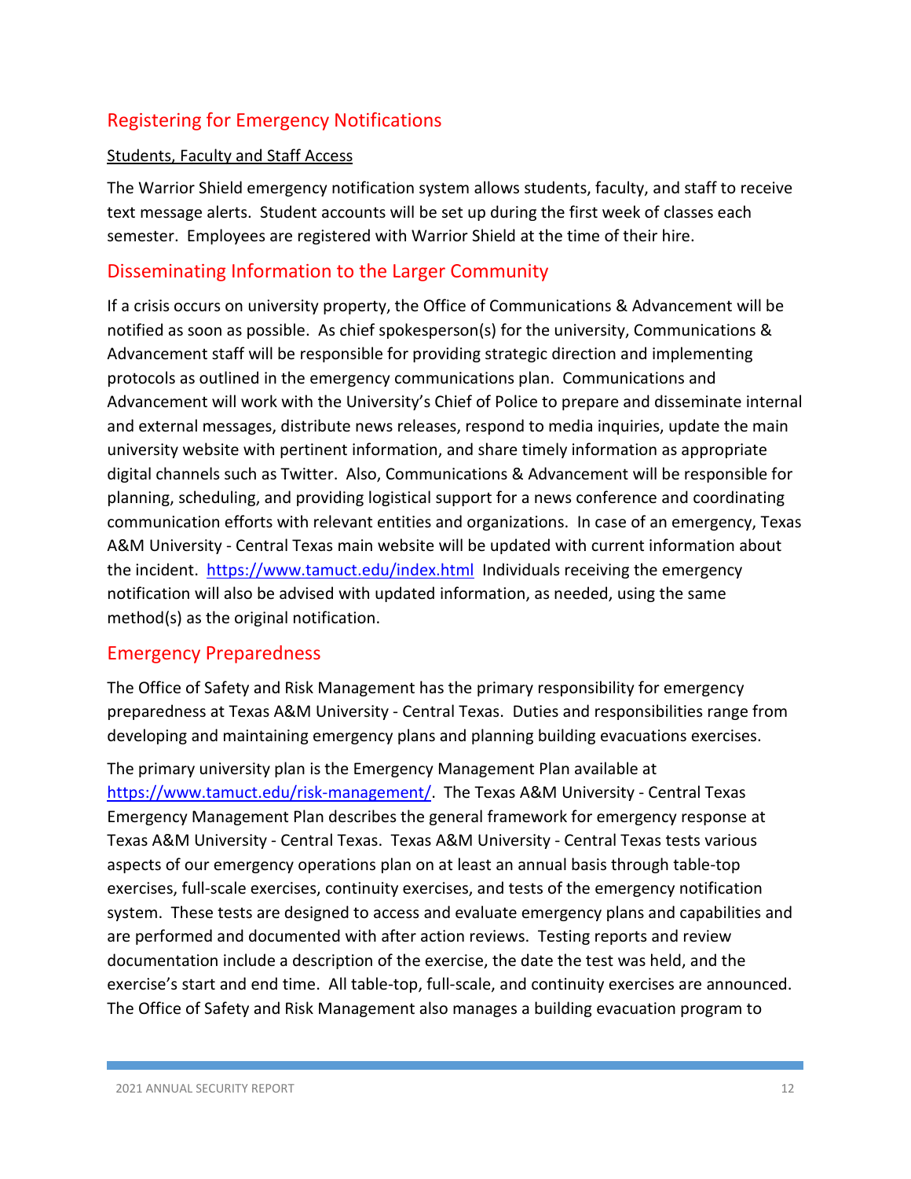## Registering for Emergency Notifications

Students, Faculty and Staff Access

The Warrior Shield emergency notification system allows students, faculty, and staff to receive text message alerts. Student accounts will be set up during the first week of classes each semester. Employees are registered with Warrior Shield at the time of their hire.

## Disseminating Information to the Larger Community

If a crisis occurs on university property, the Office of Communications & Advancement will be notified as soon as possible. As chief spokesperson(s) for the university, Communications & Advancement staff will be responsible for providing strategic direction and implementing protocols as outlined in the emergency communications plan. Communications and Advancement will work with the University's Chief of Police to prepare and disseminate internal and external messages, distribute news releases, respond to media inquiries, update the main university website with pertinent information, and share timely information as appropriate digital channels such as Twitter. Also, Communications & Advancement will be responsible for planning, scheduling, and providing logistical support for a news conference and coordinating communication efforts with relevant entities and organizations. In case of an emergency, Texas A&M University - Central Texas main website will be updated with current information about the incident. https://www.tamuct.edu/index.html Individuals receiving the emergency notification will also be advised with updated information, as needed, using the same method(s) as the original notification.

## Emergency Preparedness

The Office of Safety and Risk Management has the primary responsibility for emergency preparedness at Texas A&M University - Central Texas. Duties and responsibilities range from developing and maintaining emergency plans and planning building evacuations exercises.

The primary university plan is the Emergency Management Plan available at https://www.tamuct.edu/risk-management/. The Texas A&M University - Central Texas Emergency Management Plan describes the general framework for emergency response at Texas A&M University - Central Texas. Texas A&M University - Central Texas tests various aspects of our emergency operations plan on at least an annual basis through table-top exercises, full-scale exercises, continuity exercises, and tests of the emergency notification system. These tests are designed to access and evaluate emergency plans and capabilities and are performed and documented with after action reviews. Testing reports and review documentation include a description of the exercise, the date the test was held, and the exercise's start and end time. All table-top, full-scale, and continuity exercises are announced. The Office of Safety and Risk Management also manages a building evacuation program to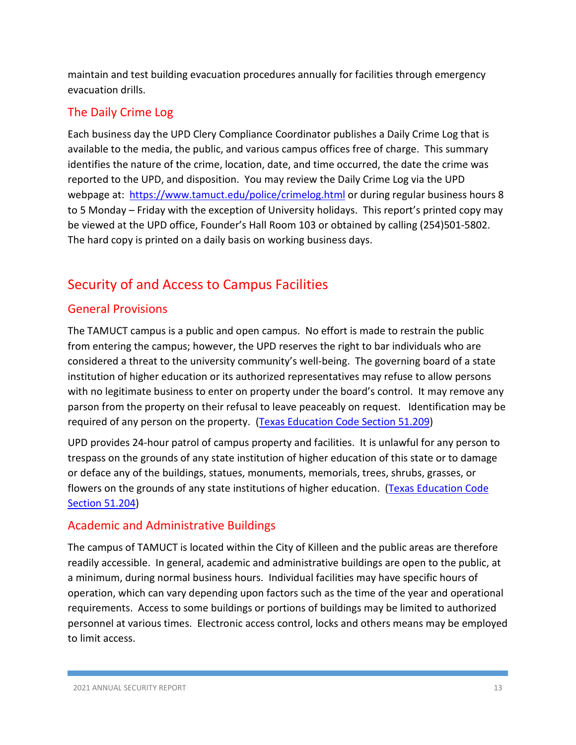maintain and test building evacuation procedures annually for facilities through emergency evacuation drills.

### The Daily Crime Log

Each business day the UPD Clery Compliance Coordinator publishes a Daily Crime Log that is available to the media, the public, and various campus offices free of charge. This summary identifies the nature of the crime, location, date, and time occurred, the date the crime was reported to the UPD, and disposition. You may review the Daily Crime Log via the UPD webpage at: [https://www.tamuct.edu/police/crimelog.html](https://www.tamuct.edu/police/crimelog.html) or during regular business hours 8 to 5 Monday – Friday with the exception of University holidays. This report's printed copy may be viewed at the UPD office, Founder's Hall Room 103 or obtained by calling (254)501-5802. The hard copy is printed on a daily basis on working business days.

## Security of and Access to Campus Facilities

### General Provisions

The TAMUCT campus is a public and open campus. No effort is made to restrain the public from entering the campus; however, the UPD reserves the right to bar individuals who are considered a threat to the university community's well-being. The governing board of a state institution of higher education or its authorized representatives may refuse to allow persons with no legitimate business to enter on property under the board's control. It may remove any parson from the property on their refusal to leave peaceably on request. Identification may be required of any person on the property. (Texas Education Code Section 51.209)

UPD provides 24-hour patrol of campus property and facilities. It is unlawful for any person to trespass on the grounds of any state institution of higher education of this state or to damage or deface any of the buildings, statues, monuments, memorials, trees, shrubs, grasses, or flowers on the grounds of any state institutions of higher education. (Texas Education Code Section 51.204)

### Academic and Administrative Buildings

The campus of TAMUCT is located within the City of Killeen and the public areas are therefore readily accessible. In general, academic and administrative buildings are open to the public, at a minimum, during normal business hours. Individual facilities may have specific hours of operation, which can vary depending upon factors such as the time of the year and operational requirements. Access to some buildings or portions of buildings may be limited to authorized personnel at various times. Electronic access control, locks and others means may be employed to limit access.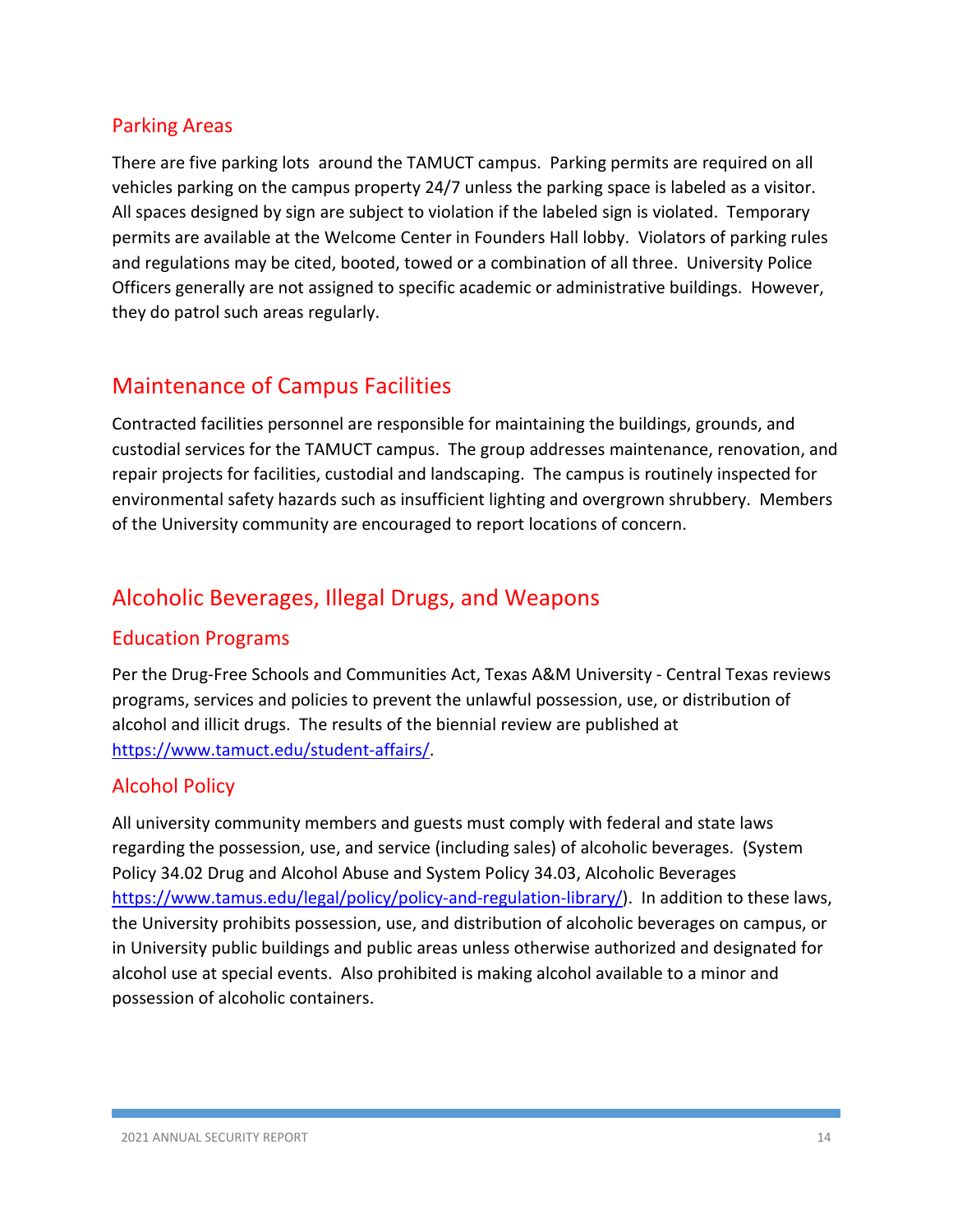## Parking Areas

There are five parking lots around the TAMUCT campus. Parking permits are required on all vehicles parking on the campus property 24/7 unless the parking space is labeled as a visitor. All spaces designed by sign are subject to violation if the labeled sign is violated. Temporary permits are available at the Welcome Center in Founders Hall lobby. Violators of parking rules and regulations may be cited, booted, towed or a combination of all three. University Police Officers generally are not assigned to specific academic or administrative buildings. However, they do patrol such areas regularly.

# Maintenance of Campus Facilities

Contracted facilities personnel are responsible for maintaining the buildings, grounds, and custodial services for the TAMUCT campus. The group addresses maintenance, renovation, and repair projects for facilities, custodial and landscaping. The campus is routinely inspected for environmental safety hazards such as insufficient lighting and overgrown shrubbery. Members of the University community are encouraged to report locations of concern.

# Alcoholic Beverages, Illegal Drugs, and Weapons

## Education Programs

Per the Drug-Free Schools and Communities Act, Texas A&M University - Central Texas reviews programs, services and policies to prevent the unlawful possession, use, or distribution of alcohol and illicit drugs. The results of the biennial review are published at [https://www.tamuct.edu/student-affairs/](https://www.tamuct.edu/student-affairs/).

## Alcohol Policy

All university community members and guests must comply with federal and state laws regarding the possession, use, and service (including sales) of alcoholic beverages. (System Policy 34.02 Drug and Alcohol Abuse and System Policy 34.03, Alcoholic Beverages [https://www.tamus.edu/legal/policy/policy-and-regulation-library/](https://www.tamus.edu/legal/policy/policy-and-regulation-library/)). In addition to these laws, the University prohibits possession, use, and distribution of alcoholic beverages on campus, or in University public buildings and public areas unless otherwise authorized and designated for alcohol use at special events. Also prohibited is making alcohol available to a minor and possession of alcoholic containers.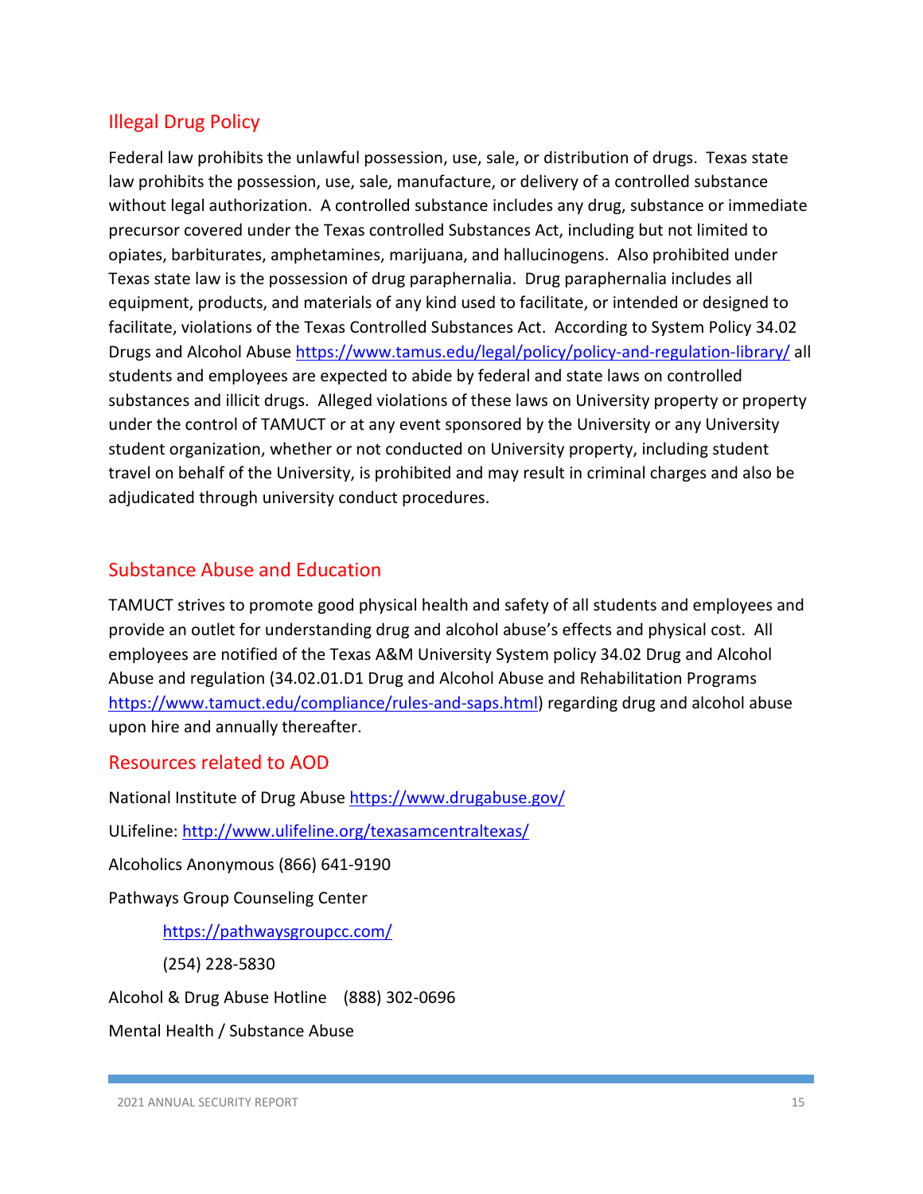## Illegal Drug Policy

Federal law prohibits the unlawful possession, use, sale, or distribution of drugs. Texas state law prohibits the possession, use, sale, manufacture, or delivery of a controlled substance without legal authorization. A controlled substance includes any drug, substance or immediate precursor covered under the Texas controlled Substances Act, including but not limited to opiates, barbiturates, amphetamines, marijuana, and hallucinogens. Also prohibited under Texas state law is the possession of drug paraphernalia. Drug paraphernalia includes all equipment, products, and materials of any kind used to facilitate, or intended or designed to facilitate, violations of the Texas Controlled Substances Act. According to System Policy 34.02 Drugs and Alcohol Abuse https://www.tamus.edu/legal/policy/policy-and-regulation-library/ all students and employees are expected to abide by federal and state laws on controlled substances and illicit drugs. Alleged violations of these laws on University property or property under the control of TAMUCT or at any event sponsored by the University or any University student organization, whether or not conducted on University property, including student travel on behalf of the University, is prohibited and may result in criminal charges and also be adjudicated through university conduct procedures.

## Substance Abuse and Education

TAMUCT strives to promote good physical health and safety of all students and employees and provide an outlet for understanding drug and alcohol abuse's effects and physical cost. All employees are notified of the Texas A&M University System policy 34.02 Drug and Alcohol Abuse and regulation (34.02.01.D1 Drug and Alcohol Abuse and Rehabilitation Programs https://www.tamuct.edu/compliance/rules-and-saps.html) regarding drug and alcohol abuse upon hire and annually thereafter.

## Resources related to AOD

National Institute of Drug Abuse https://www.drugabuse.gov/

ULifeline: http://www.ulifeline.org/texasamcentraltexas/

Alcoholics Anonymous (866) 641-9190

Pathways Group Counseling Center

https://pathwaysgroupcc.com/

(254) 228-5830

Alcohol & Drug Abuse Hotline (888) 302-0696

Mental Health / Substance Abuse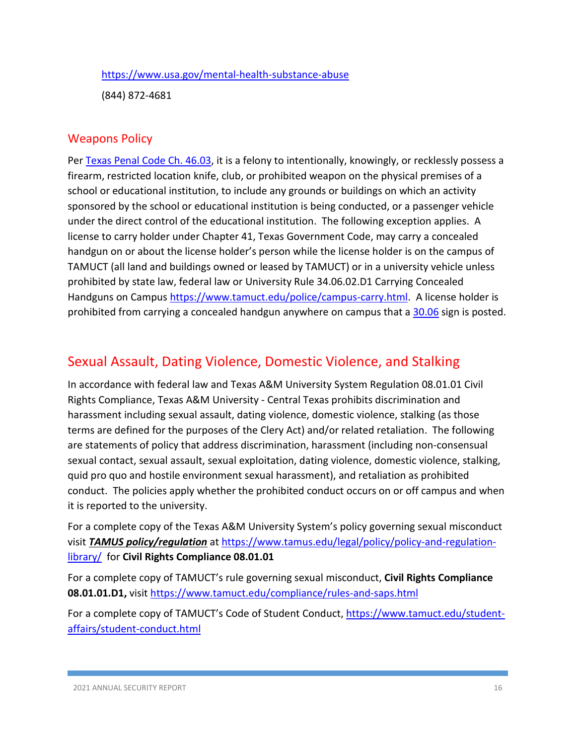https://www.usa.gov/mental-health-substance-abuse

(844) 872-4681

## Weapons Policy

Per [Texas Penal Code Ch. 46.03](#), it is a felony to intentionally, knowingly, or recklessly possess a firearm, restricted location knife, club, or prohibited weapon on the physical premises of a school or educational institution, to include any grounds or buildings on which an activity sponsored by the school or educational institution is being conducted, or a passenger vehicle under the direct control of the educational institution. The following exception applies. A license to carry holder under Chapter 41, Texas Government Code, may carry a concealed handgun on or about the license holder's person while the license holder is on the campus of TAMUCT (all land and buildings owned or leased by TAMUCT) or in a university vehicle unless prohibited by state law, federal law or University Rule 34.06.02.D1 Carrying Concealed Handguns on Campus https://www.tamuct.edu/police/campus-carry.html. A license holder is prohibited from carrying a concealed handgun anywhere on campus that a [30.06](#) sign is posted.

# Sexual Assault, Dating Violence, Domestic Violence, and Stalking

In accordance with federal law and Texas A&M University System Regulation 08.01.01 Civil Rights Compliance, Texas A&M University - Central Texas prohibits discrimination and harassment including sexual assault, dating violence, domestic violence, stalking (as those terms are defined for the purposes of the Clery Act) and/or related retaliation. The following are statements of policy that address discrimination, harassment (including non-consensual sexual contact, sexual assault, sexual exploitation, dating violence, domestic violence, stalking, quid pro quo and hostile environment sexual harassment), and retaliation as prohibited conduct. The policies apply whether the prohibited conduct occurs on or off campus and when it is reported to the university.

For a complete copy of the Texas A&M University System's policy governing sexual misconduct visit ***TAMUS policy/regulation*** at https://www.tamus.edu/legal/policy/policy-and-regulation-library/ for **Civil Rights Compliance 08.01.01**

For a complete copy of TAMUCT's rule governing sexual misconduct, **Civil Rights Compliance 08.01.01.D1,** visit https://www.tamuct.edu/compliance/rules-and-saps.html

For a complete copy of TAMUCT's Code of Student Conduct, https://www.tamuct.edu/student-affairs/student-conduct.html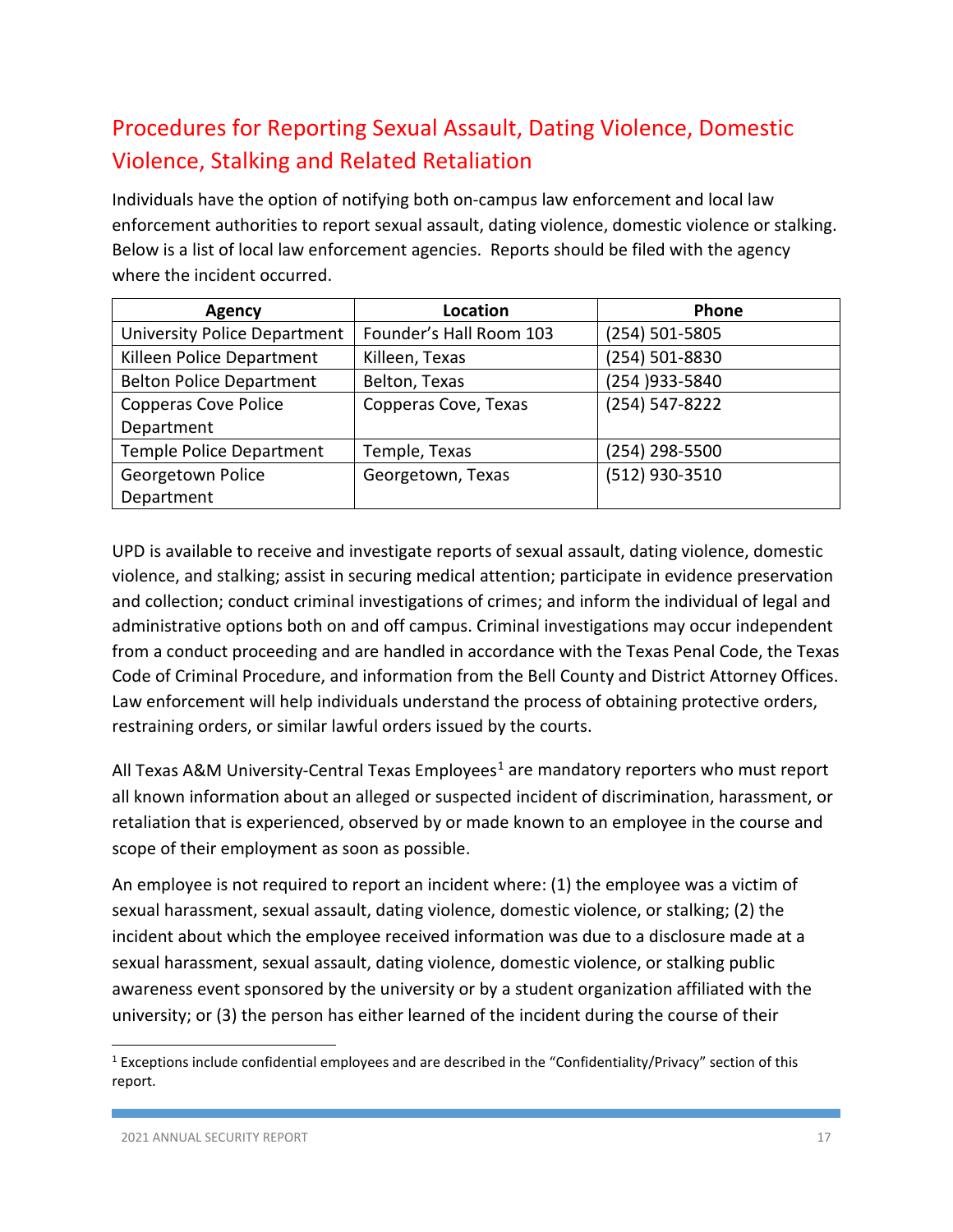## Procedures for Reporting Sexual Assault, Dating Violence, Domestic Violence, Stalking and Related Retaliation

Individuals have the option of notifying both on-campus law enforcement and local law enforcement authorities to report sexual assault, dating violence, domestic violence or stalking. Below is a list of local law enforcement agencies. Reports should be filed with the agency where the incident occurred.

| Agency | Location | Phone |
|---|---|---|
| University Police Department | Founder's Hall Room 103 | (254) 501-5805 |
| Killeen Police Department | Killeen, Texas | (254) 501-8830 |
| Belton Police Department | Belton, Texas | (254 )933-5840 |
| Copperas Cove Police Department | Copperas Cove, Texas | (254) 547-8222 |
| Temple Police Department | Temple, Texas | (254) 298-5500 |
| Georgetown Police Department | Georgetown, Texas | (512) 930-3510 |

UPD is available to receive and investigate reports of sexual assault, dating violence, domestic violence, and stalking; assist in securing medical attention; participate in evidence preservation and collection; conduct criminal investigations of crimes; and inform the individual of legal and administrative options both on and off campus. Criminal investigations may occur independent from a conduct proceeding and are handled in accordance with the Texas Penal Code, the Texas Code of Criminal Procedure, and information from the Bell County and District Attorney Offices. Law enforcement will help individuals understand the process of obtaining protective orders, restraining orders, or similar lawful orders issued by the courts.

All Texas A&M University-Central Texas Employees[1] are mandatory reporters who must report all known information about an alleged or suspected incident of discrimination, harassment, or retaliation that is experienced, observed by or made known to an employee in the course and scope of their employment as soon as possible.

An employee is not required to report an incident where: (1) the employee was a victim of sexual harassment, sexual assault, dating violence, domestic violence, or stalking; (2) the incident about which the employee received information was due to a disclosure made at a sexual harassment, sexual assault, dating violence, domestic violence, or stalking public awareness event sponsored by the university or by a student organization affiliated with the university; or (3) the person has either learned of the incident during the course of their

[1] Exceptions include confidential employees and are described in the "Confidentiality/Privacy" section of this report.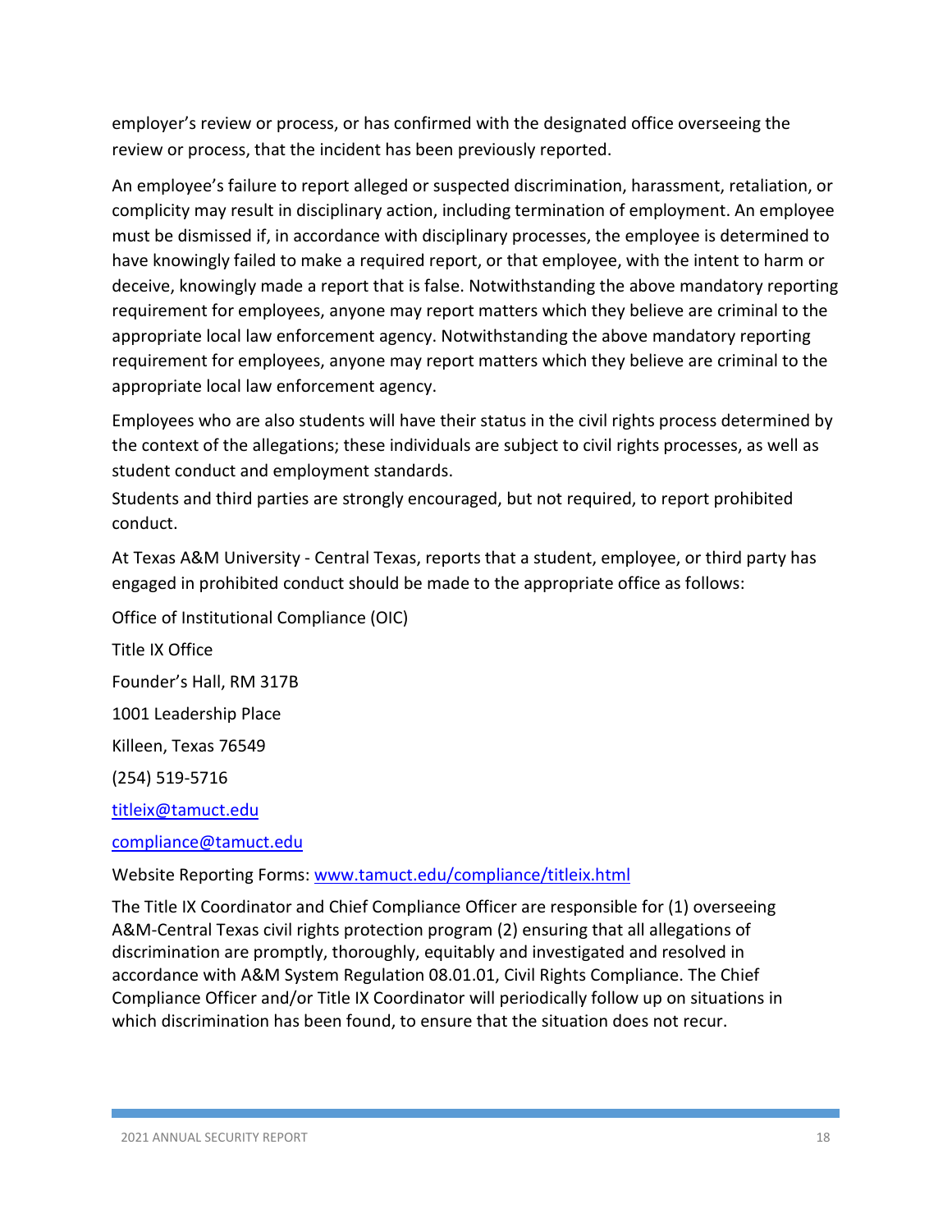employer's review or process, or has confirmed with the designated office overseeing the review or process, that the incident has been previously reported.

An employee's failure to report alleged or suspected discrimination, harassment, retaliation, or complicity may result in disciplinary action, including termination of employment. An employee must be dismissed if, in accordance with disciplinary processes, the employee is determined to have knowingly failed to make a required report, or that employee, with the intent to harm or deceive, knowingly made a report that is false. Notwithstanding the above mandatory reporting requirement for employees, anyone may report matters which they believe are criminal to the appropriate local law enforcement agency. Notwithstanding the above mandatory reporting requirement for employees, anyone may report matters which they believe are criminal to the appropriate local law enforcement agency.

Employees who are also students will have their status in the civil rights process determined by the context of the allegations; these individuals are subject to civil rights processes, as well as student conduct and employment standards.

Students and third parties are strongly encouraged, but not required, to report prohibited conduct.

At Texas A&M University - Central Texas, reports that a student, employee, or third party has engaged in prohibited conduct should be made to the appropriate office as follows:

Office of Institutional Compliance (OIC)

Title IX Office

Founder's Hall, RM 317B

1001 Leadership Place

Killeen, Texas 76549

(254) 519-5716

[titleix@tamuct.edu](mailto:titleix@tamuct.edu)

[compliance@tamuct.edu](mailto:compliance@tamuct.edu)

Website Reporting Forms: [www.tamuct.edu/compliance/titleix.html](http://www.tamuct.edu/compliance/titleix.html)

The Title IX Coordinator and Chief Compliance Officer are responsible for (1) overseeing A&M-Central Texas civil rights protection program (2) ensuring that all allegations of discrimination are promptly, thoroughly, equitably and investigated and resolved in accordance with A&M System Regulation 08.01.01, Civil Rights Compliance. The Chief Compliance Officer and/or Title IX Coordinator will periodically follow up on situations in which discrimination has been found, to ensure that the situation does not recur.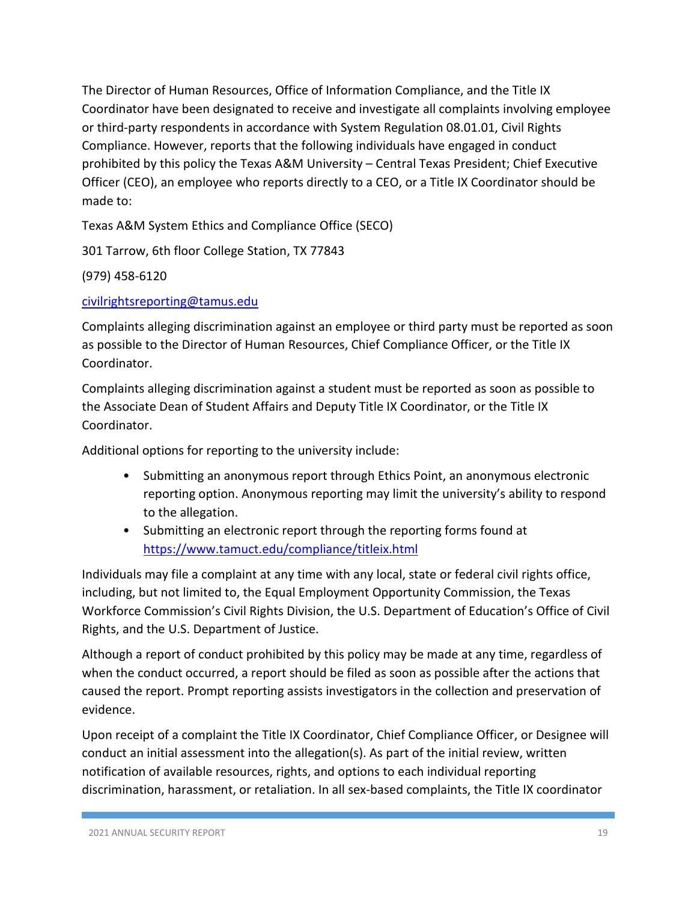The Director of Human Resources, Office of Information Compliance, and the Title IX Coordinator have been designated to receive and investigate all complaints involving employee or third-party respondents in accordance with System Regulation 08.01.01, Civil Rights Compliance. However, reports that the following individuals have engaged in conduct prohibited by this policy the Texas A&M University – Central Texas President; Chief Executive Officer (CEO), an employee who reports directly to a CEO, or a Title IX Coordinator should be made to:

Texas A&M System Ethics and Compliance Office (SECO)

301 Tarrow, 6th floor College Station, TX 77843

(979) 458-6120

civilrightsreporting@tamus.edu

Complaints alleging discrimination against an employee or third party must be reported as soon as possible to the Director of Human Resources, Chief Compliance Officer, or the Title IX Coordinator.

Complaints alleging discrimination against a student must be reported as soon as possible to the Associate Dean of Student Affairs and Deputy Title IX Coordinator, or the Title IX Coordinator.

Additional options for reporting to the university include:

- Submitting an anonymous report through Ethics Point, an anonymous electronic reporting option. Anonymous reporting may limit the university's ability to respond to the allegation.
- Submitting an electronic report through the reporting forms found at https://www.tamuct.edu/compliance/titleix.html

Individuals may file a complaint at any time with any local, state or federal civil rights office, including, but not limited to, the Equal Employment Opportunity Commission, the Texas Workforce Commission's Civil Rights Division, the U.S. Department of Education's Office of Civil Rights, and the U.S. Department of Justice.

Although a report of conduct prohibited by this policy may be made at any time, regardless of when the conduct occurred, a report should be filed as soon as possible after the actions that caused the report. Prompt reporting assists investigators in the collection and preservation of evidence.

Upon receipt of a complaint the Title IX Coordinator, Chief Compliance Officer, or Designee will conduct an initial assessment into the allegation(s). As part of the initial review, written notification of available resources, rights, and options to each individual reporting discrimination, harassment, or retaliation. In all sex-based complaints, the Title IX coordinator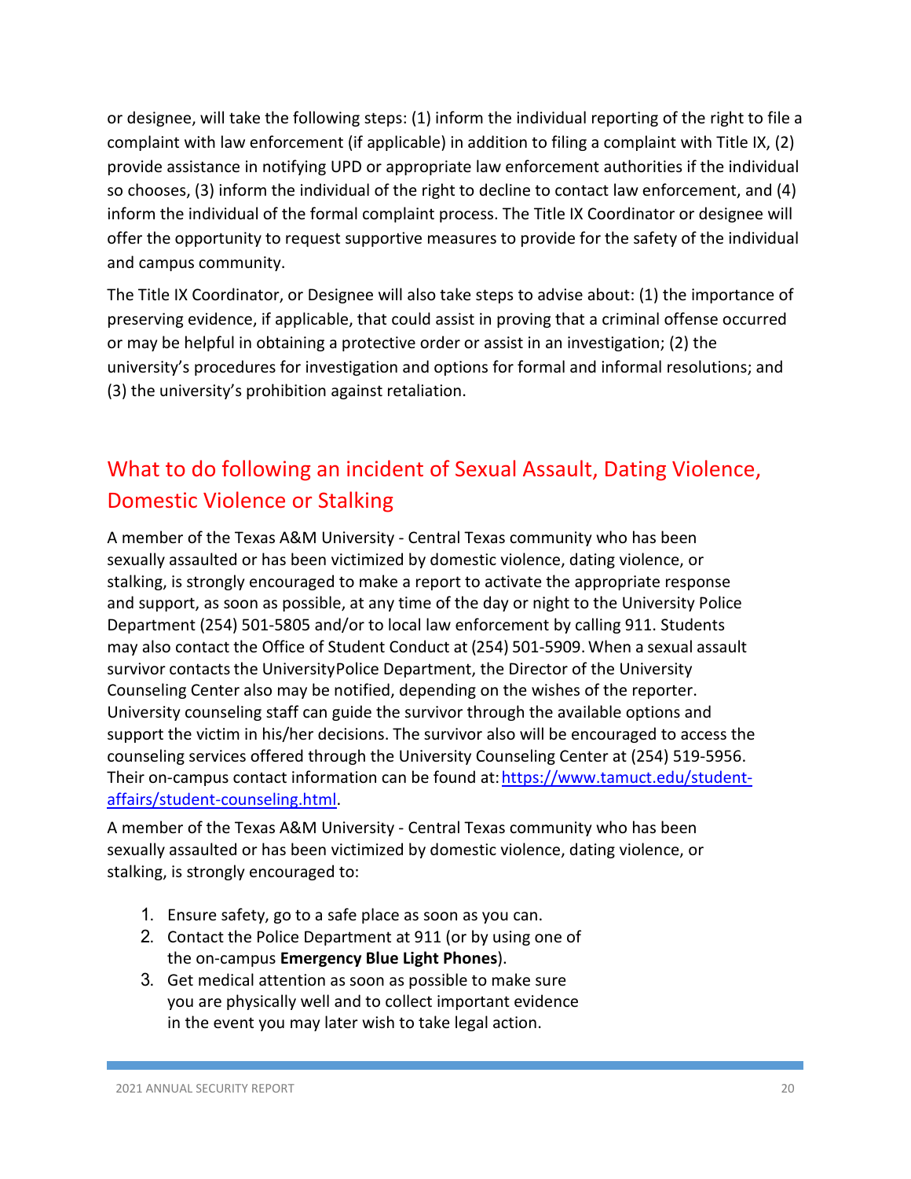or designee, will take the following steps: (1) inform the individual reporting of the right to file a complaint with law enforcement (if applicable) in addition to filing a complaint with Title IX, (2) provide assistance in notifying UPD or appropriate law enforcement authorities if the individual so chooses, (3) inform the individual of the right to decline to contact law enforcement, and (4) inform the individual of the formal complaint process. The Title IX Coordinator or designee will offer the opportunity to request supportive measures to provide for the safety of the individual and campus community.

The Title IX Coordinator, or Designee will also take steps to advise about: (1) the importance of preserving evidence, if applicable, that could assist in proving that a criminal offense occurred or may be helpful in obtaining a protective order or assist in an investigation; (2) the university's procedures for investigation and options for formal and informal resolutions; and (3) the university's prohibition against retaliation.

## What to do following an incident of Sexual Assault, Dating Violence, Domestic Violence or Stalking

A member of the Texas A&M University - Central Texas community who has been sexually assaulted or has been victimized by domestic violence, dating violence, or stalking, is strongly encouraged to make a report to activate the appropriate response and support, as soon as possible, at any time of the day or night to the University Police Department (254) 501-5805 and/or to local law enforcement by calling 911. Students may also contact the Office of Student Conduct at (254) 501-5909. When a sexual assault survivor contacts the UniversityPolice Department, the Director of the University Counseling Center also may be notified, depending on the wishes of the reporter. University counseling staff can guide the survivor through the available options and support the victim in his/her decisions. The survivor also will be encouraged to access the counseling services offered through the University Counseling Center at (254) 519-5956. Their on-campus contact information can be found at: [https://www.tamuct.edu/student-affairs/student-counseling.html](https://www.tamuct.edu/student-affairs/student-counseling.html).

A member of the Texas A&M University - Central Texas community who has been sexually assaulted or has been victimized by domestic violence, dating violence, or stalking, is strongly encouraged to:

1. Ensure safety, go to a safe place as soon as you can.
2. Contact the Police Department at 911 (or by using one of the on-campus **Emergency Blue Light Phones**).
3. Get medical attention as soon as possible to make sure you are physically well and to collect important evidence in the event you may later wish to take legal action.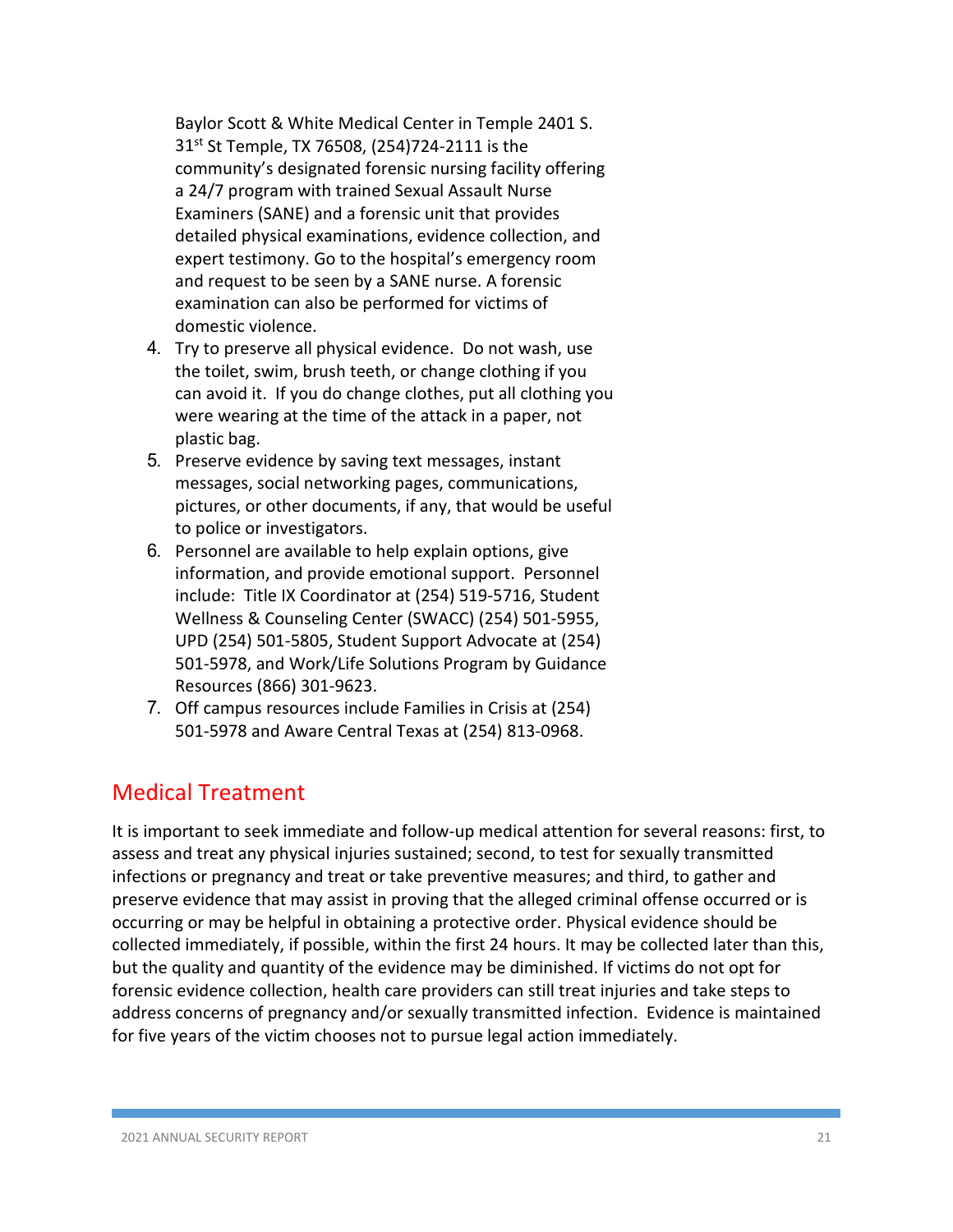Baylor Scott & White Medical Center in Temple 2401 S. 31st St Temple, TX 76508, (254)724-2111 is the community's designated forensic nursing facility offering a 24/7 program with trained Sexual Assault Nurse Examiners (SANE) and a forensic unit that provides detailed physical examinations, evidence collection, and expert testimony. Go to the hospital's emergency room and request to be seen by a SANE nurse. A forensic examination can also be performed for victims of domestic violence.

4. Try to preserve all physical evidence. Do not wash, use the toilet, swim, brush teeth, or change clothing if you can avoid it. If you do change clothes, put all clothing you were wearing at the time of the attack in a paper, not plastic bag.
5. Preserve evidence by saving text messages, instant messages, social networking pages, communications, pictures, or other documents, if any, that would be useful to police or investigators.
6. Personnel are available to help explain options, give information, and provide emotional support. Personnel include: Title IX Coordinator at (254) 519-5716, Student Wellness & Counseling Center (SWACC) (254) 501-5955, UPD (254) 501-5805, Student Support Advocate at (254) 501-5978, and Work/Life Solutions Program by Guidance Resources (866) 301-9623.
7. Off campus resources include Families in Crisis at (254) 501-5978 and Aware Central Texas at (254) 813-0968.

## Medical Treatment

It is important to seek immediate and follow-up medical attention for several reasons: first, to assess and treat any physical injuries sustained; second, to test for sexually transmitted infections or pregnancy and treat or take preventive measures; and third, to gather and preserve evidence that may assist in proving that the alleged criminal offense occurred or is occurring or may be helpful in obtaining a protective order. Physical evidence should be collected immediately, if possible, within the first 24 hours. It may be collected later than this, but the quality and quantity of the evidence may be diminished. If victims do not opt for forensic evidence collection, health care providers can still treat injuries and take steps to address concerns of pregnancy and/or sexually transmitted infection. Evidence is maintained for five years of the victim chooses not to pursue legal action immediately.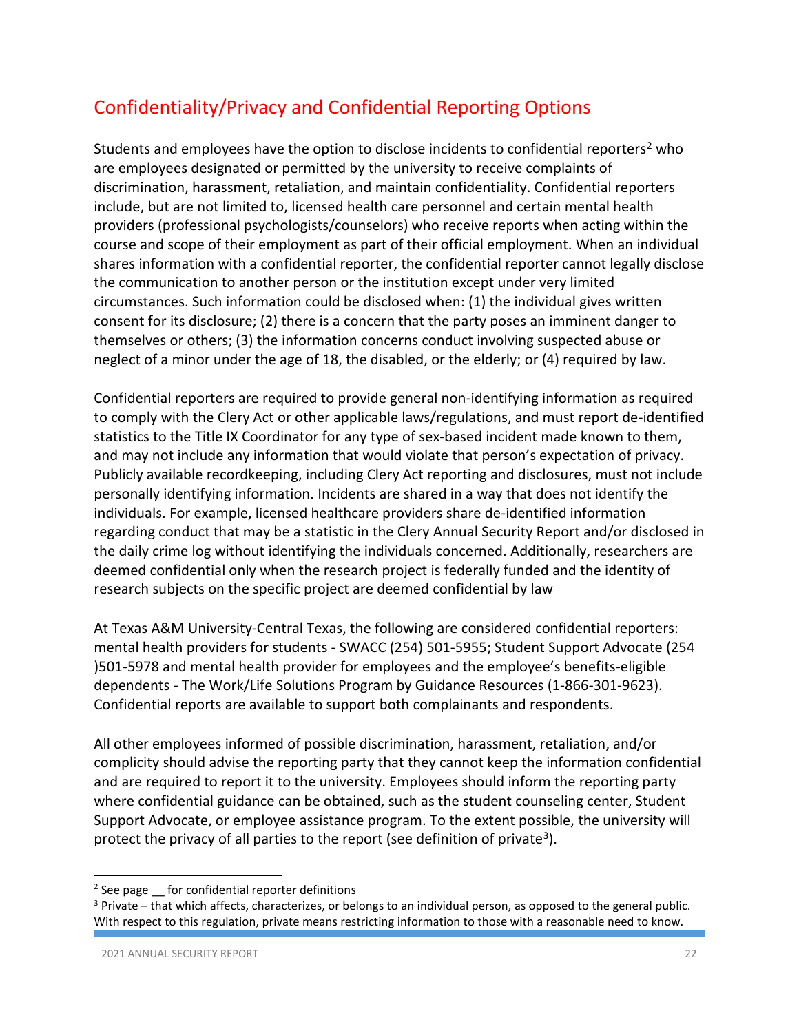## Confidentiality/Privacy and Confidential Reporting Options

Students and employees have the option to disclose incidents to confidential reporters[2] who are employees designated or permitted by the university to receive complaints of discrimination, harassment, retaliation, and maintain confidentiality. Confidential reporters include, but are not limited to, licensed health care personnel and certain mental health providers (professional psychologists/counselors) who receive reports when acting within the course and scope of their employment as part of their official employment. When an individual shares information with a confidential reporter, the confidential reporter cannot legally disclose the communication to another person or the institution except under very limited circumstances. Such information could be disclosed when: (1) the individual gives written consent for its disclosure; (2) there is a concern that the party poses an imminent danger to themselves or others; (3) the information concerns conduct involving suspected abuse or neglect of a minor under the age of 18, the disabled, or the elderly; or (4) required by law.

Confidential reporters are required to provide general non-identifying information as required to comply with the Clery Act or other applicable laws/regulations, and must report de-identified statistics to the Title IX Coordinator for any type of sex-based incident made known to them, and may not include any information that would violate that person's expectation of privacy. Publicly available recordkeeping, including Clery Act reporting and disclosures, must not include personally identifying information. Incidents are shared in a way that does not identify the individuals. For example, licensed healthcare providers share de-identified information regarding conduct that may be a statistic in the Clery Annual Security Report and/or disclosed in the daily crime log without identifying the individuals concerned. Additionally, researchers are deemed confidential only when the research project is federally funded and the identity of research subjects on the specific project are deemed confidential by law

At Texas A&M University-Central Texas, the following are considered confidential reporters: mental health providers for students - SWACC (254) 501-5955; Student Support Advocate (254 )501-5978 and mental health provider for employees and the employee's benefits-eligible dependents - The Work/Life Solutions Program by Guidance Resources (1-866-301-9623). Confidential reports are available to support both complainants and respondents.

All other employees informed of possible discrimination, harassment, retaliation, and/or complicity should advise the reporting party that they cannot keep the information confidential and are required to report it to the university. Employees should inform the reporting party where confidential guidance can be obtained, such as the student counseling center, Student Support Advocate, or employee assistance program. To the extent possible, the university will protect the privacy of all parties to the report (see definition of private[3]).

---

[2] See page __ for confidential reporter definitions

[3] Private – that which affects, characterizes, or belongs to an individual person, as opposed to the general public. With respect to this regulation, private means restricting information to those with a reasonable need to know.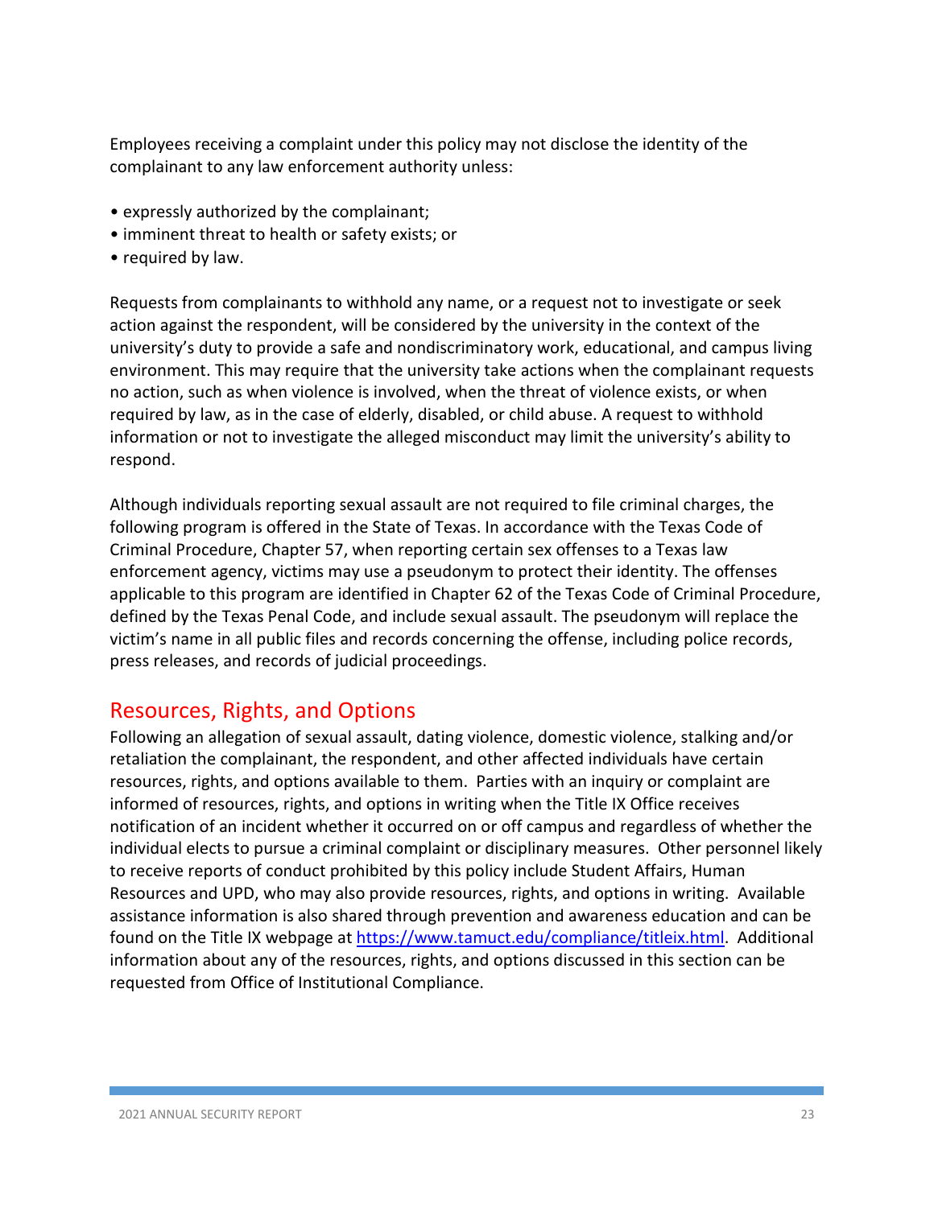Employees receiving a complaint under this policy may not disclose the identity of the complainant to any law enforcement authority unless:

- expressly authorized by the complainant;
- imminent threat to health or safety exists; or
- required by law.

Requests from complainants to withhold any name, or a request not to investigate or seek action against the respondent, will be considered by the university in the context of the university's duty to provide a safe and nondiscriminatory work, educational, and campus living environment. This may require that the university take actions when the complainant requests no action, such as when violence is involved, when the threat of violence exists, or when required by law, as in the case of elderly, disabled, or child abuse. A request to withhold information or not to investigate the alleged misconduct may limit the university's ability to respond.

Although individuals reporting sexual assault are not required to file criminal charges, the following program is offered in the State of Texas. In accordance with the Texas Code of Criminal Procedure, Chapter 57, when reporting certain sex offenses to a Texas law enforcement agency, victims may use a pseudonym to protect their identity. The offenses applicable to this program are identified in Chapter 62 of the Texas Code of Criminal Procedure, defined by the Texas Penal Code, and include sexual assault. The pseudonym will replace the victim's name in all public files and records concerning the offense, including police records, press releases, and records of judicial proceedings.

## Resources, Rights, and Options

Following an allegation of sexual assault, dating violence, domestic violence, stalking and/or retaliation the complainant, the respondent, and other affected individuals have certain resources, rights, and options available to them. Parties with an inquiry or complaint are informed of resources, rights, and options in writing when the Title IX Office receives notification of an incident whether it occurred on or off campus and regardless of whether the individual elects to pursue a criminal complaint or disciplinary measures. Other personnel likely to receive reports of conduct prohibited by this policy include Student Affairs, Human Resources and UPD, who may also provide resources, rights, and options in writing. Available assistance information is also shared through prevention and awareness education and can be found on the Title IX webpage at [https://www.tamuct.edu/compliance/titleix.html](https://www.tamuct.edu/compliance/titleix.html). Additional information about any of the resources, rights, and options discussed in this section can be requested from Office of Institutional Compliance.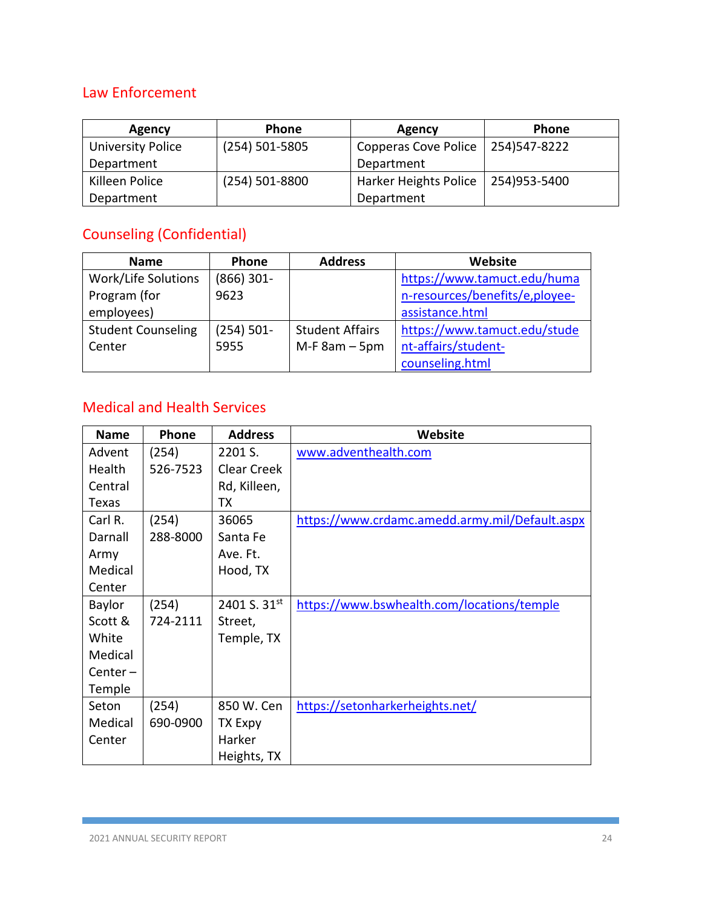## Law Enforcement

| Agency | Phone | Agency | Phone |
|---|---|---|---|
| University Police Department | (254) 501-5805 | Copperas Cove Police Department | 254)547-8222 |
| Killeen Police Department | (254) 501-8800 | Harker Heights Police Department | 254)953-5400 |

## Counseling (Confidential)

| Name | Phone | Address | Website |
|---|---|---|---|
| Work/Life Solutions Program (for employees) | (866) 301-9623 | | https://www.tamuct.edu/human-resources/benefits/e,ployee-assistance.html |
| Student Counseling Center | (254) 501-5955 | Student Affairs M-F 8am – 5pm | https://www.tamuct.edu/student-affairs/student-counseling.html |

## Medical and Health Services

| Name | Phone | Address | Website |
|---|---|---|---|
| Advent Health Central Texas | (254) 526-7523 | 2201 S. Clear Creek Rd, Killeen, TX | www.adventhealth.com |
| Carl R. Darnall Army Medical Center | (254) 288-8000 | 36065 Santa Fe Ave. Ft. Hood, TX | https://www.crdamc.amedd.army.mil/Default.aspx |
| Baylor Scott & White Medical Center – Temple | (254) 724-2111 | 2401 S. 31st Street, Temple, TX | https://www.bswhealth.com/locations/temple |
| Seton Medical Center | (254) 690-0900 | 850 W. Cen TX Expy Harker Heights, TX | https://setonharkerheights.net/ |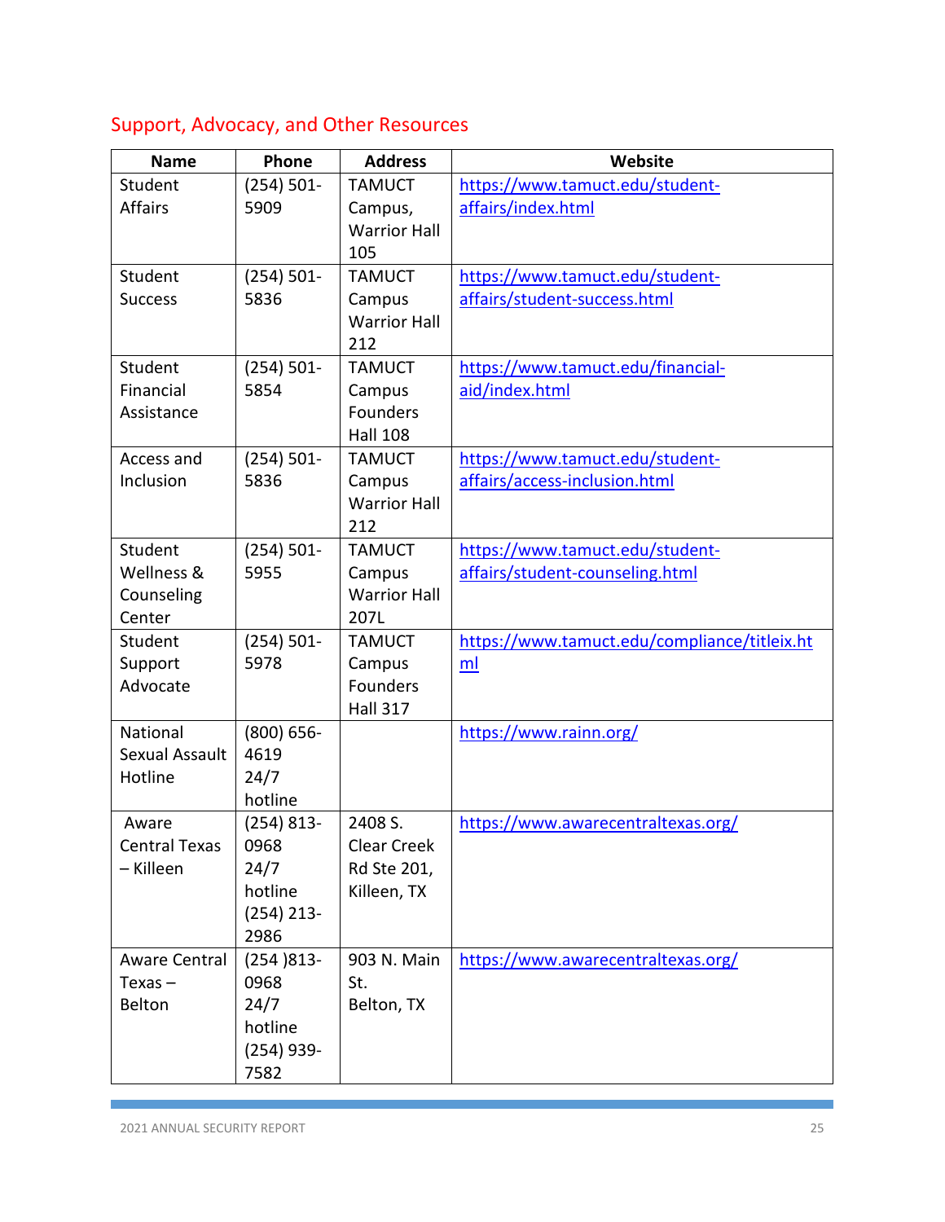## Support, Advocacy, and Other Resources

| Name | Phone | Address | Website |
|---|---|---|---|
| Student Affairs | (254) 501-5909 | TAMUCT Campus, Warrior Hall 105 | https://www.tamuct.edu/student-affairs/index.html |
| Student Success | (254) 501-5836 | TAMUCT Campus Warrior Hall 212 | https://www.tamuct.edu/student-affairs/student-success.html |
| Student Financial Assistance | (254) 501-5854 | TAMUCT Campus Founders Hall 108 | https://www.tamuct.edu/financial-aid/index.html |
| Access and Inclusion | (254) 501-5836 | TAMUCT Campus Warrior Hall 212 | https://www.tamuct.edu/student-affairs/access-inclusion.html |
| Student Wellness & Counseling Center | (254) 501-5955 | TAMUCT Campus Warrior Hall 207L | https://www.tamuct.edu/student-affairs/student-counseling.html |
| Student Support Advocate | (254) 501-5978 | TAMUCT Campus Founders Hall 317 | https://www.tamuct.edu/compliance/titleix.html |
| National Sexual Assault Hotline | (800) 656-4619 24/7 hotline | | https://www.rainn.org/ |
| Aware Central Texas – Killeen | (254) 813-0968 24/7 hotline (254) 213-2986 | 2408 S. Clear Creek Rd Ste 201, Killeen, TX | https://www.awarecentraltexas.org/ |
| Aware Central Texas – Belton | (254 )813-0968 24/7 hotline (254) 939-7582 | 903 N. Main St. Belton, TX | https://www.awarecentraltexas.org/ |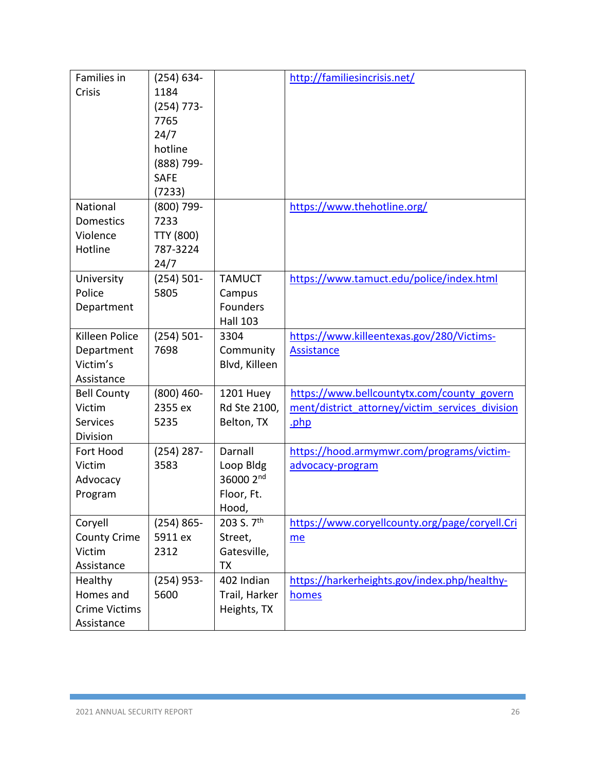| Families in Crisis | (254) 634-1184<br>(254) 773-7765<br>24/7 hotline<br>(888) 799-SAFE (7233) | | http://familiesincrisis.net/ |
|---|---|---|---|
| National Domestics Violence Hotline | (800) 799-7233<br>TTY (800) 787-3224<br>24/7 | | https://www.thehotline.org/ |
| University Police Department | (254) 501-5805 | TAMUCT Campus Founders Hall 103 | https://www.tamuct.edu/police/index.html |
| Killeen Police Department Victim's Assistance | (254) 501-7698 | 3304 Community Blvd, Killeen | https://www.killeentexas.gov/280/Victims-Assistance |
| Bell County Victim Services Division | (800) 460-2355 ex 5235 | 1201 Huey Rd Ste 2100, Belton, TX | https://www.bellcountytx.com/county_government/district_attorney/victim_services_division.php |
| Fort Hood Victim Advocacy Program | (254) 287-3583 | Darnall Loop Bldg 36000 2nd Floor, Ft. Hood, | https://hood.armymwr.com/programs/victim-advocacy-program |
| Coryell County Crime Victim Assistance | (254) 865-5911 ex 2312 | 203 S. 7th Street, Gatesville, TX | https://www.coryellcounty.org/page/coryell.Crime |
| Healthy Homes and Crime Victims Assistance | (254) 953-5600 | 402 Indian Trail, Harker Heights, TX | https://harkerheights.gov/index.php/healthy-homes |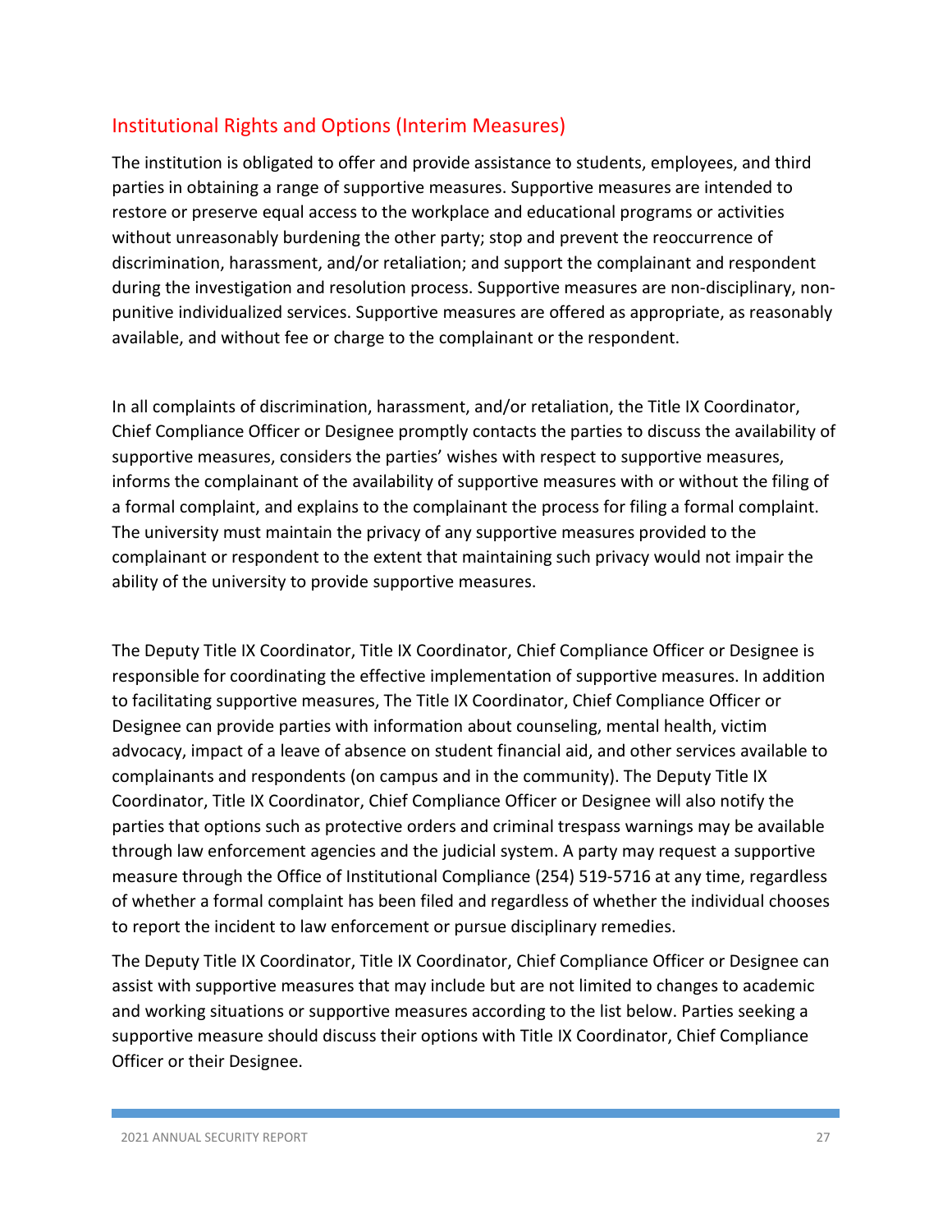## Institutional Rights and Options (Interim Measures)

The institution is obligated to offer and provide assistance to students, employees, and third parties in obtaining a range of supportive measures. Supportive measures are intended to restore or preserve equal access to the workplace and educational programs or activities without unreasonably burdening the other party; stop and prevent the reoccurrence of discrimination, harassment, and/or retaliation; and support the complainant and respondent during the investigation and resolution process. Supportive measures are non-disciplinary, non-punitive individualized services. Supportive measures are offered as appropriate, as reasonably available, and without fee or charge to the complainant or the respondent.

In all complaints of discrimination, harassment, and/or retaliation, the Title IX Coordinator, Chief Compliance Officer or Designee promptly contacts the parties to discuss the availability of supportive measures, considers the parties' wishes with respect to supportive measures, informs the complainant of the availability of supportive measures with or without the filing of a formal complaint, and explains to the complainant the process for filing a formal complaint. The university must maintain the privacy of any supportive measures provided to the complainant or respondent to the extent that maintaining such privacy would not impair the ability of the university to provide supportive measures.

The Deputy Title IX Coordinator, Title IX Coordinator, Chief Compliance Officer or Designee is responsible for coordinating the effective implementation of supportive measures. In addition to facilitating supportive measures, The Title IX Coordinator, Chief Compliance Officer or Designee can provide parties with information about counseling, mental health, victim advocacy, impact of a leave of absence on student financial aid, and other services available to complainants and respondents (on campus and in the community). The Deputy Title IX Coordinator, Title IX Coordinator, Chief Compliance Officer or Designee will also notify the parties that options such as protective orders and criminal trespass warnings may be available through law enforcement agencies and the judicial system. A party may request a supportive measure through the Office of Institutional Compliance (254) 519-5716 at any time, regardless of whether a formal complaint has been filed and regardless of whether the individual chooses to report the incident to law enforcement or pursue disciplinary remedies.

The Deputy Title IX Coordinator, Title IX Coordinator, Chief Compliance Officer or Designee can assist with supportive measures that may include but are not limited to changes to academic and working situations or supportive measures according to the list below. Parties seeking a supportive measure should discuss their options with Title IX Coordinator, Chief Compliance Officer or their Designee.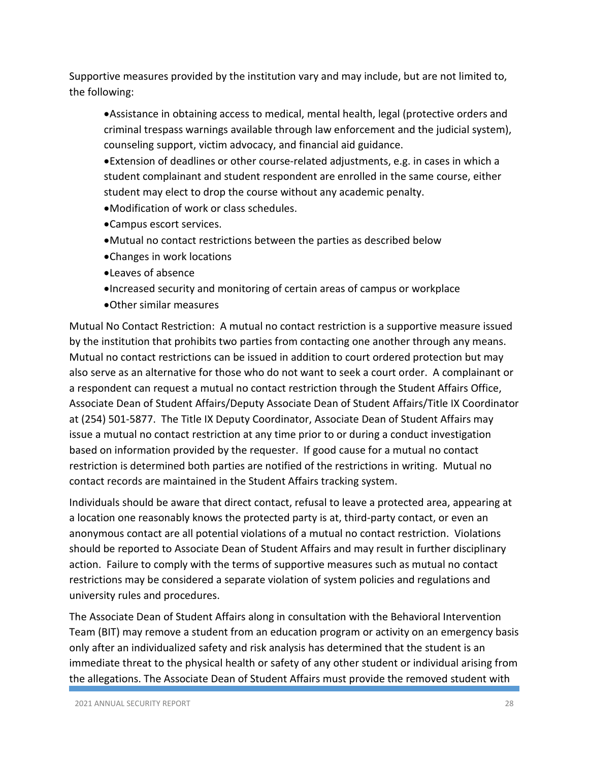Supportive measures provided by the institution vary and may include, but are not limited to, the following:

- Assistance in obtaining access to medical, mental health, legal (protective orders and criminal trespass warnings available through law enforcement and the judicial system), counseling support, victim advocacy, and financial aid guidance.
- Extension of deadlines or other course-related adjustments, e.g. in cases in which a student complainant and student respondent are enrolled in the same course, either student may elect to drop the course without any academic penalty.
- Modification of work or class schedules.
- Campus escort services.
- Mutual no contact restrictions between the parties as described below
- Changes in work locations
- Leaves of absence
- Increased security and monitoring of certain areas of campus or workplace
- Other similar measures

Mutual No Contact Restriction: A mutual no contact restriction is a supportive measure issued by the institution that prohibits two parties from contacting one another through any means. Mutual no contact restrictions can be issued in addition to court ordered protection but may also serve as an alternative for those who do not want to seek a court order. A complainant or a respondent can request a mutual no contact restriction through the Student Affairs Office, Associate Dean of Student Affairs/Deputy Associate Dean of Student Affairs/Title IX Coordinator at (254) 501-5877. The Title IX Deputy Coordinator, Associate Dean of Student Affairs may issue a mutual no contact restriction at any time prior to or during a conduct investigation based on information provided by the requester. If good cause for a mutual no contact restriction is determined both parties are notified of the restrictions in writing. Mutual no contact records are maintained in the Student Affairs tracking system.

Individuals should be aware that direct contact, refusal to leave a protected area, appearing at a location one reasonably knows the protected party is at, third-party contact, or even an anonymous contact are all potential violations of a mutual no contact restriction. Violations should be reported to Associate Dean of Student Affairs and may result in further disciplinary action. Failure to comply with the terms of supportive measures such as mutual no contact restrictions may be considered a separate violation of system policies and regulations and university rules and procedures.

The Associate Dean of Student Affairs along in consultation with the Behavioral Intervention Team (BIT) may remove a student from an education program or activity on an emergency basis only after an individualized safety and risk analysis has determined that the student is an immediate threat to the physical health or safety of any other student or individual arising from the allegations. The Associate Dean of Student Affairs must provide the removed student with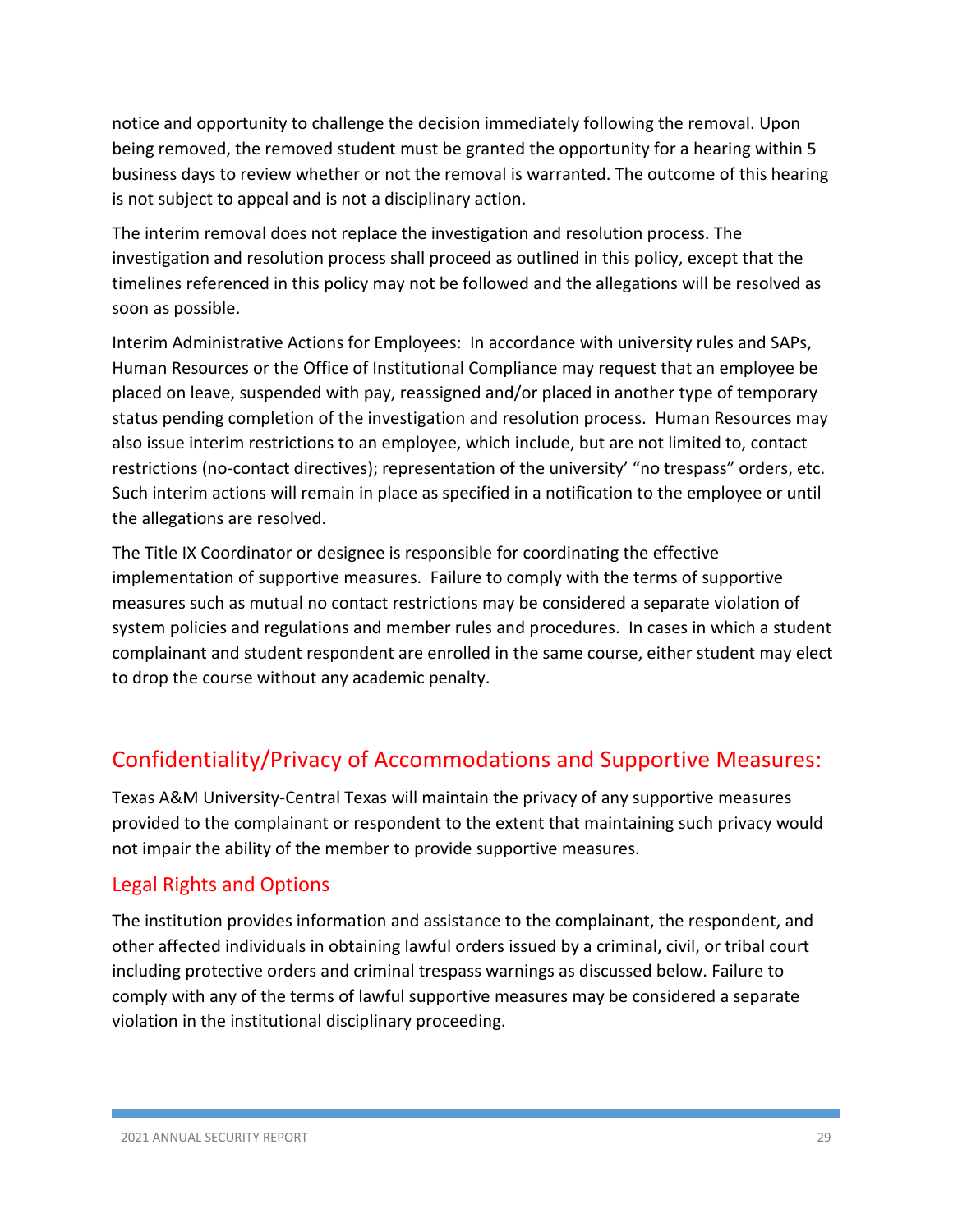notice and opportunity to challenge the decision immediately following the removal. Upon being removed, the removed student must be granted the opportunity for a hearing within 5 business days to review whether or not the removal is warranted. The outcome of this hearing is not subject to appeal and is not a disciplinary action.

The interim removal does not replace the investigation and resolution process. The investigation and resolution process shall proceed as outlined in this policy, except that the timelines referenced in this policy may not be followed and the allegations will be resolved as soon as possible.

Interim Administrative Actions for Employees: In accordance with university rules and SAPs, Human Resources or the Office of Institutional Compliance may request that an employee be placed on leave, suspended with pay, reassigned and/or placed in another type of temporary status pending completion of the investigation and resolution process. Human Resources may also issue interim restrictions to an employee, which include, but are not limited to, contact restrictions (no-contact directives); representation of the university' "no trespass" orders, etc. Such interim actions will remain in place as specified in a notification to the employee or until the allegations are resolved.

The Title IX Coordinator or designee is responsible for coordinating the effective implementation of supportive measures. Failure to comply with the terms of supportive measures such as mutual no contact restrictions may be considered a separate violation of system policies and regulations and member rules and procedures. In cases in which a student complainant and student respondent are enrolled in the same course, either student may elect to drop the course without any academic penalty.

## Confidentiality/Privacy of Accommodations and Supportive Measures:

Texas A&M University-Central Texas will maintain the privacy of any supportive measures provided to the complainant or respondent to the extent that maintaining such privacy would not impair the ability of the member to provide supportive measures.

### Legal Rights and Options

The institution provides information and assistance to the complainant, the respondent, and other affected individuals in obtaining lawful orders issued by a criminal, civil, or tribal court including protective orders and criminal trespass warnings as discussed below. Failure to comply with any of the terms of lawful supportive measures may be considered a separate violation in the institutional disciplinary proceeding.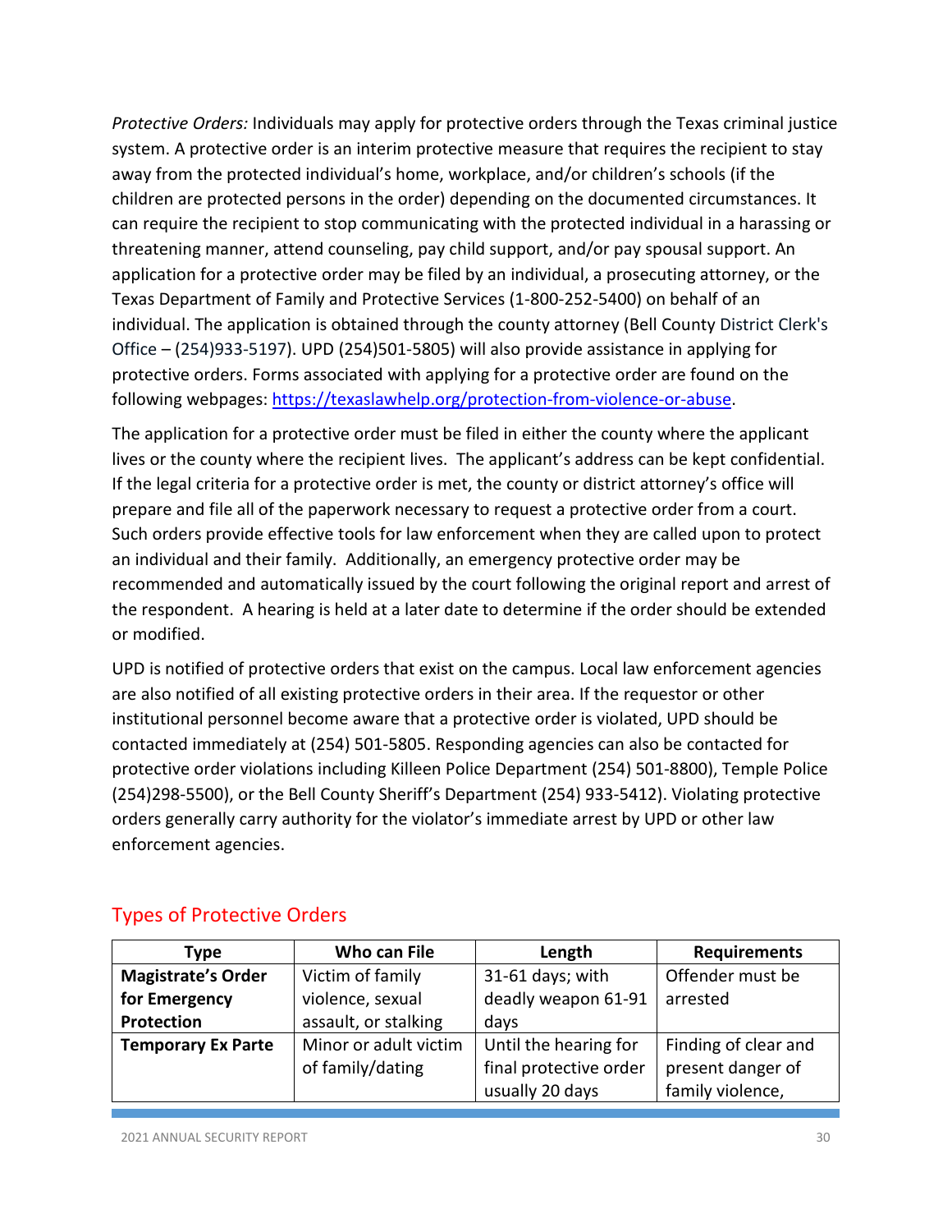*Protective Orders:* Individuals may apply for protective orders through the Texas criminal justice system. A protective order is an interim protective measure that requires the recipient to stay away from the protected individual's home, workplace, and/or children's schools (if the children are protected persons in the order) depending on the documented circumstances. It can require the recipient to stop communicating with the protected individual in a harassing or threatening manner, attend counseling, pay child support, and/or pay spousal support. An application for a protective order may be filed by an individual, a prosecuting attorney, or the Texas Department of Family and Protective Services (1-800-252-5400) on behalf of an individual. The application is obtained through the county attorney (Bell County District Clerk's Office – (254)933-5197). UPD (254)501-5805) will also provide assistance in applying for protective orders. Forms associated with applying for a protective order are found on the following webpages: https://texaslawhelp.org/protection-from-violence-or-abuse.

The application for a protective order must be filed in either the county where the applicant lives or the county where the recipient lives. The applicant's address can be kept confidential. If the legal criteria for a protective order is met, the county or district attorney's office will prepare and file all of the paperwork necessary to request a protective order from a court. Such orders provide effective tools for law enforcement when they are called upon to protect an individual and their family. Additionally, an emergency protective order may be recommended and automatically issued by the court following the original report and arrest of the respondent. A hearing is held at a later date to determine if the order should be extended or modified.

UPD is notified of protective orders that exist on the campus. Local law enforcement agencies are also notified of all existing protective orders in their area. If the requestor or other institutional personnel become aware that a protective order is violated, UPD should be contacted immediately at (254) 501-5805. Responding agencies can also be contacted for protective order violations including Killeen Police Department (254) 501-8800), Temple Police (254)298-5500), or the Bell County Sheriff's Department (254) 933-5412). Violating protective orders generally carry authority for the violator's immediate arrest by UPD or other law enforcement agencies.

## Types of Protective Orders

| Type | Who can File | Length | Requirements |
|---|---|---|---|
| **Magistrate's Order for Emergency Protection** | Victim of family violence, sexual assault, or stalking | 31-61 days; with deadly weapon 61-91 days | Offender must be arrested |
| **Temporary Ex Parte** | Minor or adult victim of family/dating | Until the hearing for final protective order usually 20 days | Finding of clear and present danger of family violence, |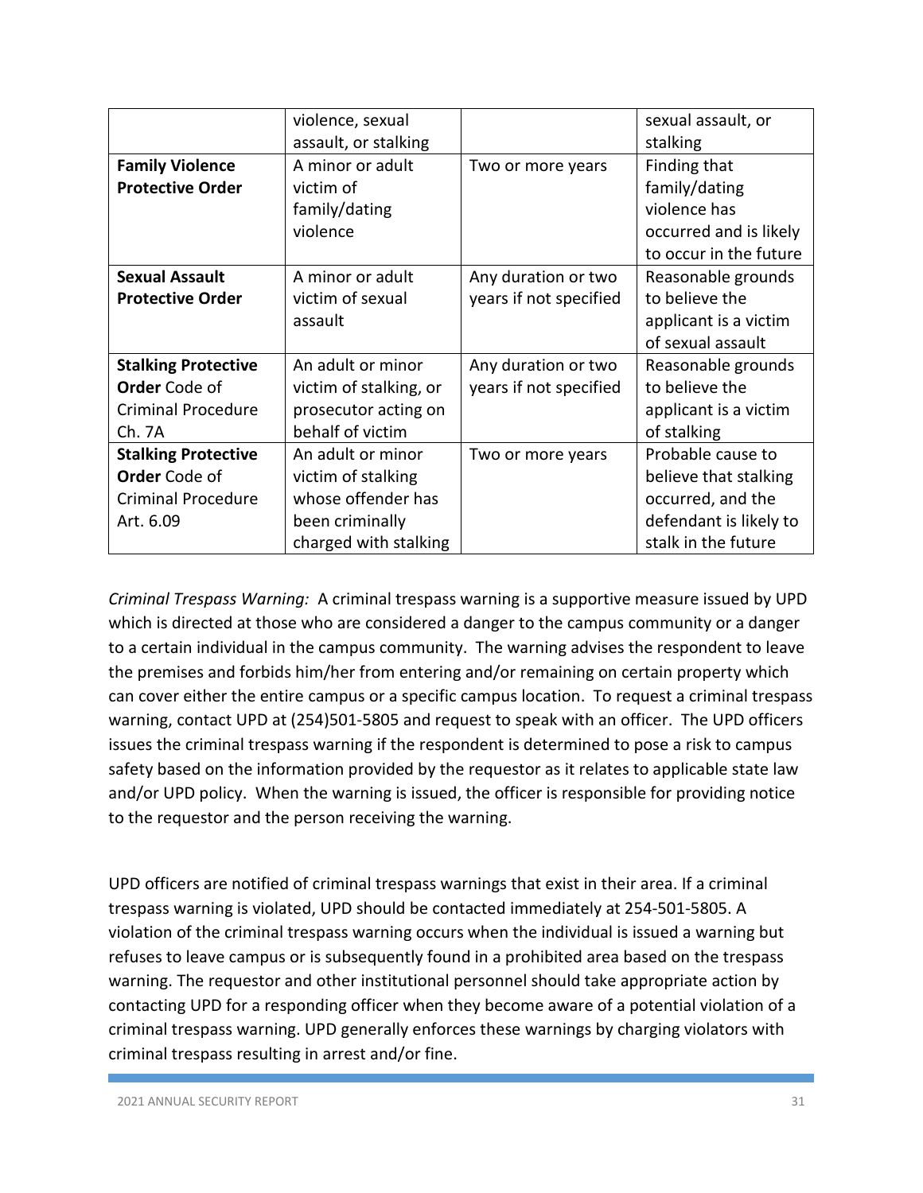| | violence, sexual assault, or stalking | | sexual assault, or stalking |
|---|---|---|---|
| **Family Violence Protective Order** | A minor or adult victim of family/dating violence | Two or more years | Finding that family/dating violence has occurred and is likely to occur in the future |
| **Sexual Assault Protective Order** | A minor or adult victim of sexual assault | Any duration or two years if not specified | Reasonable grounds to believe the applicant is a victim of sexual assault |
| **Stalking Protective Order** Code of Criminal Procedure Ch. 7A | An adult or minor victim of stalking, or prosecutor acting on behalf of victim | Any duration or two years if not specified | Reasonable grounds to believe the applicant is a victim of stalking |
| **Stalking Protective Order** Code of Criminal Procedure Art. 6.09 | An adult or minor victim of stalking whose offender has been criminally charged with stalking | Two or more years | Probable cause to believe that stalking occurred, and the defendant is likely to stalk in the future |

*Criminal Trespass Warning:* A criminal trespass warning is a supportive measure issued by UPD which is directed at those who are considered a danger to the campus community or a danger to a certain individual in the campus community. The warning advises the respondent to leave the premises and forbids him/her from entering and/or remaining on certain property which can cover either the entire campus or a specific campus location. To request a criminal trespass warning, contact UPD at (254)501-5805 and request to speak with an officer. The UPD officers issues the criminal trespass warning if the respondent is determined to pose a risk to campus safety based on the information provided by the requestor as it relates to applicable state law and/or UPD policy. When the warning is issued, the officer is responsible for providing notice to the requestor and the person receiving the warning.

UPD officers are notified of criminal trespass warnings that exist in their area. If a criminal trespass warning is violated, UPD should be contacted immediately at 254-501-5805. A violation of the criminal trespass warning occurs when the individual is issued a warning but refuses to leave campus or is subsequently found in a prohibited area based on the trespass warning. The requestor and other institutional personnel should take appropriate action by contacting UPD for a responding officer when they become aware of a potential violation of a criminal trespass warning. UPD generally enforces these warnings by charging violators with criminal trespass resulting in arrest and/or fine.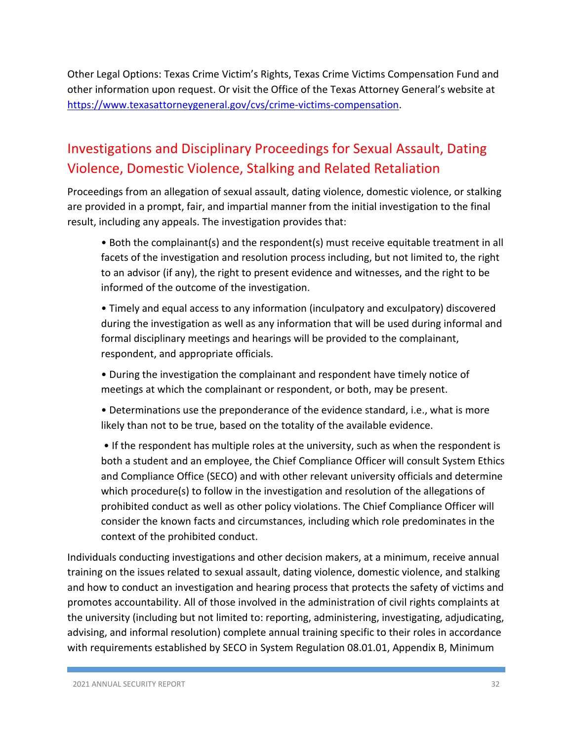Other Legal Options: Texas Crime Victim's Rights, Texas Crime Victims Compensation Fund and other information upon request. Or visit the Office of the Texas Attorney General's website at https://www.texasattorneygeneral.gov/cvs/crime-victims-compensation.

## Investigations and Disciplinary Proceedings for Sexual Assault, Dating Violence, Domestic Violence, Stalking and Related Retaliation

Proceedings from an allegation of sexual assault, dating violence, domestic violence, or stalking are provided in a prompt, fair, and impartial manner from the initial investigation to the final result, including any appeals. The investigation provides that:

- Both the complainant(s) and the respondent(s) must receive equitable treatment in all facets of the investigation and resolution process including, but not limited to, the right to an advisor (if any), the right to present evidence and witnesses, and the right to be informed of the outcome of the investigation.
- Timely and equal access to any information (inculpatory and exculpatory) discovered during the investigation as well as any information that will be used during informal and formal disciplinary meetings and hearings will be provided to the complainant, respondent, and appropriate officials.
- During the investigation the complainant and respondent have timely notice of meetings at which the complainant or respondent, or both, may be present.
- Determinations use the preponderance of the evidence standard, i.e., what is more likely than not to be true, based on the totality of the available evidence.
- If the respondent has multiple roles at the university, such as when the respondent is both a student and an employee, the Chief Compliance Officer will consult System Ethics and Compliance Office (SECO) and with other relevant university officials and determine which procedure(s) to follow in the investigation and resolution of the allegations of prohibited conduct as well as other policy violations. The Chief Compliance Officer will consider the known facts and circumstances, including which role predominates in the context of the prohibited conduct.

Individuals conducting investigations and other decision makers, at a minimum, receive annual training on the issues related to sexual assault, dating violence, domestic violence, and stalking and how to conduct an investigation and hearing process that protects the safety of victims and promotes accountability. All of those involved in the administration of civil rights complaints at the university (including but not limited to: reporting, administering, investigating, adjudicating, advising, and informal resolution) complete annual training specific to their roles in accordance with requirements established by SECO in System Regulation 08.01.01, Appendix B, Minimum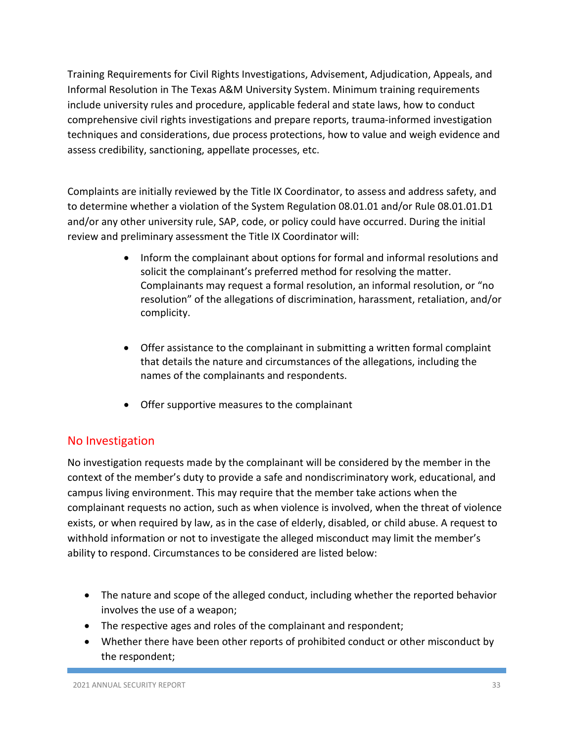Training Requirements for Civil Rights Investigations, Advisement, Adjudication, Appeals, and Informal Resolution in The Texas A&M University System. Minimum training requirements include university rules and procedure, applicable federal and state laws, how to conduct comprehensive civil rights investigations and prepare reports, trauma-informed investigation techniques and considerations, due process protections, how to value and weigh evidence and assess credibility, sanctioning, appellate processes, etc.

Complaints are initially reviewed by the Title IX Coordinator, to assess and address safety, and to determine whether a violation of the System Regulation 08.01.01 and/or Rule 08.01.01.D1 and/or any other university rule, SAP, code, or policy could have occurred. During the initial review and preliminary assessment the Title IX Coordinator will:

- Inform the complainant about options for formal and informal resolutions and solicit the complainant's preferred method for resolving the matter. Complainants may request a formal resolution, an informal resolution, or "no resolution" of the allegations of discrimination, harassment, retaliation, and/or complicity.
- Offer assistance to the complainant in submitting a written formal complaint that details the nature and circumstances of the allegations, including the names of the complainants and respondents.
- Offer supportive measures to the complainant

## No Investigation

No investigation requests made by the complainant will be considered by the member in the context of the member's duty to provide a safe and nondiscriminatory work, educational, and campus living environment. This may require that the member take actions when the complainant requests no action, such as when violence is involved, when the threat of violence exists, or when required by law, as in the case of elderly, disabled, or child abuse. A request to withhold information or not to investigate the alleged misconduct may limit the member's ability to respond. Circumstances to be considered are listed below:

- The nature and scope of the alleged conduct, including whether the reported behavior involves the use of a weapon;
- The respective ages and roles of the complainant and respondent;
- Whether there have been other reports of prohibited conduct or other misconduct by the respondent;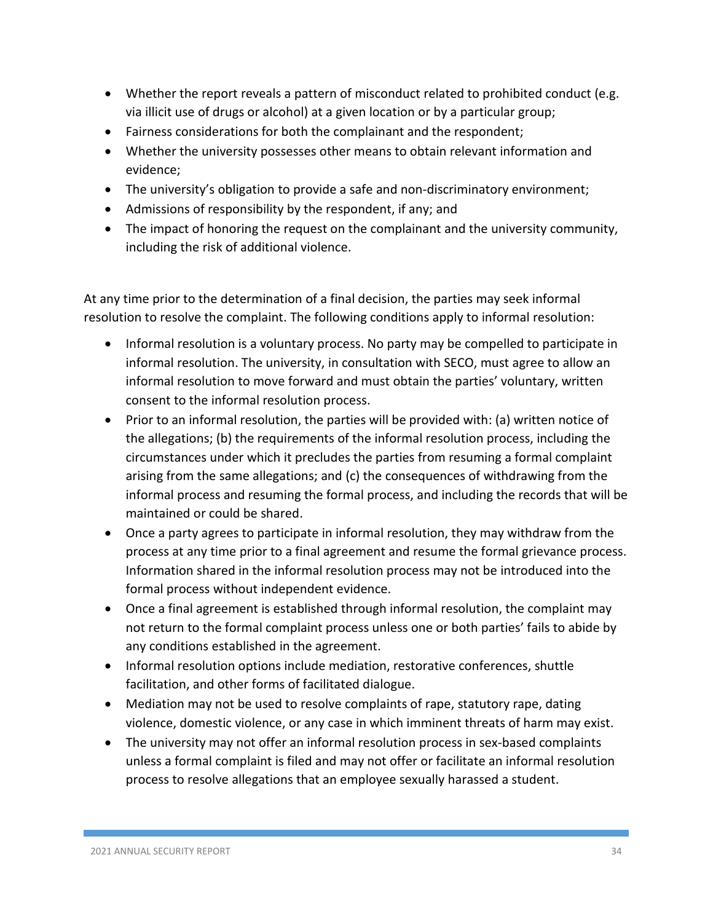- Whether the report reveals a pattern of misconduct related to prohibited conduct (e.g. via illicit use of drugs or alcohol) at a given location or by a particular group;
- Fairness considerations for both the complainant and the respondent;
- Whether the university possesses other means to obtain relevant information and evidence;
- The university's obligation to provide a safe and non-discriminatory environment;
- Admissions of responsibility by the respondent, if any; and
- The impact of honoring the request on the complainant and the university community, including the risk of additional violence.

At any time prior to the determination of a final decision, the parties may seek informal resolution to resolve the complaint. The following conditions apply to informal resolution:

- Informal resolution is a voluntary process. No party may be compelled to participate in informal resolution. The university, in consultation with SECO, must agree to allow an informal resolution to move forward and must obtain the parties' voluntary, written consent to the informal resolution process.
- Prior to an informal resolution, the parties will be provided with: (a) written notice of the allegations; (b) the requirements of the informal resolution process, including the circumstances under which it precludes the parties from resuming a formal complaint arising from the same allegations; and (c) the consequences of withdrawing from the informal process and resuming the formal process, and including the records that will be maintained or could be shared.
- Once a party agrees to participate in informal resolution, they may withdraw from the process at any time prior to a final agreement and resume the formal grievance process. Information shared in the informal resolution process may not be introduced into the formal process without independent evidence.
- Once a final agreement is established through informal resolution, the complaint may not return to the formal complaint process unless one or both parties' fails to abide by any conditions established in the agreement.
- Informal resolution options include mediation, restorative conferences, shuttle facilitation, and other forms of facilitated dialogue.
- Mediation may not be used to resolve complaints of rape, statutory rape, dating violence, domestic violence, or any case in which imminent threats of harm may exist.
- The university may not offer an informal resolution process in sex-based complaints unless a formal complaint is filed and may not offer or facilitate an informal resolution process to resolve allegations that an employee sexually harassed a student.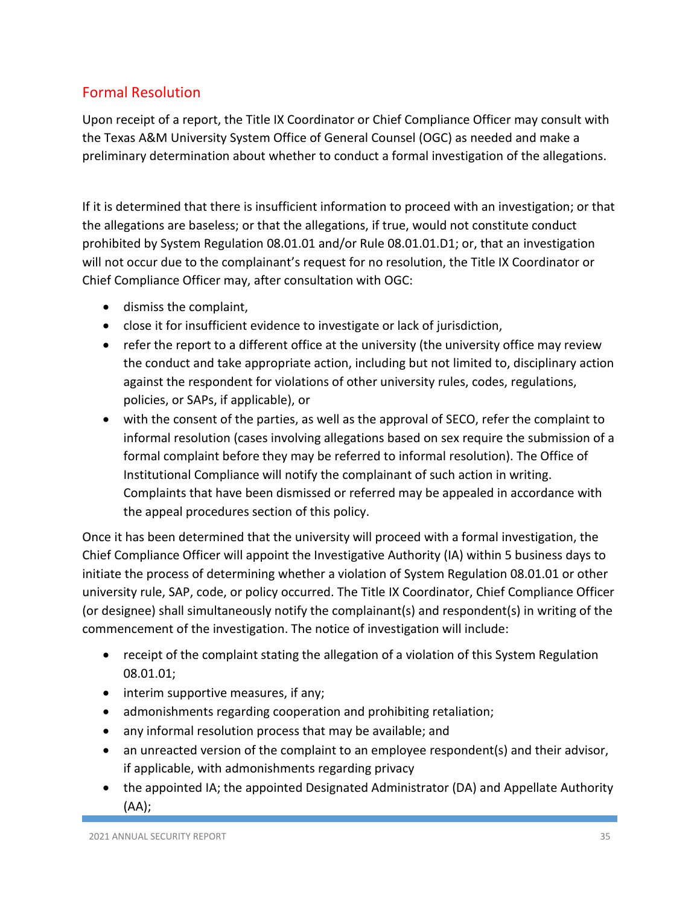## Formal Resolution

Upon receipt of a report, the Title IX Coordinator or Chief Compliance Officer may consult with the Texas A&M University System Office of General Counsel (OGC) as needed and make a preliminary determination about whether to conduct a formal investigation of the allegations.

If it is determined that there is insufficient information to proceed with an investigation; or that the allegations are baseless; or that the allegations, if true, would not constitute conduct prohibited by System Regulation 08.01.01 and/or Rule 08.01.01.D1; or, that an investigation will not occur due to the complainant's request for no resolution, the Title IX Coordinator or Chief Compliance Officer may, after consultation with OGC:

- dismiss the complaint,
- close it for insufficient evidence to investigate or lack of jurisdiction,
- refer the report to a different office at the university (the university office may review the conduct and take appropriate action, including but not limited to, disciplinary action against the respondent for violations of other university rules, codes, regulations, policies, or SAPs, if applicable), or
- with the consent of the parties, as well as the approval of SECO, refer the complaint to informal resolution (cases involving allegations based on sex require the submission of a formal complaint before they may be referred to informal resolution). The Office of Institutional Compliance will notify the complainant of such action in writing. Complaints that have been dismissed or referred may be appealed in accordance with the appeal procedures section of this policy.

Once it has been determined that the university will proceed with a formal investigation, the Chief Compliance Officer will appoint the Investigative Authority (IA) within 5 business days to initiate the process of determining whether a violation of System Regulation 08.01.01 or other university rule, SAP, code, or policy occurred. The Title IX Coordinator, Chief Compliance Officer (or designee) shall simultaneously notify the complainant(s) and respondent(s) in writing of the commencement of the investigation. The notice of investigation will include:

- receipt of the complaint stating the allegation of a violation of this System Regulation 08.01.01;
- interim supportive measures, if any;
- admonishments regarding cooperation and prohibiting retaliation;
- any informal resolution process that may be available; and
- an unreacted version of the complaint to an employee respondent(s) and their advisor, if applicable, with admonishments regarding privacy
- the appointed IA; the appointed Designated Administrator (DA) and Appellate Authority (AA);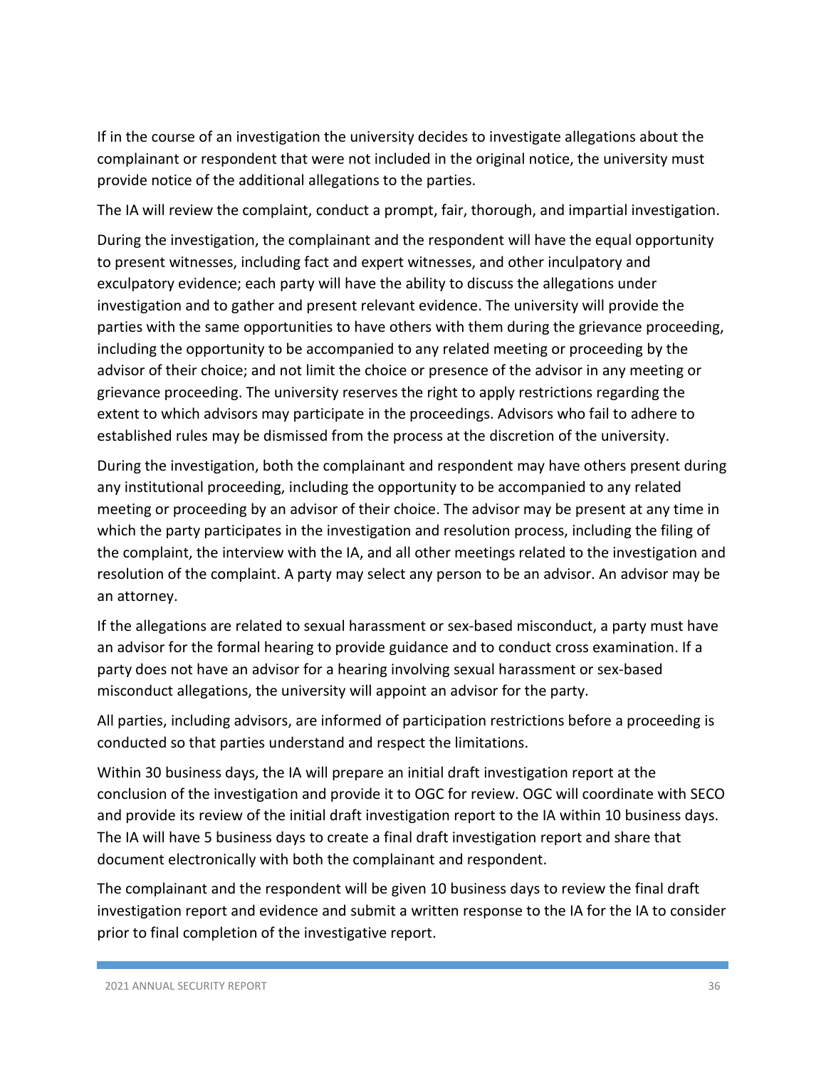If in the course of an investigation the university decides to investigate allegations about the complainant or respondent that were not included in the original notice, the university must provide notice of the additional allegations to the parties.

The IA will review the complaint, conduct a prompt, fair, thorough, and impartial investigation.

During the investigation, the complainant and the respondent will have the equal opportunity to present witnesses, including fact and expert witnesses, and other inculpatory and exculpatory evidence; each party will have the ability to discuss the allegations under investigation and to gather and present relevant evidence. The university will provide the parties with the same opportunities to have others with them during the grievance proceeding, including the opportunity to be accompanied to any related meeting or proceeding by the advisor of their choice; and not limit the choice or presence of the advisor in any meeting or grievance proceeding. The university reserves the right to apply restrictions regarding the extent to which advisors may participate in the proceedings. Advisors who fail to adhere to established rules may be dismissed from the process at the discretion of the university.

During the investigation, both the complainant and respondent may have others present during any institutional proceeding, including the opportunity to be accompanied to any related meeting or proceeding by an advisor of their choice. The advisor may be present at any time in which the party participates in the investigation and resolution process, including the filing of the complaint, the interview with the IA, and all other meetings related to the investigation and resolution of the complaint. A party may select any person to be an advisor. An advisor may be an attorney.

If the allegations are related to sexual harassment or sex-based misconduct, a party must have an advisor for the formal hearing to provide guidance and to conduct cross examination. If a party does not have an advisor for a hearing involving sexual harassment or sex-based misconduct allegations, the university will appoint an advisor for the party.

All parties, including advisors, are informed of participation restrictions before a proceeding is conducted so that parties understand and respect the limitations.

Within 30 business days, the IA will prepare an initial draft investigation report at the conclusion of the investigation and provide it to OGC for review. OGC will coordinate with SECO and provide its review of the initial draft investigation report to the IA within 10 business days. The IA will have 5 business days to create a final draft investigation report and share that document electronically with both the complainant and respondent.

The complainant and the respondent will be given 10 business days to review the final draft investigation report and evidence and submit a written response to the IA for the IA to consider prior to final completion of the investigative report.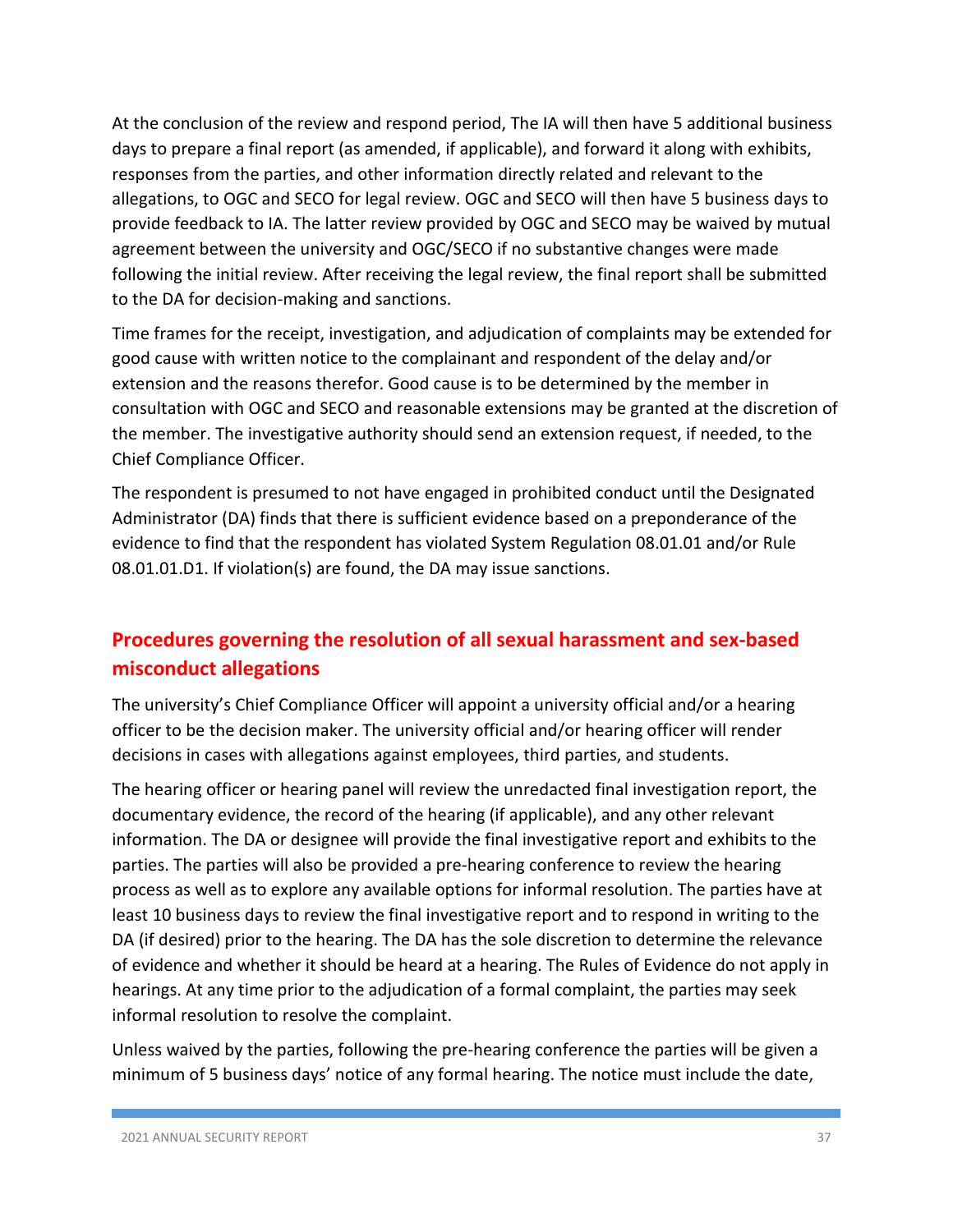At the conclusion of the review and respond period, The IA will then have 5 additional business days to prepare a final report (as amended, if applicable), and forward it along with exhibits, responses from the parties, and other information directly related and relevant to the allegations, to OGC and SECO for legal review. OGC and SECO will then have 5 business days to provide feedback to IA. The latter review provided by OGC and SECO may be waived by mutual agreement between the university and OGC/SECO if no substantive changes were made following the initial review. After receiving the legal review, the final report shall be submitted to the DA for decision-making and sanctions.

Time frames for the receipt, investigation, and adjudication of complaints may be extended for good cause with written notice to the complainant and respondent of the delay and/or extension and the reasons therefor. Good cause is to be determined by the member in consultation with OGC and SECO and reasonable extensions may be granted at the discretion of the member. The investigative authority should send an extension request, if needed, to the Chief Compliance Officer.

The respondent is presumed to not have engaged in prohibited conduct until the Designated Administrator (DA) finds that there is sufficient evidence based on a preponderance of the evidence to find that the respondent has violated System Regulation 08.01.01 and/or Rule 08.01.01.D1. If violation(s) are found, the DA may issue sanctions.

## Procedures governing the resolution of all sexual harassment and sex-based misconduct allegations

The university's Chief Compliance Officer will appoint a university official and/or a hearing officer to be the decision maker. The university official and/or hearing officer will render decisions in cases with allegations against employees, third parties, and students.

The hearing officer or hearing panel will review the unredacted final investigation report, the documentary evidence, the record of the hearing (if applicable), and any other relevant information. The DA or designee will provide the final investigative report and exhibits to the parties. The parties will also be provided a pre-hearing conference to review the hearing process as well as to explore any available options for informal resolution. The parties have at least 10 business days to review the final investigative report and to respond in writing to the DA (if desired) prior to the hearing. The DA has the sole discretion to determine the relevance of evidence and whether it should be heard at a hearing. The Rules of Evidence do not apply in hearings. At any time prior to the adjudication of a formal complaint, the parties may seek informal resolution to resolve the complaint.

Unless waived by the parties, following the pre-hearing conference the parties will be given a minimum of 5 business days' notice of any formal hearing. The notice must include the date,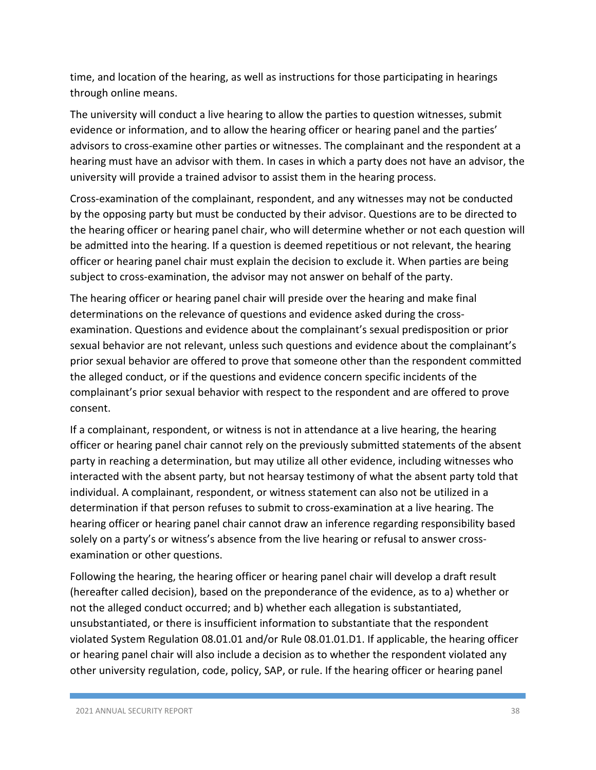time, and location of the hearing, as well as instructions for those participating in hearings through online means.

The university will conduct a live hearing to allow the parties to question witnesses, submit evidence or information, and to allow the hearing officer or hearing panel and the parties' advisors to cross-examine other parties or witnesses. The complainant and the respondent at a hearing must have an advisor with them. In cases in which a party does not have an advisor, the university will provide a trained advisor to assist them in the hearing process.

Cross-examination of the complainant, respondent, and any witnesses may not be conducted by the opposing party but must be conducted by their advisor. Questions are to be directed to the hearing officer or hearing panel chair, who will determine whether or not each question will be admitted into the hearing. If a question is deemed repetitious or not relevant, the hearing officer or hearing panel chair must explain the decision to exclude it. When parties are being subject to cross-examination, the advisor may not answer on behalf of the party.

The hearing officer or hearing panel chair will preside over the hearing and make final determinations on the relevance of questions and evidence asked during the cross-examination. Questions and evidence about the complainant's sexual predisposition or prior sexual behavior are not relevant, unless such questions and evidence about the complainant's prior sexual behavior are offered to prove that someone other than the respondent committed the alleged conduct, or if the questions and evidence concern specific incidents of the complainant's prior sexual behavior with respect to the respondent and are offered to prove consent.

If a complainant, respondent, or witness is not in attendance at a live hearing, the hearing officer or hearing panel chair cannot rely on the previously submitted statements of the absent party in reaching a determination, but may utilize all other evidence, including witnesses who interacted with the absent party, but not hearsay testimony of what the absent party told that individual. A complainant, respondent, or witness statement can also not be utilized in a determination if that person refuses to submit to cross-examination at a live hearing. The hearing officer or hearing panel chair cannot draw an inference regarding responsibility based solely on a party's or witness's absence from the live hearing or refusal to answer cross-examination or other questions.

Following the hearing, the hearing officer or hearing panel chair will develop a draft result (hereafter called decision), based on the preponderance of the evidence, as to a) whether or not the alleged conduct occurred; and b) whether each allegation is substantiated, unsubstantiated, or there is insufficient information to substantiate that the respondent violated System Regulation 08.01.01 and/or Rule 08.01.01.D1. If applicable, the hearing officer or hearing panel chair will also include a decision as to whether the respondent violated any other university regulation, code, policy, SAP, or rule. If the hearing officer or hearing panel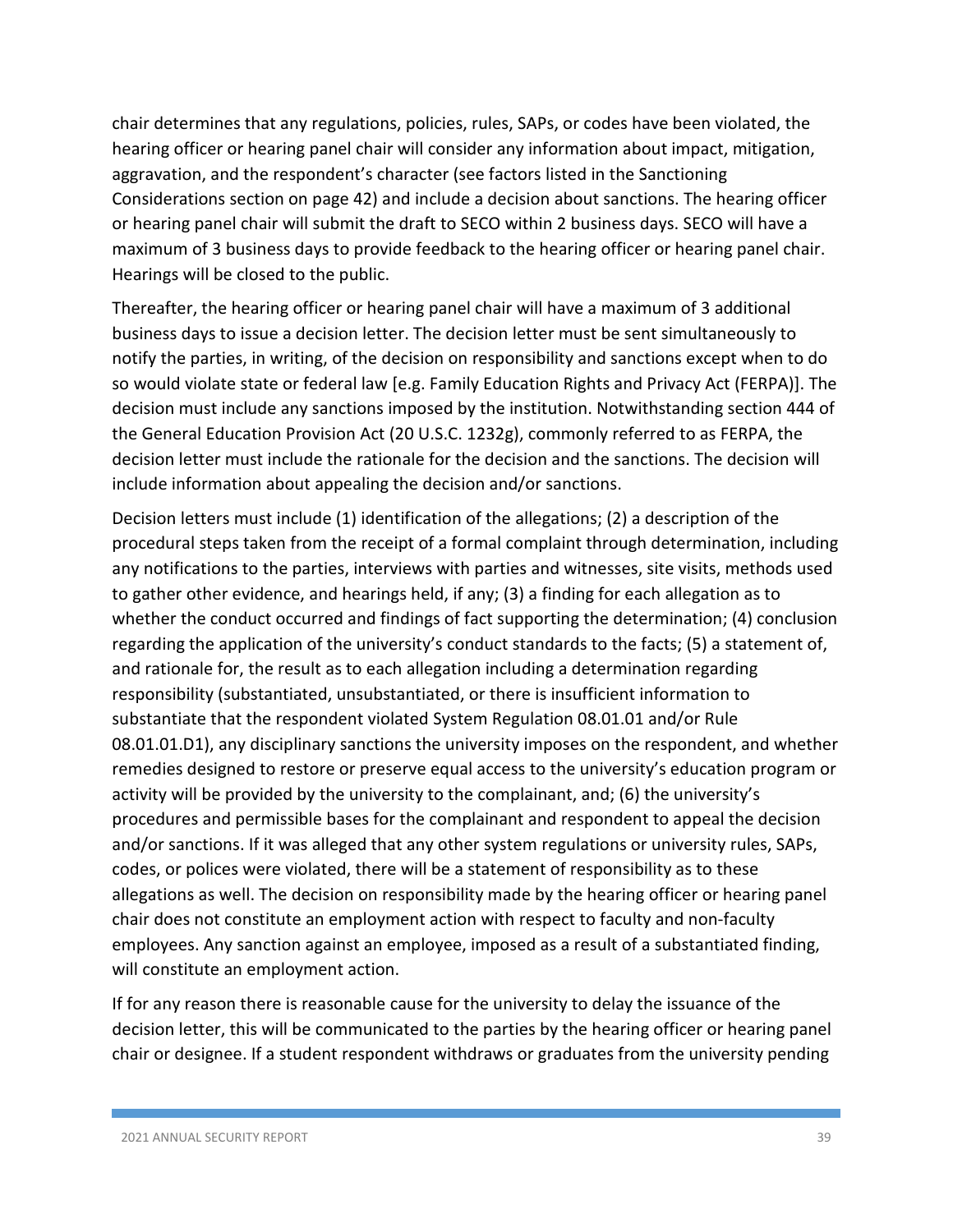chair determines that any regulations, policies, rules, SAPs, or codes have been violated, the hearing officer or hearing panel chair will consider any information about impact, mitigation, aggravation, and the respondent's character (see factors listed in the Sanctioning Considerations section on page 42) and include a decision about sanctions. The hearing officer or hearing panel chair will submit the draft to SECO within 2 business days. SECO will have a maximum of 3 business days to provide feedback to the hearing officer or hearing panel chair. Hearings will be closed to the public.

Thereafter, the hearing officer or hearing panel chair will have a maximum of 3 additional business days to issue a decision letter. The decision letter must be sent simultaneously to notify the parties, in writing, of the decision on responsibility and sanctions except when to do so would violate state or federal law [e.g. Family Education Rights and Privacy Act (FERPA)]. The decision must include any sanctions imposed by the institution. Notwithstanding section 444 of the General Education Provision Act (20 U.S.C. 1232g), commonly referred to as FERPA, the decision letter must include the rationale for the decision and the sanctions. The decision will include information about appealing the decision and/or sanctions.

Decision letters must include (1) identification of the allegations; (2) a description of the procedural steps taken from the receipt of a formal complaint through determination, including any notifications to the parties, interviews with parties and witnesses, site visits, methods used to gather other evidence, and hearings held, if any; (3) a finding for each allegation as to whether the conduct occurred and findings of fact supporting the determination; (4) conclusion regarding the application of the university's conduct standards to the facts; (5) a statement of, and rationale for, the result as to each allegation including a determination regarding responsibility (substantiated, unsubstantiated, or there is insufficient information to substantiate that the respondent violated System Regulation 08.01.01 and/or Rule 08.01.01.D1), any disciplinary sanctions the university imposes on the respondent, and whether remedies designed to restore or preserve equal access to the university's education program or activity will be provided by the university to the complainant, and; (6) the university's procedures and permissible bases for the complainant and respondent to appeal the decision and/or sanctions. If it was alleged that any other system regulations or university rules, SAPs, codes, or polices were violated, there will be a statement of responsibility as to these allegations as well. The decision on responsibility made by the hearing officer or hearing panel chair does not constitute an employment action with respect to faculty and non-faculty employees. Any sanction against an employee, imposed as a result of a substantiated finding, will constitute an employment action.

If for any reason there is reasonable cause for the university to delay the issuance of the decision letter, this will be communicated to the parties by the hearing officer or hearing panel chair or designee. If a student respondent withdraws or graduates from the university pending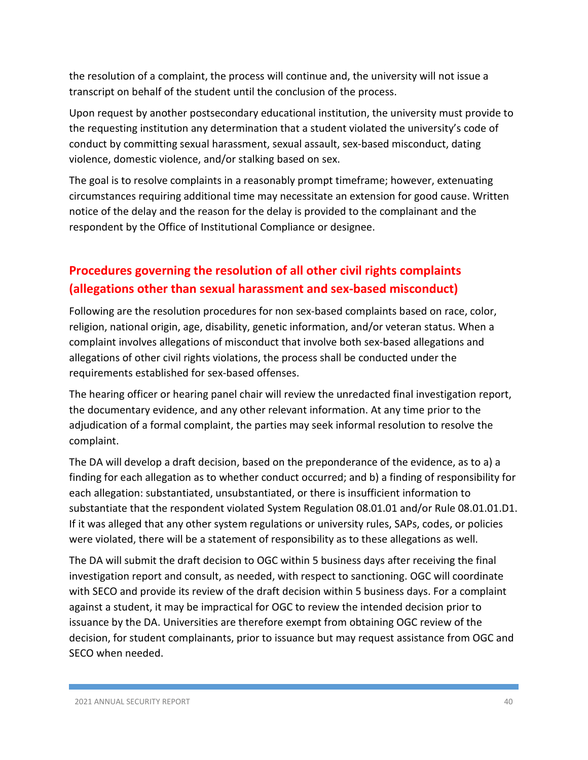the resolution of a complaint, the process will continue and, the university will not issue a transcript on behalf of the student until the conclusion of the process.

Upon request by another postsecondary educational institution, the university must provide to the requesting institution any determination that a student violated the university's code of conduct by committing sexual harassment, sexual assault, sex-based misconduct, dating violence, domestic violence, and/or stalking based on sex.

The goal is to resolve complaints in a reasonably prompt timeframe; however, extenuating circumstances requiring additional time may necessitate an extension for good cause. Written notice of the delay and the reason for the delay is provided to the complainant and the respondent by the Office of Institutional Compliance or designee.

## Procedures governing the resolution of all other civil rights complaints (allegations other than sexual harassment and sex-based misconduct)

Following are the resolution procedures for non sex-based complaints based on race, color, religion, national origin, age, disability, genetic information, and/or veteran status. When a complaint involves allegations of misconduct that involve both sex-based allegations and allegations of other civil rights violations, the process shall be conducted under the requirements established for sex-based offenses.

The hearing officer or hearing panel chair will review the unredacted final investigation report, the documentary evidence, and any other relevant information. At any time prior to the adjudication of a formal complaint, the parties may seek informal resolution to resolve the complaint.

The DA will develop a draft decision, based on the preponderance of the evidence, as to a) a finding for each allegation as to whether conduct occurred; and b) a finding of responsibility for each allegation: substantiated, unsubstantiated, or there is insufficient information to substantiate that the respondent violated System Regulation 08.01.01 and/or Rule 08.01.01.D1. If it was alleged that any other system regulations or university rules, SAPs, codes, or policies were violated, there will be a statement of responsibility as to these allegations as well.

The DA will submit the draft decision to OGC within 5 business days after receiving the final investigation report and consult, as needed, with respect to sanctioning. OGC will coordinate with SECO and provide its review of the draft decision within 5 business days. For a complaint against a student, it may be impractical for OGC to review the intended decision prior to issuance by the DA. Universities are therefore exempt from obtaining OGC review of the decision, for student complainants, prior to issuance but may request assistance from OGC and SECO when needed.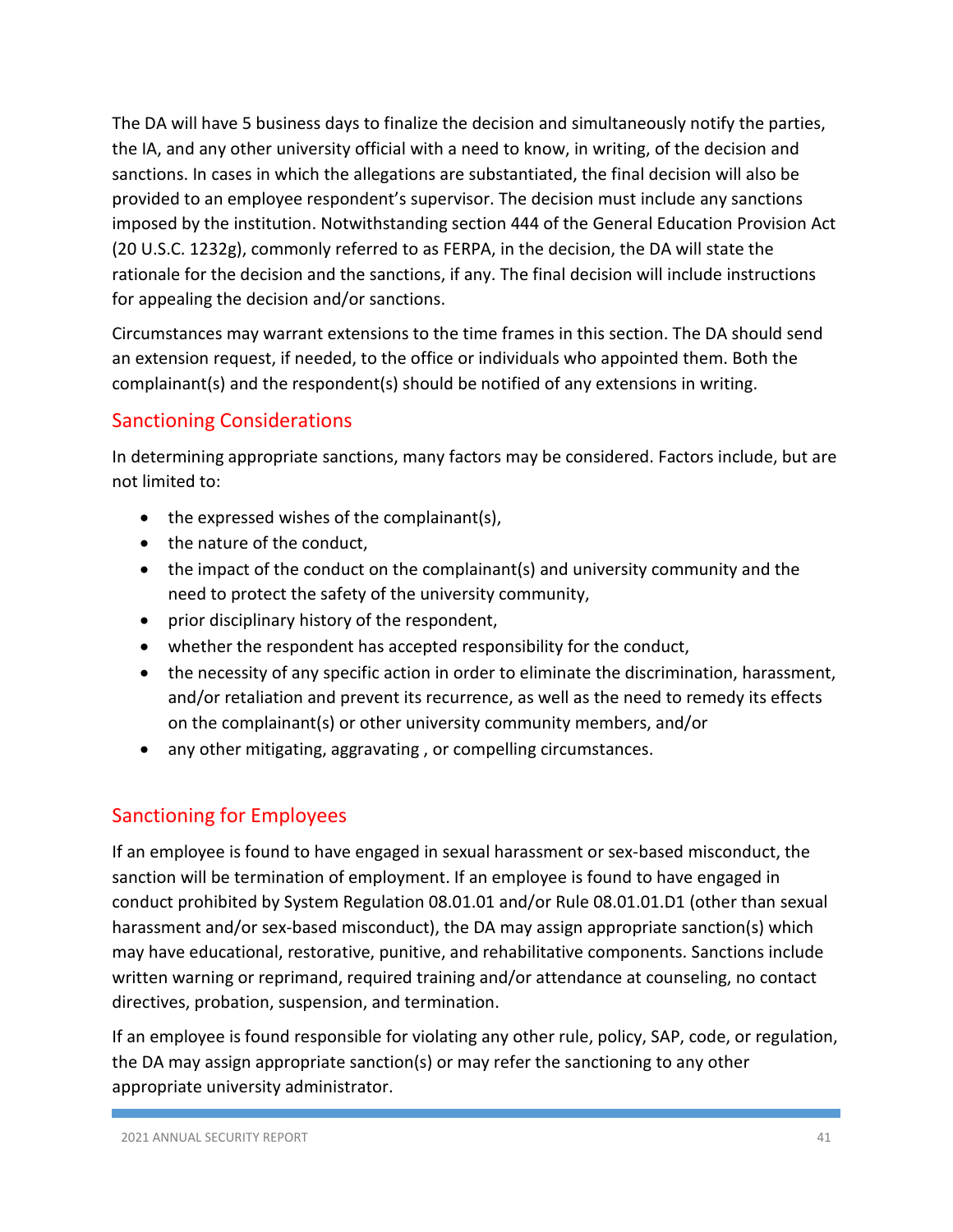The DA will have 5 business days to finalize the decision and simultaneously notify the parties, the IA, and any other university official with a need to know, in writing, of the decision and sanctions. In cases in which the allegations are substantiated, the final decision will also be provided to an employee respondent's supervisor. The decision must include any sanctions imposed by the institution. Notwithstanding section 444 of the General Education Provision Act (20 U.S.C. 1232g), commonly referred to as FERPA, in the decision, the DA will state the rationale for the decision and the sanctions, if any. The final decision will include instructions for appealing the decision and/or sanctions.

Circumstances may warrant extensions to the time frames in this section. The DA should send an extension request, if needed, to the office or individuals who appointed them. Both the complainant(s) and the respondent(s) should be notified of any extensions in writing.

## Sanctioning Considerations

In determining appropriate sanctions, many factors may be considered. Factors include, but are not limited to:

- the expressed wishes of the complainant(s),
- the nature of the conduct,
- the impact of the conduct on the complainant(s) and university community and the need to protect the safety of the university community,
- prior disciplinary history of the respondent,
- whether the respondent has accepted responsibility for the conduct,
- the necessity of any specific action in order to eliminate the discrimination, harassment, and/or retaliation and prevent its recurrence, as well as the need to remedy its effects on the complainant(s) or other university community members, and/or
- any other mitigating, aggravating , or compelling circumstances.

## Sanctioning for Employees

If an employee is found to have engaged in sexual harassment or sex-based misconduct, the sanction will be termination of employment. If an employee is found to have engaged in conduct prohibited by System Regulation 08.01.01 and/or Rule 08.01.01.D1 (other than sexual harassment and/or sex-based misconduct), the DA may assign appropriate sanction(s) which may have educational, restorative, punitive, and rehabilitative components. Sanctions include written warning or reprimand, required training and/or attendance at counseling, no contact directives, probation, suspension, and termination.

If an employee is found responsible for violating any other rule, policy, SAP, code, or regulation, the DA may assign appropriate sanction(s) or may refer the sanctioning to any other appropriate university administrator.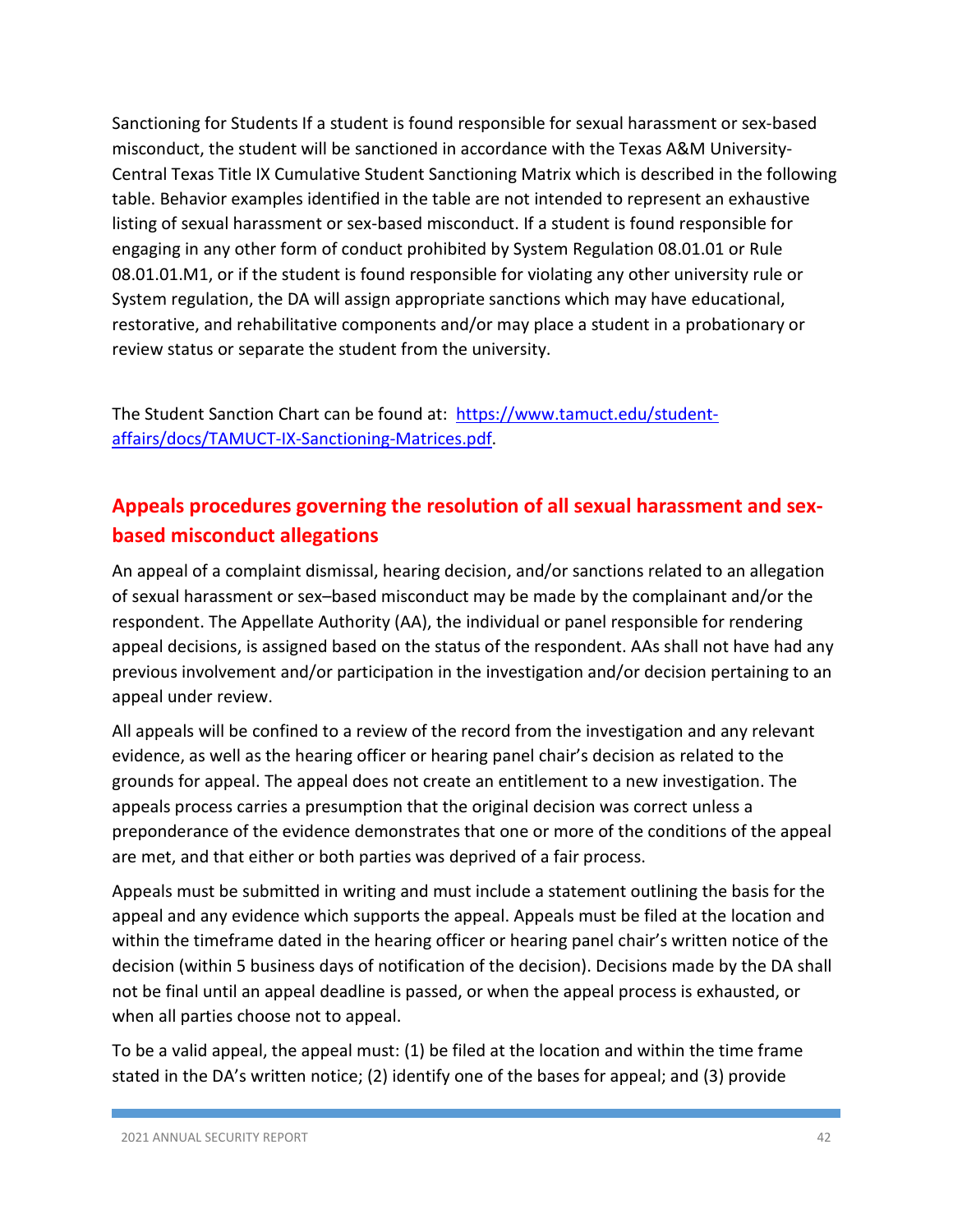Sanctioning for Students If a student is found responsible for sexual harassment or sex-based misconduct, the student will be sanctioned in accordance with the Texas A&M University-Central Texas Title IX Cumulative Student Sanctioning Matrix which is described in the following table. Behavior examples identified in the table are not intended to represent an exhaustive listing of sexual harassment or sex-based misconduct. If a student is found responsible for engaging in any other form of conduct prohibited by System Regulation 08.01.01 or Rule 08.01.01.M1, or if the student is found responsible for violating any other university rule or System regulation, the DA will assign appropriate sanctions which may have educational, restorative, and rehabilitative components and/or may place a student in a probationary or review status or separate the student from the university.

The Student Sanction Chart can be found at: [https://www.tamuct.edu/student-affairs/docs/TAMUCT-IX-Sanctioning-Matrices.pdf](https://www.tamuct.edu/student-affairs/docs/TAMUCT-IX-Sanctioning-Matrices.pdf).

## Appeals procedures governing the resolution of all sexual harassment and sex-based misconduct allegations

An appeal of a complaint dismissal, hearing decision, and/or sanctions related to an allegation of sexual harassment or sex–based misconduct may be made by the complainant and/or the respondent. The Appellate Authority (AA), the individual or panel responsible for rendering appeal decisions, is assigned based on the status of the respondent. AAs shall not have had any previous involvement and/or participation in the investigation and/or decision pertaining to an appeal under review.

All appeals will be confined to a review of the record from the investigation and any relevant evidence, as well as the hearing officer or hearing panel chair's decision as related to the grounds for appeal. The appeal does not create an entitlement to a new investigation. The appeals process carries a presumption that the original decision was correct unless a preponderance of the evidence demonstrates that one or more of the conditions of the appeal are met, and that either or both parties was deprived of a fair process.

Appeals must be submitted in writing and must include a statement outlining the basis for the appeal and any evidence which supports the appeal. Appeals must be filed at the location and within the timeframe dated in the hearing officer or hearing panel chair's written notice of the decision (within 5 business days of notification of the decision). Decisions made by the DA shall not be final until an appeal deadline is passed, or when the appeal process is exhausted, or when all parties choose not to appeal.

To be a valid appeal, the appeal must: (1) be filed at the location and within the time frame stated in the DA's written notice; (2) identify one of the bases for appeal; and (3) provide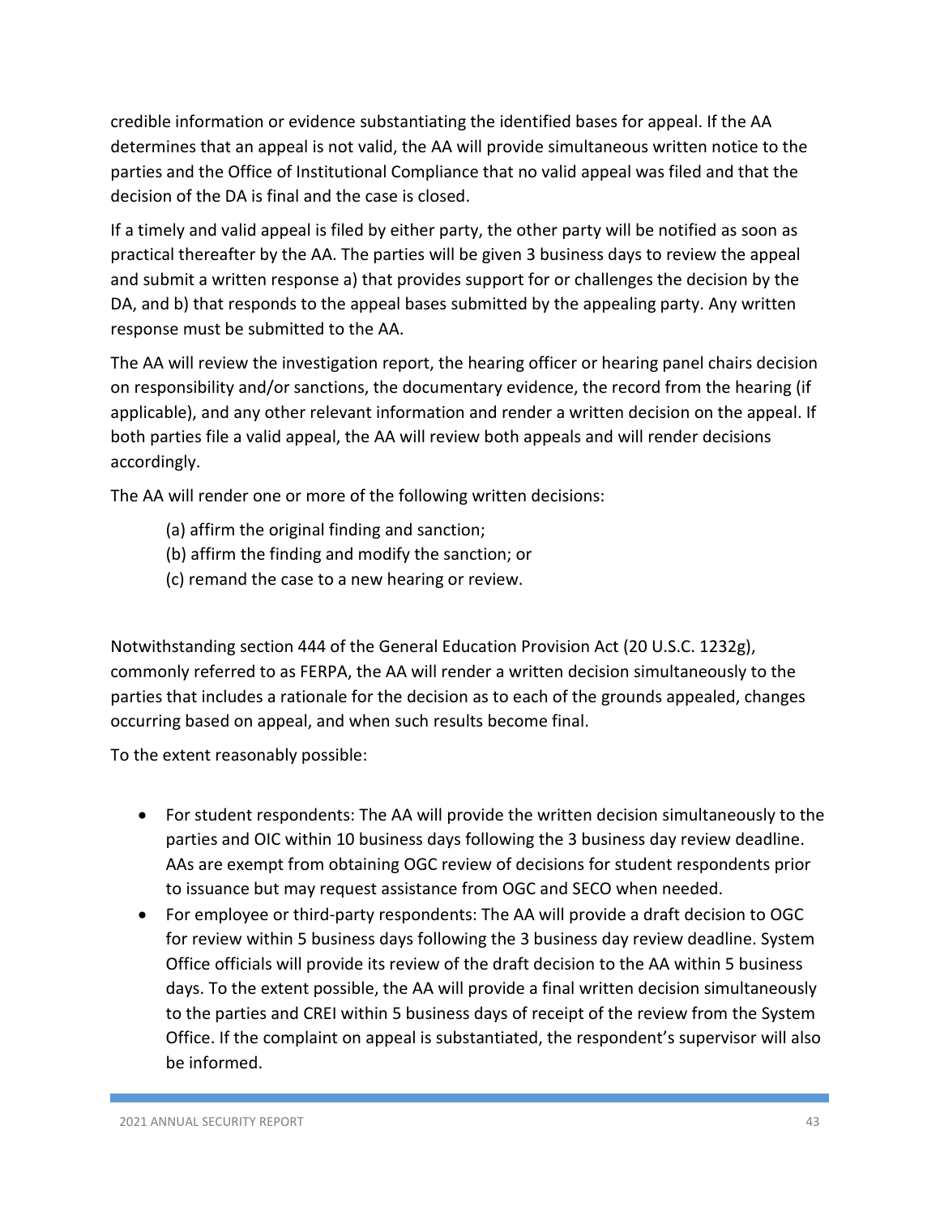credible information or evidence substantiating the identified bases for appeal. If the AA determines that an appeal is not valid, the AA will provide simultaneous written notice to the parties and the Office of Institutional Compliance that no valid appeal was filed and that the decision of the DA is final and the case is closed.

If a timely and valid appeal is filed by either party, the other party will be notified as soon as practical thereafter by the AA. The parties will be given 3 business days to review the appeal and submit a written response a) that provides support for or challenges the decision by the DA, and b) that responds to the appeal bases submitted by the appealing party. Any written response must be submitted to the AA.

The AA will review the investigation report, the hearing officer or hearing panel chairs decision on responsibility and/or sanctions, the documentary evidence, the record from the hearing (if applicable), and any other relevant information and render a written decision on the appeal. If both parties file a valid appeal, the AA will review both appeals and will render decisions accordingly.

The AA will render one or more of the following written decisions:

(a) affirm the original finding and sanction;
(b) affirm the finding and modify the sanction; or
(c) remand the case to a new hearing or review.

Notwithstanding section 444 of the General Education Provision Act (20 U.S.C. 1232g), commonly referred to as FERPA, the AA will render a written decision simultaneously to the parties that includes a rationale for the decision as to each of the grounds appealed, changes occurring based on appeal, and when such results become final.

To the extent reasonably possible:

- For student respondents: The AA will provide the written decision simultaneously to the parties and OIC within 10 business days following the 3 business day review deadline. AAs are exempt from obtaining OGC review of decisions for student respondents prior to issuance but may request assistance from OGC and SECO when needed.
- For employee or third-party respondents: The AA will provide a draft decision to OGC for review within 5 business days following the 3 business day review deadline. System Office officials will provide its review of the draft decision to the AA within 5 business days. To the extent possible, the AA will provide a final written decision simultaneously to the parties and CREI within 5 business days of receipt of the review from the System Office. If the complaint on appeal is substantiated, the respondent's supervisor will also be informed.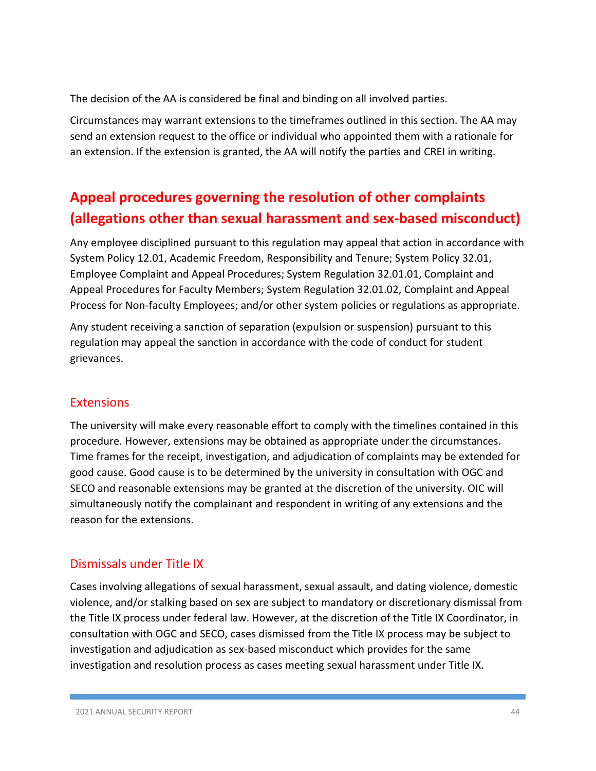The decision of the AA is considered be final and binding on all involved parties.

Circumstances may warrant extensions to the timeframes outlined in this section. The AA may send an extension request to the office or individual who appointed them with a rationale for an extension. If the extension is granted, the AA will notify the parties and CREI in writing.

## Appeal procedures governing the resolution of other complaints (allegations other than sexual harassment and sex-based misconduct)

Any employee disciplined pursuant to this regulation may appeal that action in accordance with System Policy 12.01, Academic Freedom, Responsibility and Tenure; System Policy 32.01, Employee Complaint and Appeal Procedures; System Regulation 32.01.01, Complaint and Appeal Procedures for Faculty Members; System Regulation 32.01.02, Complaint and Appeal Process for Non-faculty Employees; and/or other system policies or regulations as appropriate.

Any student receiving a sanction of separation (expulsion or suspension) pursuant to this regulation may appeal the sanction in accordance with the code of conduct for student grievances.

### Extensions

The university will make every reasonable effort to comply with the timelines contained in this procedure. However, extensions may be obtained as appropriate under the circumstances. Time frames for the receipt, investigation, and adjudication of complaints may be extended for good cause. Good cause is to be determined by the university in consultation with OGC and SECO and reasonable extensions may be granted at the discretion of the university. OIC will simultaneously notify the complainant and respondent in writing of any extensions and the reason for the extensions.

### Dismissals under Title IX

Cases involving allegations of sexual harassment, sexual assault, and dating violence, domestic violence, and/or stalking based on sex are subject to mandatory or discretionary dismissal from the Title IX process under federal law. However, at the discretion of the Title IX Coordinator, in consultation with OGC and SECO, cases dismissed from the Title IX process may be subject to investigation and adjudication as sex-based misconduct which provides for the same investigation and resolution process as cases meeting sexual harassment under Title IX.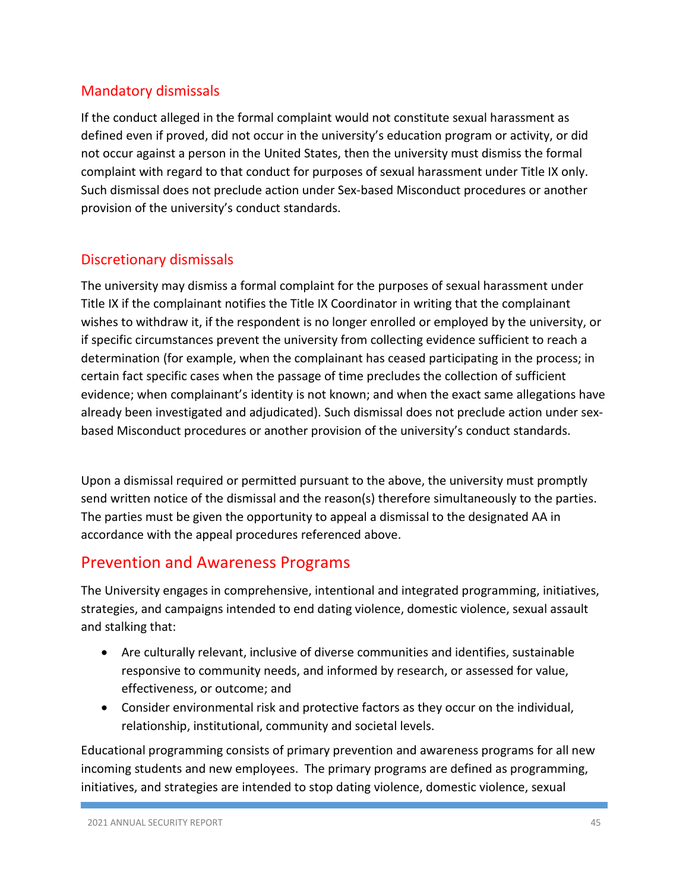### Mandatory dismissals

If the conduct alleged in the formal complaint would not constitute sexual harassment as defined even if proved, did not occur in the university's education program or activity, or did not occur against a person in the United States, then the university must dismiss the formal complaint with regard to that conduct for purposes of sexual harassment under Title IX only. Such dismissal does not preclude action under Sex-based Misconduct procedures or another provision of the university's conduct standards.

### Discretionary dismissals

The university may dismiss a formal complaint for the purposes of sexual harassment under Title IX if the complainant notifies the Title IX Coordinator in writing that the complainant wishes to withdraw it, if the respondent is no longer enrolled or employed by the university, or if specific circumstances prevent the university from collecting evidence sufficient to reach a determination (for example, when the complainant has ceased participating in the process; in certain fact specific cases when the passage of time precludes the collection of sufficient evidence; when complainant's identity is not known; and when the exact same allegations have already been investigated and adjudicated). Such dismissal does not preclude action under sex-based Misconduct procedures or another provision of the university's conduct standards.

Upon a dismissal required or permitted pursuant to the above, the university must promptly send written notice of the dismissal and the reason(s) therefore simultaneously to the parties. The parties must be given the opportunity to appeal a dismissal to the designated AA in accordance with the appeal procedures referenced above.

## Prevention and Awareness Programs

The University engages in comprehensive, intentional and integrated programming, initiatives, strategies, and campaigns intended to end dating violence, domestic violence, sexual assault and stalking that:

- Are culturally relevant, inclusive of diverse communities and identifies, sustainable responsive to community needs, and informed by research, or assessed for value, effectiveness, or outcome; and
- Consider environmental risk and protective factors as they occur on the individual, relationship, institutional, community and societal levels.

Educational programming consists of primary prevention and awareness programs for all new incoming students and new employees. The primary programs are defined as programming, initiatives, and strategies are intended to stop dating violence, domestic violence, sexual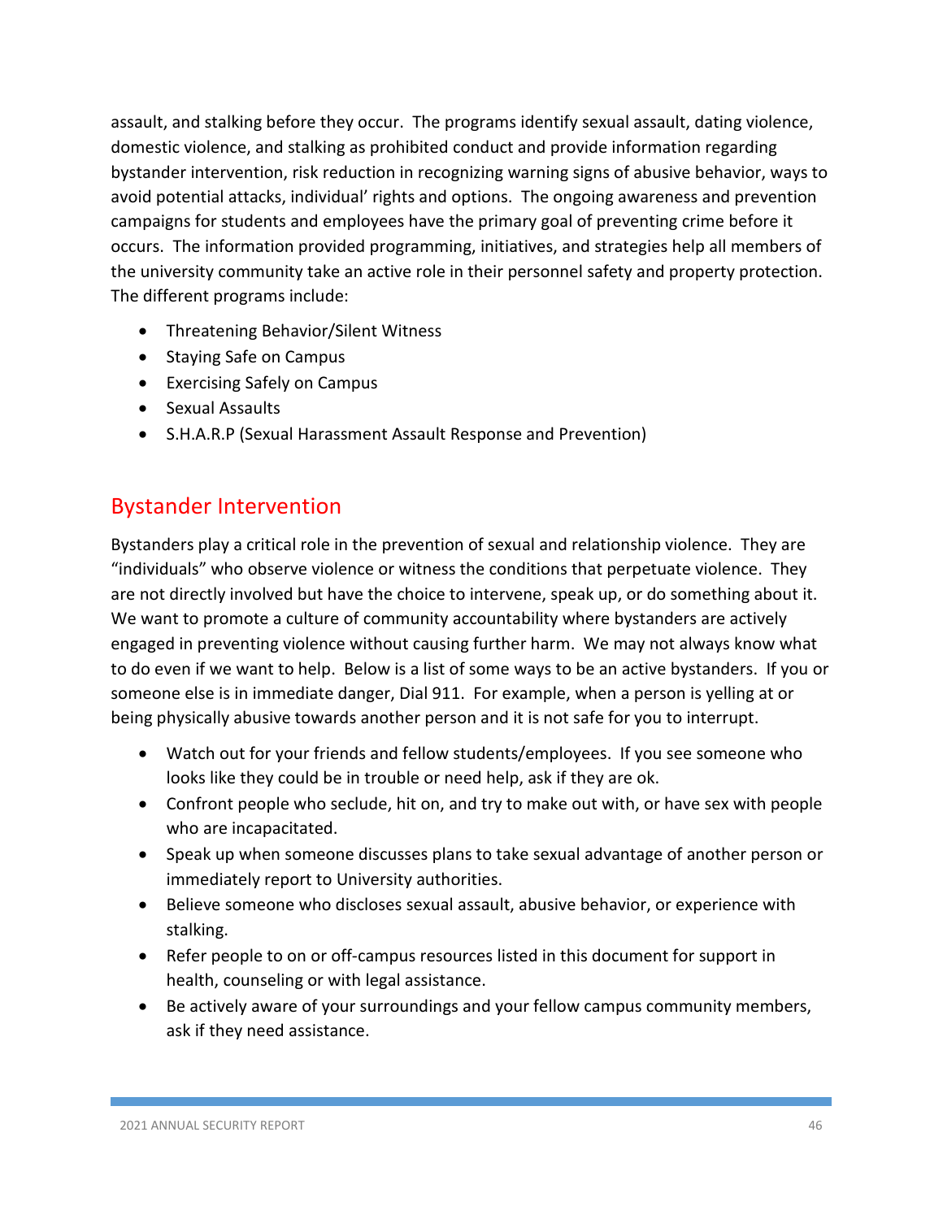assault, and stalking before they occur. The programs identify sexual assault, dating violence, domestic violence, and stalking as prohibited conduct and provide information regarding bystander intervention, risk reduction in recognizing warning signs of abusive behavior, ways to avoid potential attacks, individual' rights and options. The ongoing awareness and prevention campaigns for students and employees have the primary goal of preventing crime before it occurs. The information provided programming, initiatives, and strategies help all members of the university community take an active role in their personnel safety and property protection. The different programs include:

- Threatening Behavior/Silent Witness
- Staying Safe on Campus
- Exercising Safely on Campus
- Sexual Assaults
- S.H.A.R.P (Sexual Harassment Assault Response and Prevention)

## Bystander Intervention

Bystanders play a critical role in the prevention of sexual and relationship violence. They are "individuals" who observe violence or witness the conditions that perpetuate violence. They are not directly involved but have the choice to intervene, speak up, or do something about it. We want to promote a culture of community accountability where bystanders are actively engaged in preventing violence without causing further harm. We may not always know what to do even if we want to help. Below is a list of some ways to be an active bystanders. If you or someone else is in immediate danger, Dial 911. For example, when a person is yelling at or being physically abusive towards another person and it is not safe for you to interrupt.

- Watch out for your friends and fellow students/employees. If you see someone who looks like they could be in trouble or need help, ask if they are ok.
- Confront people who seclude, hit on, and try to make out with, or have sex with people who are incapacitated.
- Speak up when someone discusses plans to take sexual advantage of another person or immediately report to University authorities.
- Believe someone who discloses sexual assault, abusive behavior, or experience with stalking.
- Refer people to on or off-campus resources listed in this document for support in health, counseling or with legal assistance.
- Be actively aware of your surroundings and your fellow campus community members, ask if they need assistance.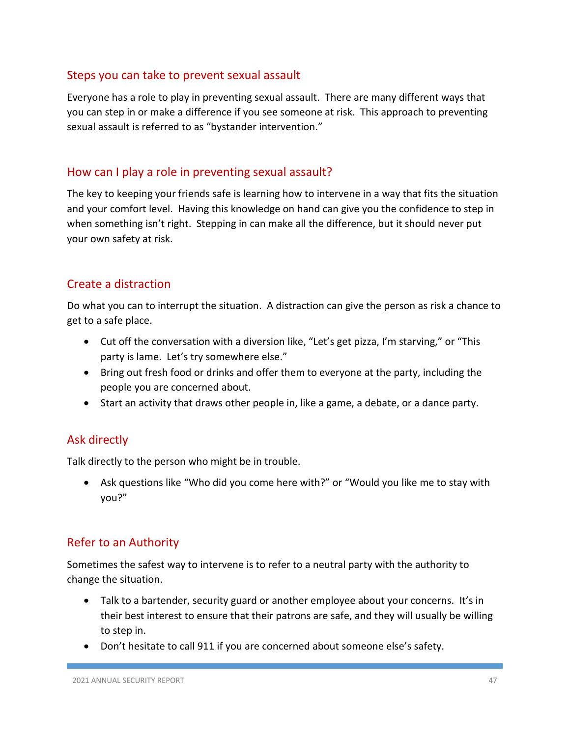## Steps you can take to prevent sexual assault

Everyone has a role to play in preventing sexual assault. There are many different ways that you can step in or make a difference if you see someone at risk. This approach to preventing sexual assault is referred to as "bystander intervention."

## How can I play a role in preventing sexual assault?

The key to keeping your friends safe is learning how to intervene in a way that fits the situation and your comfort level. Having this knowledge on hand can give you the confidence to step in when something isn't right. Stepping in can make all the difference, but it should never put your own safety at risk.

## Create a distraction

Do what you can to interrupt the situation. A distraction can give the person as risk a chance to get to a safe place.

- Cut off the conversation with a diversion like, "Let's get pizza, I'm starving," or "This party is lame. Let's try somewhere else."
- Bring out fresh food or drinks and offer them to everyone at the party, including the people you are concerned about.
- Start an activity that draws other people in, like a game, a debate, or a dance party.

## Ask directly

Talk directly to the person who might be in trouble.

- Ask questions like "Who did you come here with?" or "Would you like me to stay with you?"

## Refer to an Authority

Sometimes the safest way to intervene is to refer to a neutral party with the authority to change the situation.

- Talk to a bartender, security guard or another employee about your concerns. It's in their best interest to ensure that their patrons are safe, and they will usually be willing to step in.
- Don't hesitate to call 911 if you are concerned about someone else's safety.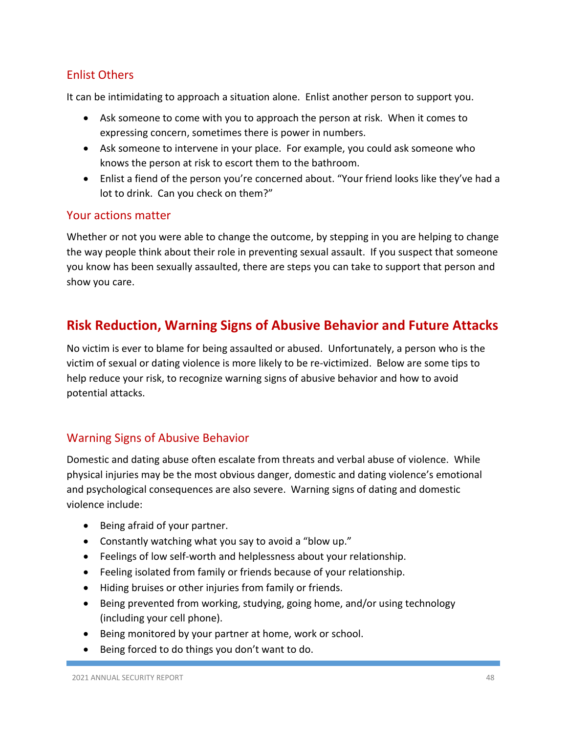### Enlist Others

It can be intimidating to approach a situation alone. Enlist another person to support you.

- Ask someone to come with you to approach the person at risk. When it comes to expressing concern, sometimes there is power in numbers.
- Ask someone to intervene in your place. For example, you could ask someone who knows the person at risk to escort them to the bathroom.
- Enlist a fiend of the person you're concerned about. "Your friend looks like they've had a lot to drink. Can you check on them?"

### Your actions matter

Whether or not you were able to change the outcome, by stepping in you are helping to change the way people think about their role in preventing sexual assault. If you suspect that someone you know has been sexually assaulted, there are steps you can take to support that person and show you care.

## Risk Reduction, Warning Signs of Abusive Behavior and Future Attacks

No victim is ever to blame for being assaulted or abused. Unfortunately, a person who is the victim of sexual or dating violence is more likely to be re-victimized. Below are some tips to help reduce your risk, to recognize warning signs of abusive behavior and how to avoid potential attacks.

### Warning Signs of Abusive Behavior

Domestic and dating abuse often escalate from threats and verbal abuse of violence. While physical injuries may be the most obvious danger, domestic and dating violence's emotional and psychological consequences are also severe. Warning signs of dating and domestic violence include:

- Being afraid of your partner.
- Constantly watching what you say to avoid a "blow up."
- Feelings of low self-worth and helplessness about your relationship.
- Feeling isolated from family or friends because of your relationship.
- Hiding bruises or other injuries from family or friends.
- Being prevented from working, studying, going home, and/or using technology (including your cell phone).
- Being monitored by your partner at home, work or school.
- Being forced to do things you don't want to do.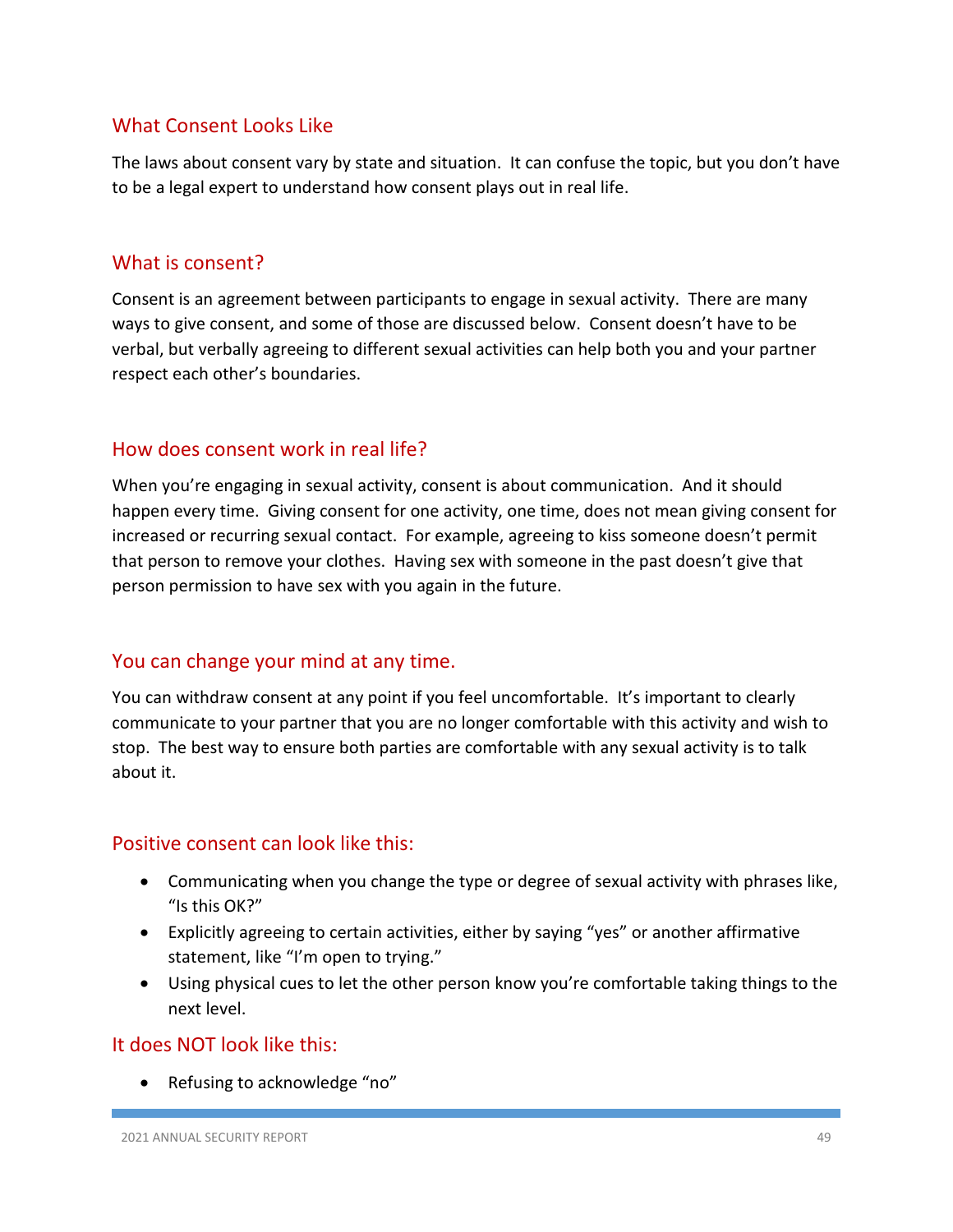## What Consent Looks Like

The laws about consent vary by state and situation. It can confuse the topic, but you don't have to be a legal expert to understand how consent plays out in real life.

## What is consent?

Consent is an agreement between participants to engage in sexual activity. There are many ways to give consent, and some of those are discussed below. Consent doesn't have to be verbal, but verbally agreeing to different sexual activities can help both you and your partner respect each other's boundaries.

## How does consent work in real life?

When you're engaging in sexual activity, consent is about communication. And it should happen every time. Giving consent for one activity, one time, does not mean giving consent for increased or recurring sexual contact. For example, agreeing to kiss someone doesn't permit that person to remove your clothes. Having sex with someone in the past doesn't give that person permission to have sex with you again in the future.

## You can change your mind at any time.

You can withdraw consent at any point if you feel uncomfortable. It's important to clearly communicate to your partner that you are no longer comfortable with this activity and wish to stop. The best way to ensure both parties are comfortable with any sexual activity is to talk about it.

## Positive consent can look like this:

- Communicating when you change the type or degree of sexual activity with phrases like, "Is this OK?"
- Explicitly agreeing to certain activities, either by saying "yes" or another affirmative statement, like "I'm open to trying."
- Using physical cues to let the other person know you're comfortable taking things to the next level.

## It does NOT look like this:

- Refusing to acknowledge "no"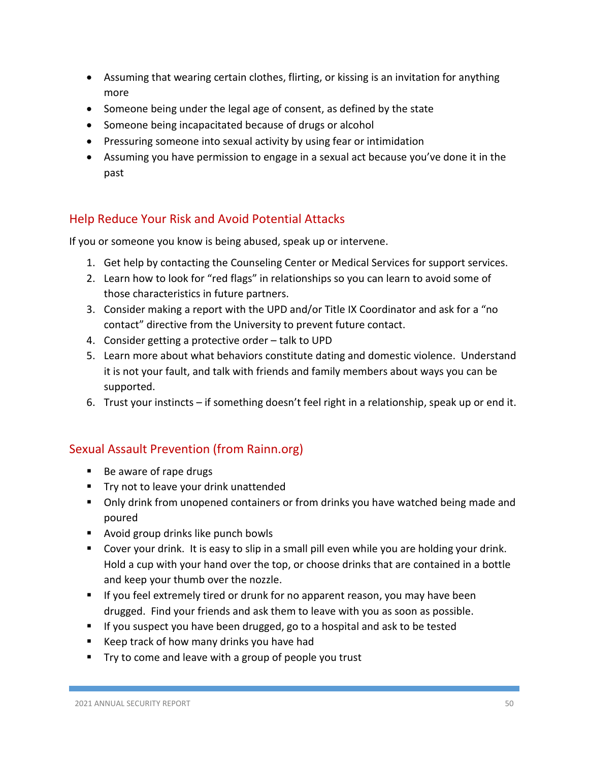- Assuming that wearing certain clothes, flirting, or kissing is an invitation for anything more
- Someone being under the legal age of consent, as defined by the state
- Someone being incapacitated because of drugs or alcohol
- Pressuring someone into sexual activity by using fear or intimidation
- Assuming you have permission to engage in a sexual act because you've done it in the past

## Help Reduce Your Risk and Avoid Potential Attacks

If you or someone you know is being abused, speak up or intervene.

1. Get help by contacting the Counseling Center or Medical Services for support services.
2. Learn how to look for "red flags" in relationships so you can learn to avoid some of those characteristics in future partners.
3. Consider making a report with the UPD and/or Title IX Coordinator and ask for a "no contact" directive from the University to prevent future contact.
4. Consider getting a protective order – talk to UPD
5. Learn more about what behaviors constitute dating and domestic violence. Understand it is not your fault, and talk with friends and family members about ways you can be supported.
6. Trust your instincts – if something doesn't feel right in a relationship, speak up or end it.

## Sexual Assault Prevention (from Rainn.org)

- Be aware of rape drugs
- Try not to leave your drink unattended
- Only drink from unopened containers or from drinks you have watched being made and poured
- Avoid group drinks like punch bowls
- Cover your drink. It is easy to slip in a small pill even while you are holding your drink. Hold a cup with your hand over the top, or choose drinks that are contained in a bottle and keep your thumb over the nozzle.
- If you feel extremely tired or drunk for no apparent reason, you may have been drugged. Find your friends and ask them to leave with you as soon as possible.
- If you suspect you have been drugged, go to a hospital and ask to be tested
- Keep track of how many drinks you have had
- Try to come and leave with a group of people you trust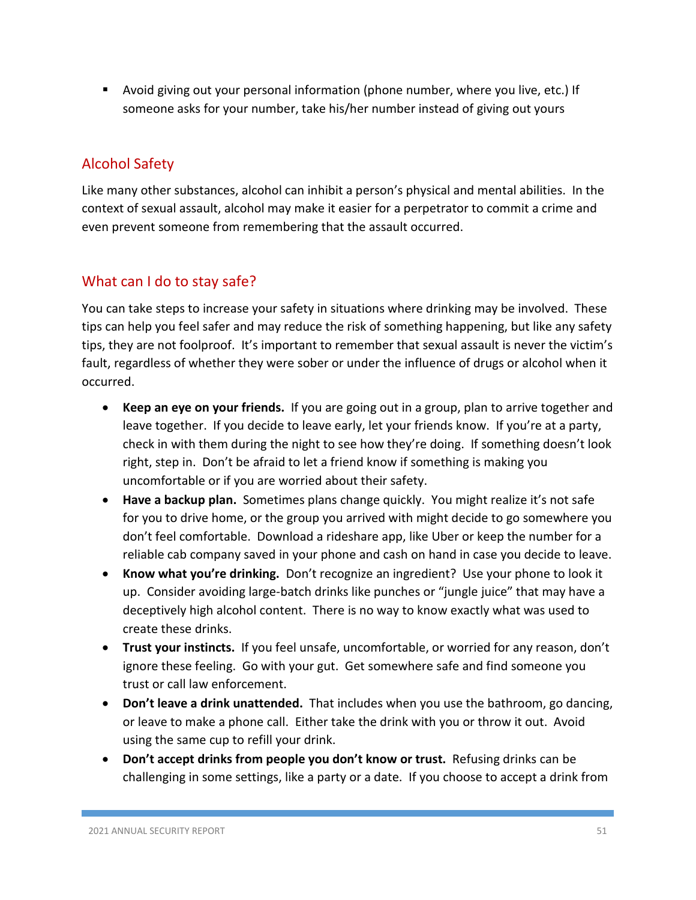- Avoid giving out your personal information (phone number, where you live, etc.) If someone asks for your number, take his/her number instead of giving out yours

## Alcohol Safety

Like many other substances, alcohol can inhibit a person's physical and mental abilities. In the context of sexual assault, alcohol may make it easier for a perpetrator to commit a crime and even prevent someone from remembering that the assault occurred.

## What can I do to stay safe?

You can take steps to increase your safety in situations where drinking may be involved. These tips can help you feel safer and may reduce the risk of something happening, but like any safety tips, they are not foolproof. It's important to remember that sexual assault is never the victim's fault, regardless of whether they were sober or under the influence of drugs or alcohol when it occurred.

- **Keep an eye on your friends.** If you are going out in a group, plan to arrive together and leave together. If you decide to leave early, let your friends know. If you're at a party, check in with them during the night to see how they're doing. If something doesn't look right, step in. Don't be afraid to let a friend know if something is making you uncomfortable or if you are worried about their safety.
- **Have a backup plan.** Sometimes plans change quickly. You might realize it's not safe for you to drive home, or the group you arrived with might decide to go somewhere you don't feel comfortable. Download a rideshare app, like Uber or keep the number for a reliable cab company saved in your phone and cash on hand in case you decide to leave.
- **Know what you're drinking.** Don't recognize an ingredient? Use your phone to look it up. Consider avoiding large-batch drinks like punches or "jungle juice" that may have a deceptively high alcohol content. There is no way to know exactly what was used to create these drinks.
- **Trust your instincts.** If you feel unsafe, uncomfortable, or worried for any reason, don't ignore these feeling. Go with your gut. Get somewhere safe and find someone you trust or call law enforcement.
- **Don't leave a drink unattended.** That includes when you use the bathroom, go dancing, or leave to make a phone call. Either take the drink with you or throw it out. Avoid using the same cup to refill your drink.
- **Don't accept drinks from people you don't know or trust.** Refusing drinks can be challenging in some settings, like a party or a date. If you choose to accept a drink from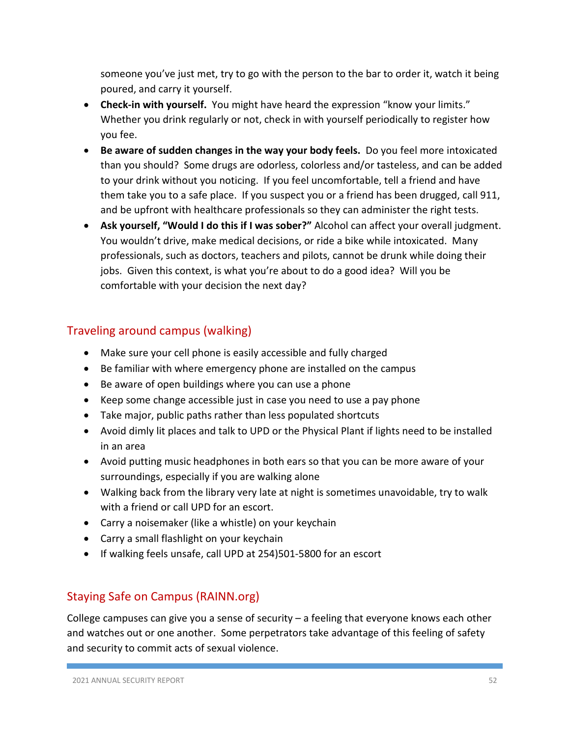someone you've just met, try to go with the person to the bar to order it, watch it being poured, and carry it yourself.

- **Check-in with yourself.** You might have heard the expression "know your limits." Whether you drink regularly or not, check in with yourself periodically to register how you fee.
- **Be aware of sudden changes in the way your body feels.** Do you feel more intoxicated than you should? Some drugs are odorless, colorless and/or tasteless, and can be added to your drink without you noticing. If you feel uncomfortable, tell a friend and have them take you to a safe place. If you suspect you or a friend has been drugged, call 911, and be upfront with healthcare professionals so they can administer the right tests.
- **Ask yourself, "Would I do this if I was sober?"** Alcohol can affect your overall judgment. You wouldn't drive, make medical decisions, or ride a bike while intoxicated. Many professionals, such as doctors, teachers and pilots, cannot be drunk while doing their jobs. Given this context, is what you're about to do a good idea? Will you be comfortable with your decision the next day?

## Traveling around campus (walking)

- Make sure your cell phone is easily accessible and fully charged
- Be familiar with where emergency phone are installed on the campus
- Be aware of open buildings where you can use a phone
- Keep some change accessible just in case you need to use a pay phone
- Take major, public paths rather than less populated shortcuts
- Avoid dimly lit places and talk to UPD or the Physical Plant if lights need to be installed in an area
- Avoid putting music headphones in both ears so that you can be more aware of your surroundings, especially if you are walking alone
- Walking back from the library very late at night is sometimes unavoidable, try to walk with a friend or call UPD for an escort.
- Carry a noisemaker (like a whistle) on your keychain
- Carry a small flashlight on your keychain
- If walking feels unsafe, call UPD at 254)501-5800 for an escort

## Staying Safe on Campus (RAINN.org)

College campuses can give you a sense of security – a feeling that everyone knows each other and watches out or one another. Some perpetrators take advantage of this feeling of safety and security to commit acts of sexual violence.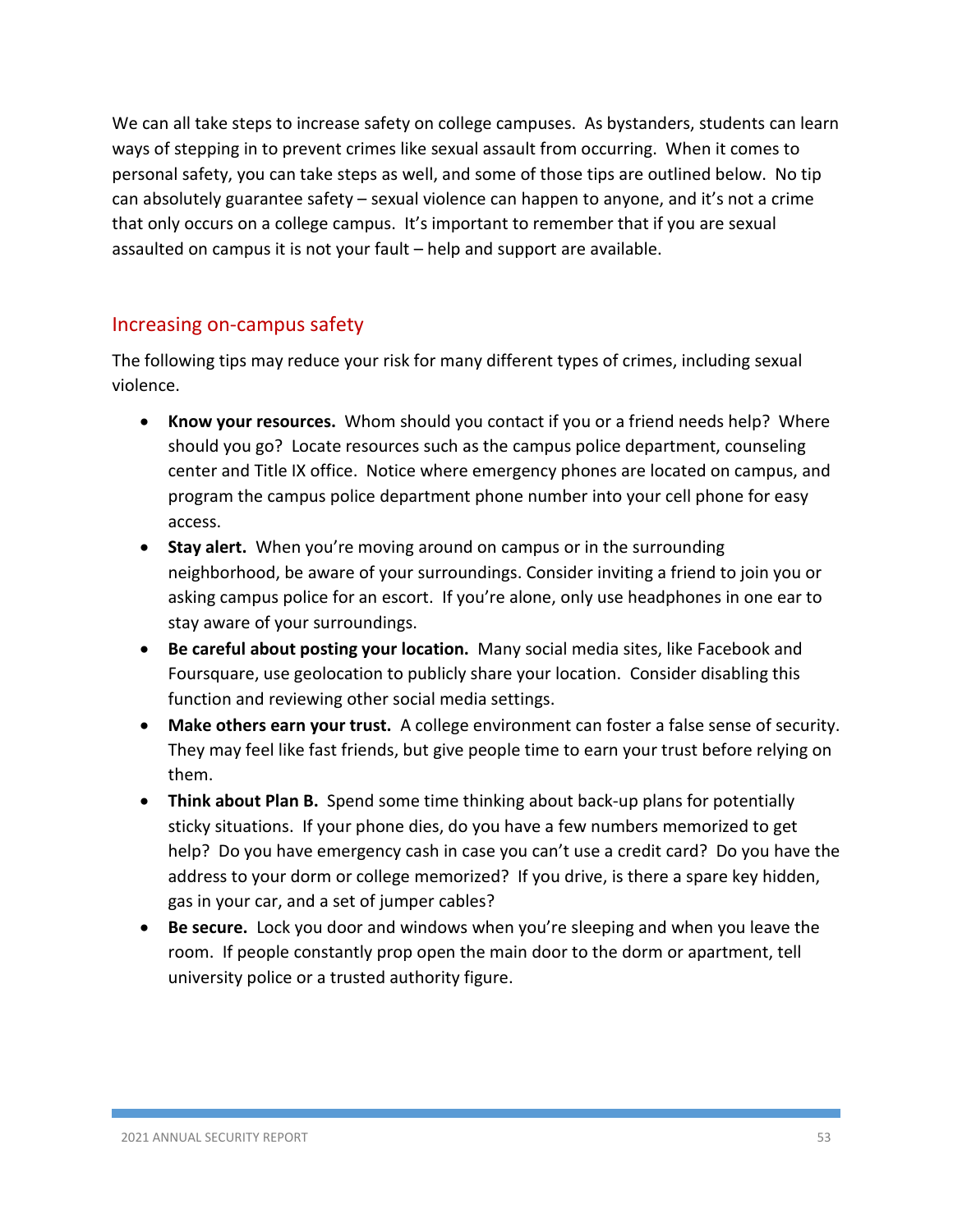We can all take steps to increase safety on college campuses. As bystanders, students can learn ways of stepping in to prevent crimes like sexual assault from occurring. When it comes to personal safety, you can take steps as well, and some of those tips are outlined below. No tip can absolutely guarantee safety – sexual violence can happen to anyone, and it's not a crime that only occurs on a college campus. It's important to remember that if you are sexual assaulted on campus it is not your fault – help and support are available.

## Increasing on-campus safety

The following tips may reduce your risk for many different types of crimes, including sexual violence.

- **Know your resources.** Whom should you contact if you or a friend needs help? Where should you go? Locate resources such as the campus police department, counseling center and Title IX office. Notice where emergency phones are located on campus, and program the campus police department phone number into your cell phone for easy access.
- **Stay alert.** When you're moving around on campus or in the surrounding neighborhood, be aware of your surroundings. Consider inviting a friend to join you or asking campus police for an escort. If you're alone, only use headphones in one ear to stay aware of your surroundings.
- **Be careful about posting your location.** Many social media sites, like Facebook and Foursquare, use geolocation to publicly share your location. Consider disabling this function and reviewing other social media settings.
- **Make others earn your trust.** A college environment can foster a false sense of security. They may feel like fast friends, but give people time to earn your trust before relying on them.
- **Think about Plan B.** Spend some time thinking about back-up plans for potentially sticky situations. If your phone dies, do you have a few numbers memorized to get help? Do you have emergency cash in case you can't use a credit card? Do you have the address to your dorm or college memorized? If you drive, is there a spare key hidden, gas in your car, and a set of jumper cables?
- **Be secure.** Lock you door and windows when you're sleeping and when you leave the room. If people constantly prop open the main door to the dorm or apartment, tell university police or a trusted authority figure.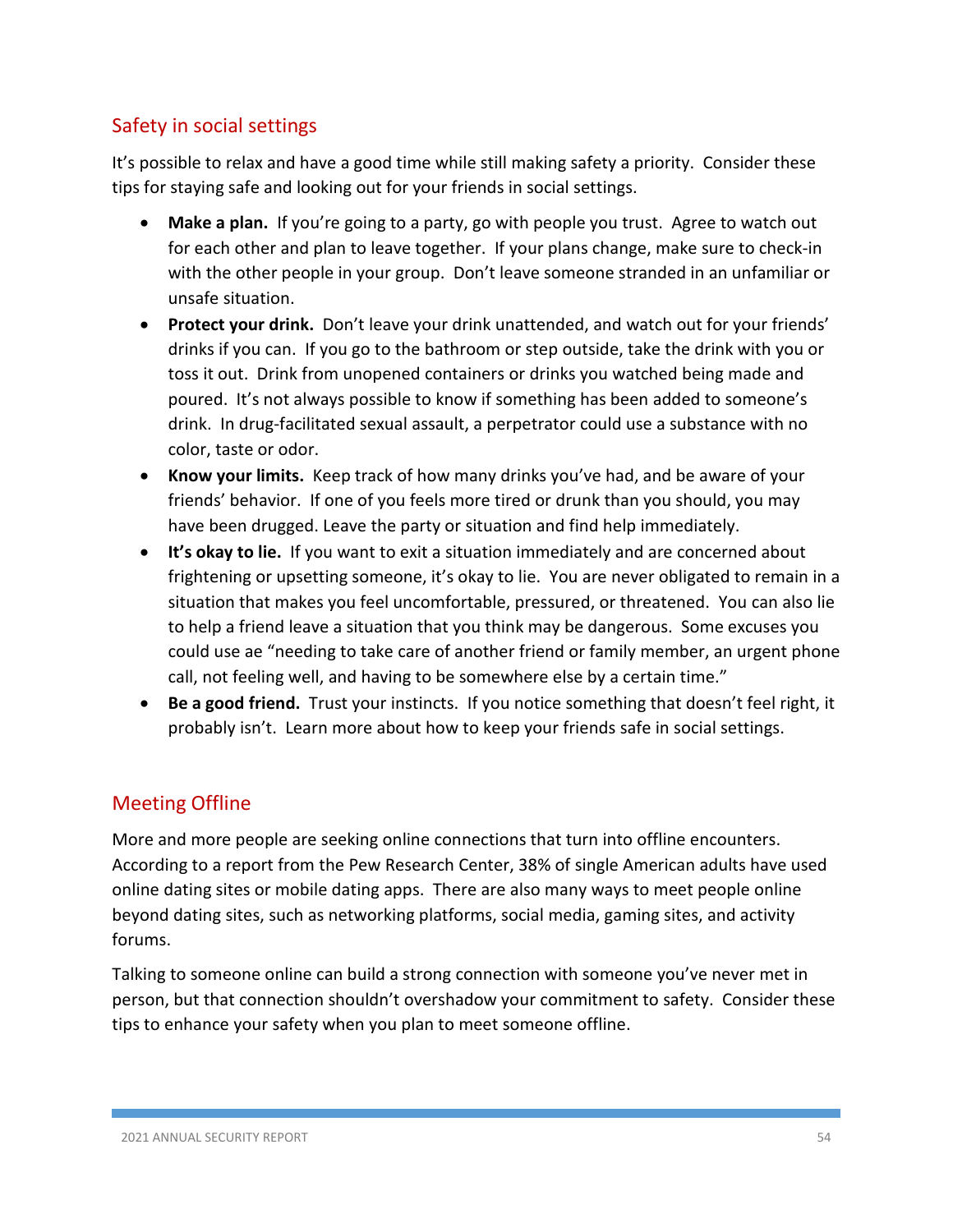## Safety in social settings

It's possible to relax and have a good time while still making safety a priority. Consider these tips for staying safe and looking out for your friends in social settings.

- **Make a plan.** If you're going to a party, go with people you trust. Agree to watch out for each other and plan to leave together. If your plans change, make sure to check-in with the other people in your group. Don't leave someone stranded in an unfamiliar or unsafe situation.
- **Protect your drink.** Don't leave your drink unattended, and watch out for your friends' drinks if you can. If you go to the bathroom or step outside, take the drink with you or toss it out. Drink from unopened containers or drinks you watched being made and poured. It's not always possible to know if something has been added to someone's drink. In drug-facilitated sexual assault, a perpetrator could use a substance with no color, taste or odor.
- **Know your limits.** Keep track of how many drinks you've had, and be aware of your friends' behavior. If one of you feels more tired or drunk than you should, you may have been drugged. Leave the party or situation and find help immediately.
- **It's okay to lie.** If you want to exit a situation immediately and are concerned about frightening or upsetting someone, it's okay to lie. You are never obligated to remain in a situation that makes you feel uncomfortable, pressured, or threatened. You can also lie to help a friend leave a situation that you think may be dangerous. Some excuses you could use ae "needing to take care of another friend or family member, an urgent phone call, not feeling well, and having to be somewhere else by a certain time."
- **Be a good friend.** Trust your instincts. If you notice something that doesn't feel right, it probably isn't. Learn more about how to keep your friends safe in social settings.

## Meeting Offline

More and more people are seeking online connections that turn into offline encounters. According to a report from the Pew Research Center, 38% of single American adults have used online dating sites or mobile dating apps. There are also many ways to meet people online beyond dating sites, such as networking platforms, social media, gaming sites, and activity forums.

Talking to someone online can build a strong connection with someone you've never met in person, but that connection shouldn't overshadow your commitment to safety. Consider these tips to enhance your safety when you plan to meet someone offline.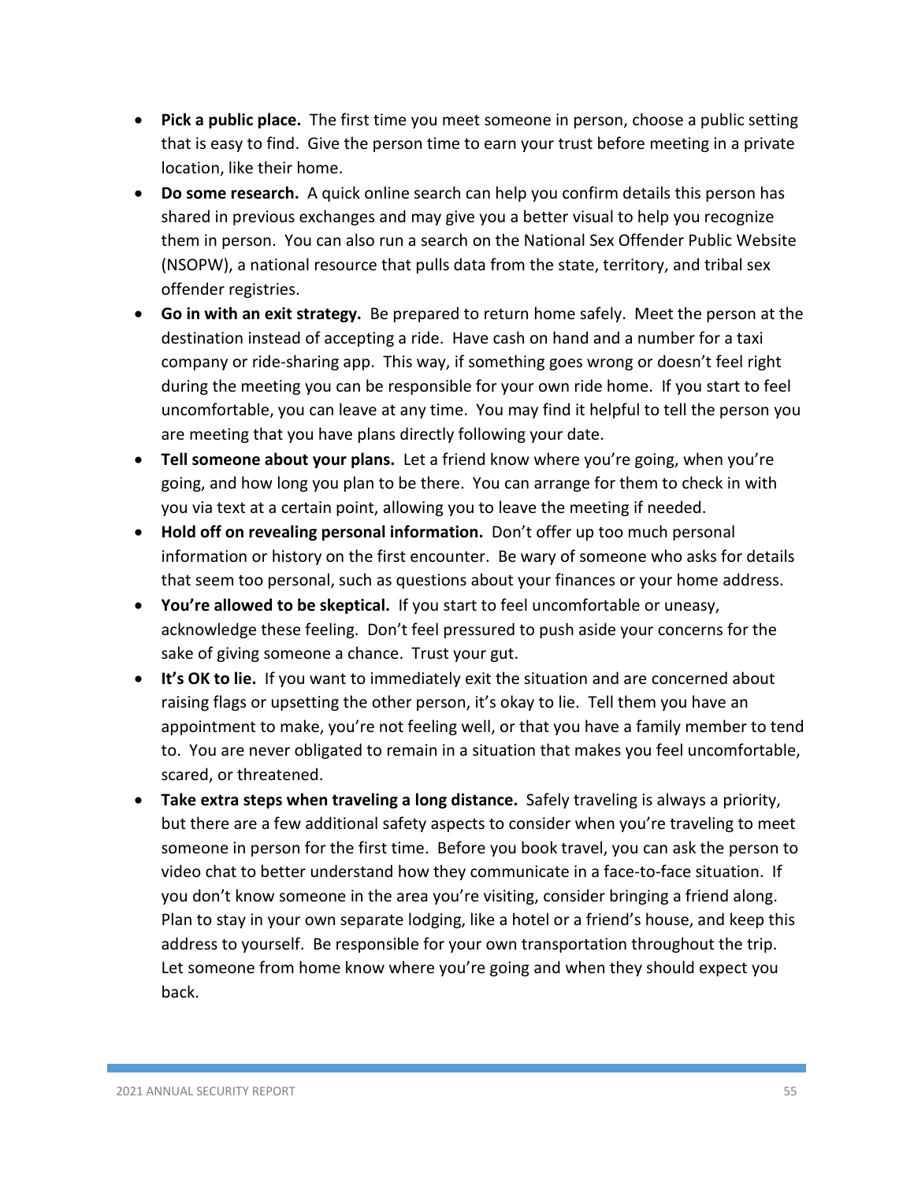- **Pick a public place.** The first time you meet someone in person, choose a public setting that is easy to find. Give the person time to earn your trust before meeting in a private location, like their home.
- **Do some research.** A quick online search can help you confirm details this person has shared in previous exchanges and may give you a better visual to help you recognize them in person. You can also run a search on the National Sex Offender Public Website (NSOPW), a national resource that pulls data from the state, territory, and tribal sex offender registries.
- **Go in with an exit strategy.** Be prepared to return home safely. Meet the person at the destination instead of accepting a ride. Have cash on hand and a number for a taxi company or ride-sharing app. This way, if something goes wrong or doesn't feel right during the meeting you can be responsible for your own ride home. If you start to feel uncomfortable, you can leave at any time. You may find it helpful to tell the person you are meeting that you have plans directly following your date.
- **Tell someone about your plans.** Let a friend know where you're going, when you're going, and how long you plan to be there. You can arrange for them to check in with you via text at a certain point, allowing you to leave the meeting if needed.
- **Hold off on revealing personal information.** Don't offer up too much personal information or history on the first encounter. Be wary of someone who asks for details that seem too personal, such as questions about your finances or your home address.
- **You're allowed to be skeptical.** If you start to feel uncomfortable or uneasy, acknowledge these feeling. Don't feel pressured to push aside your concerns for the sake of giving someone a chance. Trust your gut.
- **It's OK to lie.** If you want to immediately exit the situation and are concerned about raising flags or upsetting the other person, it's okay to lie. Tell them you have an appointment to make, you're not feeling well, or that you have a family member to tend to. You are never obligated to remain in a situation that makes you feel uncomfortable, scared, or threatened.
- **Take extra steps when traveling a long distance.** Safely traveling is always a priority, but there are a few additional safety aspects to consider when you're traveling to meet someone in person for the first time. Before you book travel, you can ask the person to video chat to better understand how they communicate in a face-to-face situation. If you don't know someone in the area you're visiting, consider bringing a friend along. Plan to stay in your own separate lodging, like a hotel or a friend's house, and keep this address to yourself. Be responsible for your own transportation throughout the trip. Let someone from home know where you're going and when they should expect you back.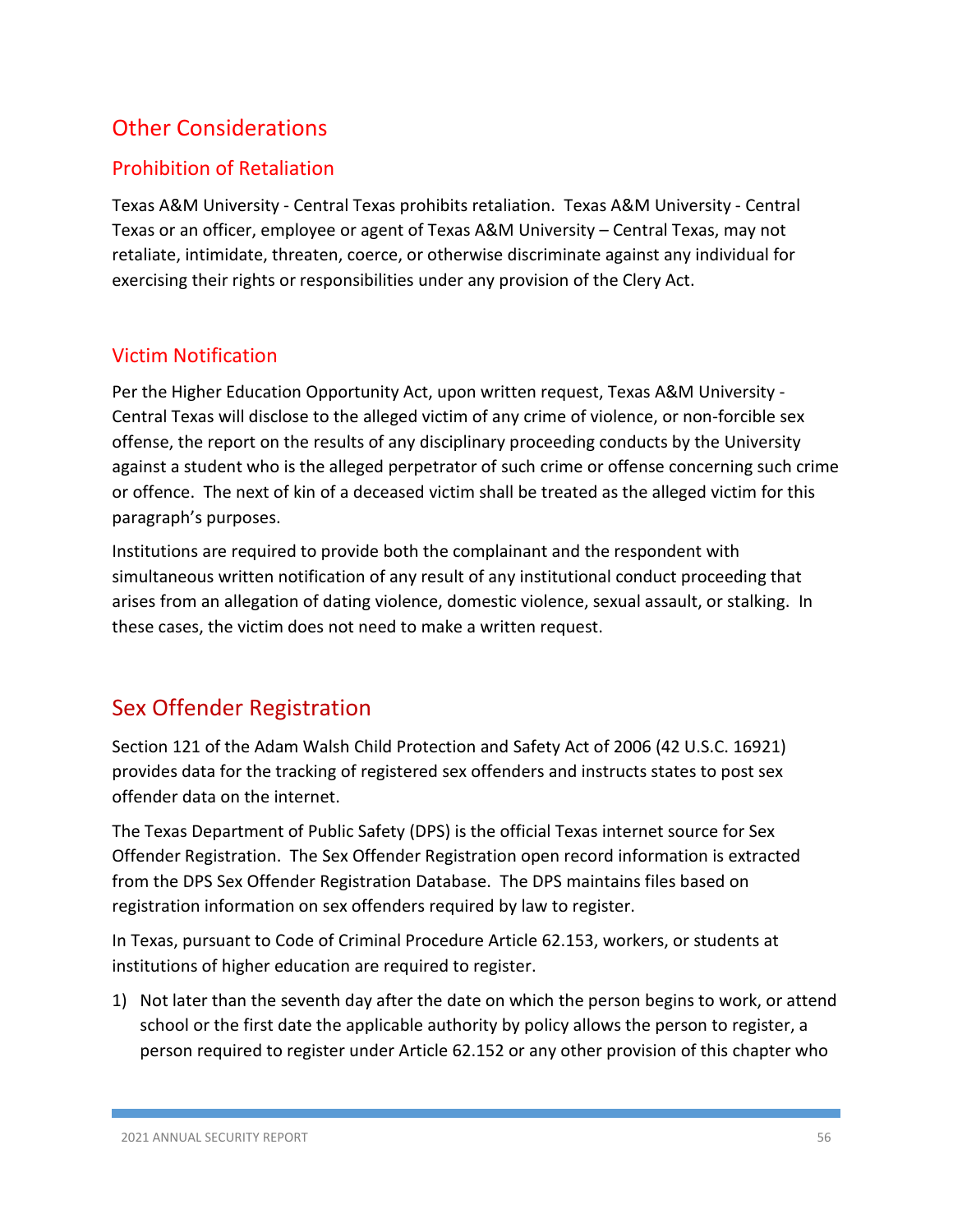# Other Considerations

## Prohibition of Retaliation

Texas A&M University - Central Texas prohibits retaliation. Texas A&M University - Central Texas or an officer, employee or agent of Texas A&M University – Central Texas, may not retaliate, intimidate, threaten, coerce, or otherwise discriminate against any individual for exercising their rights or responsibilities under any provision of the Clery Act.

## Victim Notification

Per the Higher Education Opportunity Act, upon written request, Texas A&M University - Central Texas will disclose to the alleged victim of any crime of violence, or non-forcible sex offense, the report on the results of any disciplinary proceeding conducts by the University against a student who is the alleged perpetrator of such crime or offense concerning such crime or offence. The next of kin of a deceased victim shall be treated as the alleged victim for this paragraph's purposes.

Institutions are required to provide both the complainant and the respondent with simultaneous written notification of any result of any institutional conduct proceeding that arises from an allegation of dating violence, domestic violence, sexual assault, or stalking. In these cases, the victim does not need to make a written request.

# Sex Offender Registration

Section 121 of the Adam Walsh Child Protection and Safety Act of 2006 (42 U.S.C. 16921) provides data for the tracking of registered sex offenders and instructs states to post sex offender data on the internet.

The Texas Department of Public Safety (DPS) is the official Texas internet source for Sex Offender Registration. The Sex Offender Registration open record information is extracted from the DPS Sex Offender Registration Database. The DPS maintains files based on registration information on sex offenders required by law to register.

In Texas, pursuant to Code of Criminal Procedure Article 62.153, workers, or students at institutions of higher education are required to register.

1) Not later than the seventh day after the date on which the person begins to work, or attend school or the first date the applicable authority by policy allows the person to register, a person required to register under Article 62.152 or any other provision of this chapter who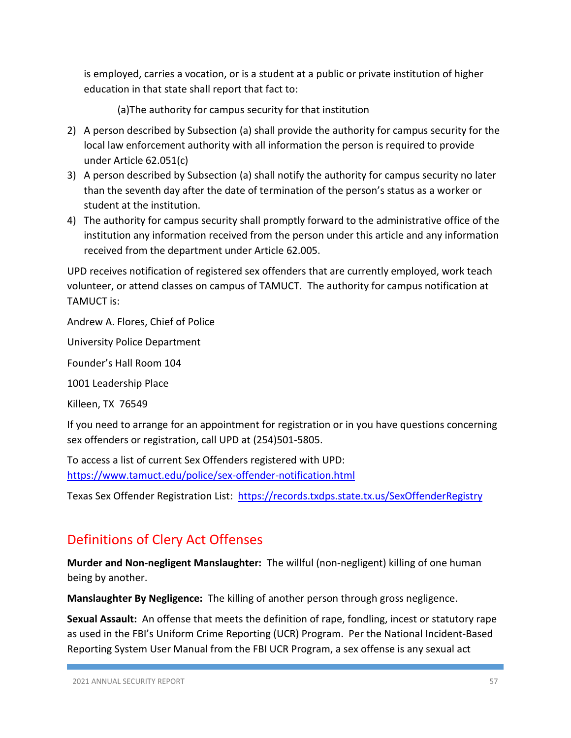is employed, carries a vocation, or is a student at a public or private institution of higher education in that state shall report that fact to:

(a)The authority for campus security for that institution

2) A person described by Subsection (a) shall provide the authority for campus security for the local law enforcement authority with all information the person is required to provide under Article 62.051(c)
3) A person described by Subsection (a) shall notify the authority for campus security no later than the seventh day after the date of termination of the person's status as a worker or student at the institution.
4) The authority for campus security shall promptly forward to the administrative office of the institution any information received from the person under this article and any information received from the department under Article 62.005.

UPD receives notification of registered sex offenders that are currently employed, work teach volunteer, or attend classes on campus of TAMUCT. The authority for campus notification at TAMUCT is:

Andrew A. Flores, Chief of Police

University Police Department

Founder's Hall Room 104

1001 Leadership Place

Killeen, TX 76549

If you need to arrange for an appointment for registration or in you have questions concerning sex offenders or registration, call UPD at (254)501-5805.

To access a list of current Sex Offenders registered with UPD: https://www.tamuct.edu/police/sex-offender-notification.html

Texas Sex Offender Registration List: https://records.txdps.state.tx.us/SexOffenderRegistry

## Definitions of Clery Act Offenses

**Murder and Non-negligent Manslaughter:** The willful (non-negligent) killing of one human being by another.

**Manslaughter By Negligence:** The killing of another person through gross negligence.

**Sexual Assault:** An offense that meets the definition of rape, fondling, incest or statutory rape as used in the FBI's Uniform Crime Reporting (UCR) Program. Per the National Incident-Based Reporting System User Manual from the FBI UCR Program, a sex offense is any sexual act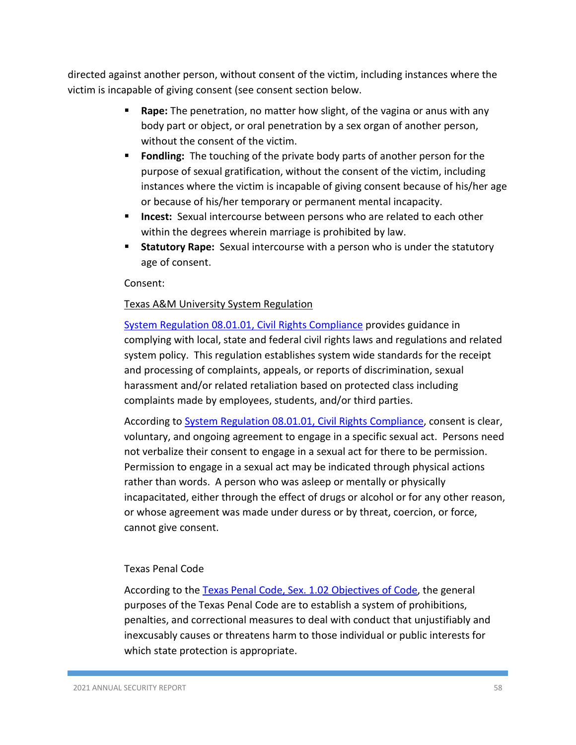directed against another person, without consent of the victim, including instances where the victim is incapable of giving consent (see consent section below.

- **Rape:** The penetration, no matter how slight, of the vagina or anus with any body part or object, or oral penetration by a sex organ of another person, without the consent of the victim.
- **Fondling:** The touching of the private body parts of another person for the purpose of sexual gratification, without the consent of the victim, including instances where the victim is incapable of giving consent because of his/her age or because of his/her temporary or permanent mental incapacity.
- **Incest:** Sexual intercourse between persons who are related to each other within the degrees wherein marriage is prohibited by law.
- **Statutory Rape:** Sexual intercourse with a person who is under the statutory age of consent.

Consent:

Texas A&M University System Regulation

System Regulation 08.01.01, Civil Rights Compliance provides guidance in complying with local, state and federal civil rights laws and regulations and related system policy. This regulation establishes system wide standards for the receipt and processing of complaints, appeals, or reports of discrimination, sexual harassment and/or related retaliation based on protected class including complaints made by employees, students, and/or third parties.

According to System Regulation 08.01.01, Civil Rights Compliance, consent is clear, voluntary, and ongoing agreement to engage in a specific sexual act. Persons need not verbalize their consent to engage in a sexual act for there to be permission. Permission to engage in a sexual act may be indicated through physical actions rather than words. A person who was asleep or mentally or physically incapacitated, either through the effect of drugs or alcohol or for any other reason, or whose agreement was made under duress or by threat, coercion, or force, cannot give consent.

Texas Penal Code

According to the Texas Penal Code, Sex. 1.02 Objectives of Code, the general purposes of the Texas Penal Code are to establish a system of prohibitions, penalties, and correctional measures to deal with conduct that unjustifiably and inexcusably causes or threatens harm to those individual or public interests for which state protection is appropriate.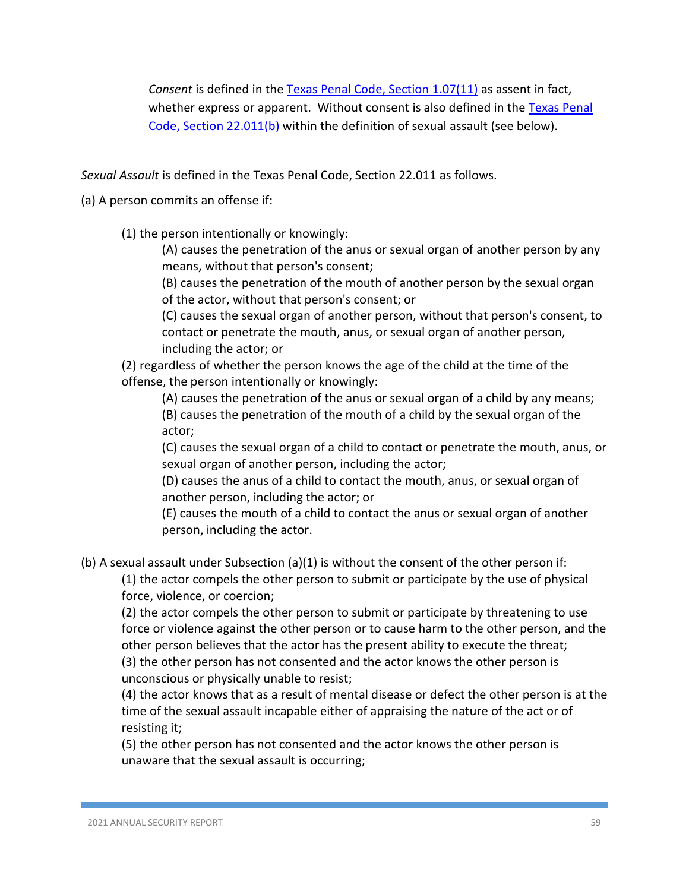*Consent* is defined in the [Texas Penal Code, Section 1.07(11)] as assent in fact, whether express or apparent. Without consent is also defined in the [Texas Penal Code, Section 22.011(b)] within the definition of sexual assault (see below).

*Sexual Assault* is defined in the Texas Penal Code, Section 22.011 as follows.

(a) A person commits an offense if:

- (1) the person intentionally or knowingly:
  - (A) causes the penetration of the anus or sexual organ of another person by any means, without that person's consent;
  - (B) causes the penetration of the mouth of another person by the sexual organ of the actor, without that person's consent; or
  - (C) causes the sexual organ of another person, without that person's consent, to contact or penetrate the mouth, anus, or sexual organ of another person, including the actor; or
- (2) regardless of whether the person knows the age of the child at the time of the offense, the person intentionally or knowingly:
  - (A) causes the penetration of the anus or sexual organ of a child by any means;
  - (B) causes the penetration of the mouth of a child by the sexual organ of the actor;
  - (C) causes the sexual organ of a child to contact or penetrate the mouth, anus, or sexual organ of another person, including the actor;
  - (D) causes the anus of a child to contact the mouth, anus, or sexual organ of another person, including the actor; or
  - (E) causes the mouth of a child to contact the anus or sexual organ of another person, including the actor.

(b) A sexual assault under Subsection (a)(1) is without the consent of the other person if:

- (1) the actor compels the other person to submit or participate by the use of physical force, violence, or coercion;
- (2) the actor compels the other person to submit or participate by threatening to use force or violence against the other person or to cause harm to the other person, and the other person believes that the actor has the present ability to execute the threat;
- (3) the other person has not consented and the actor knows the other person is unconscious or physically unable to resist;
- (4) the actor knows that as a result of mental disease or defect the other person is at the time of the sexual assault incapable either of appraising the nature of the act or of resisting it;
- (5) the other person has not consented and the actor knows the other person is unaware that the sexual assault is occurring;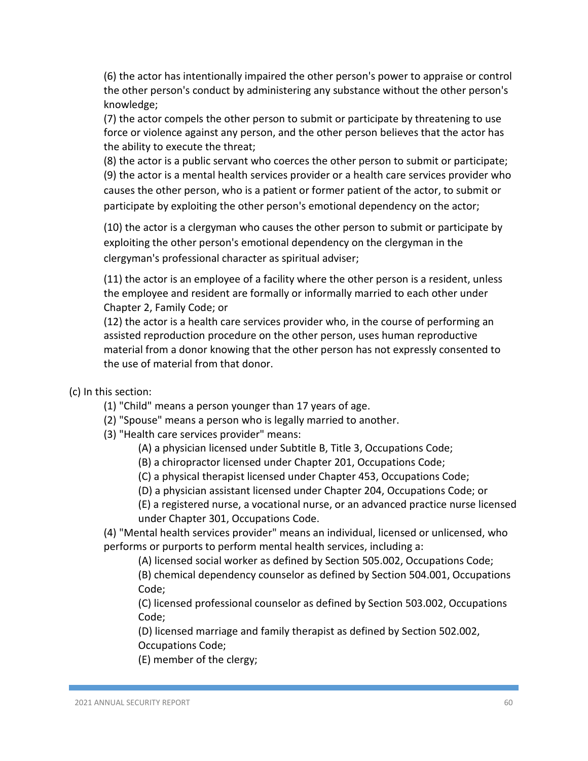(6) the actor has intentionally impaired the other person's power to appraise or control the other person's conduct by administering any substance without the other person's knowledge;

(7) the actor compels the other person to submit or participate by threatening to use force or violence against any person, and the other person believes that the actor has the ability to execute the threat;

(8) the actor is a public servant who coerces the other person to submit or participate;

(9) the actor is a mental health services provider or a health care services provider who causes the other person, who is a patient or former patient of the actor, to submit or participate by exploiting the other person's emotional dependency on the actor;

(10) the actor is a clergyman who causes the other person to submit or participate by exploiting the other person's emotional dependency on the clergyman in the clergyman's professional character as spiritual adviser;

(11) the actor is an employee of a facility where the other person is a resident, unless the employee and resident are formally or informally married to each other under Chapter 2, Family Code; or

(12) the actor is a health care services provider who, in the course of performing an assisted reproduction procedure on the other person, uses human reproductive material from a donor knowing that the other person has not expressly consented to the use of material from that donor.

(c) In this section:

(1) "Child" means a person younger than 17 years of age.

(2) "Spouse" means a person who is legally married to another.

(3) "Health care services provider" means:

(A) a physician licensed under Subtitle B, Title 3, Occupations Code;

(B) a chiropractor licensed under Chapter 201, Occupations Code;

(C) a physical therapist licensed under Chapter 453, Occupations Code;

(D) a physician assistant licensed under Chapter 204, Occupations Code; or

(E) a registered nurse, a vocational nurse, or an advanced practice nurse licensed under Chapter 301, Occupations Code.

(4) "Mental health services provider" means an individual, licensed or unlicensed, who performs or purports to perform mental health services, including a:

(A) licensed social worker as defined by Section 505.002, Occupations Code;

(B) chemical dependency counselor as defined by Section 504.001, Occupations Code;

(C) licensed professional counselor as defined by Section 503.002, Occupations Code;

(D) licensed marriage and family therapist as defined by Section 502.002, Occupations Code;

(E) member of the clergy;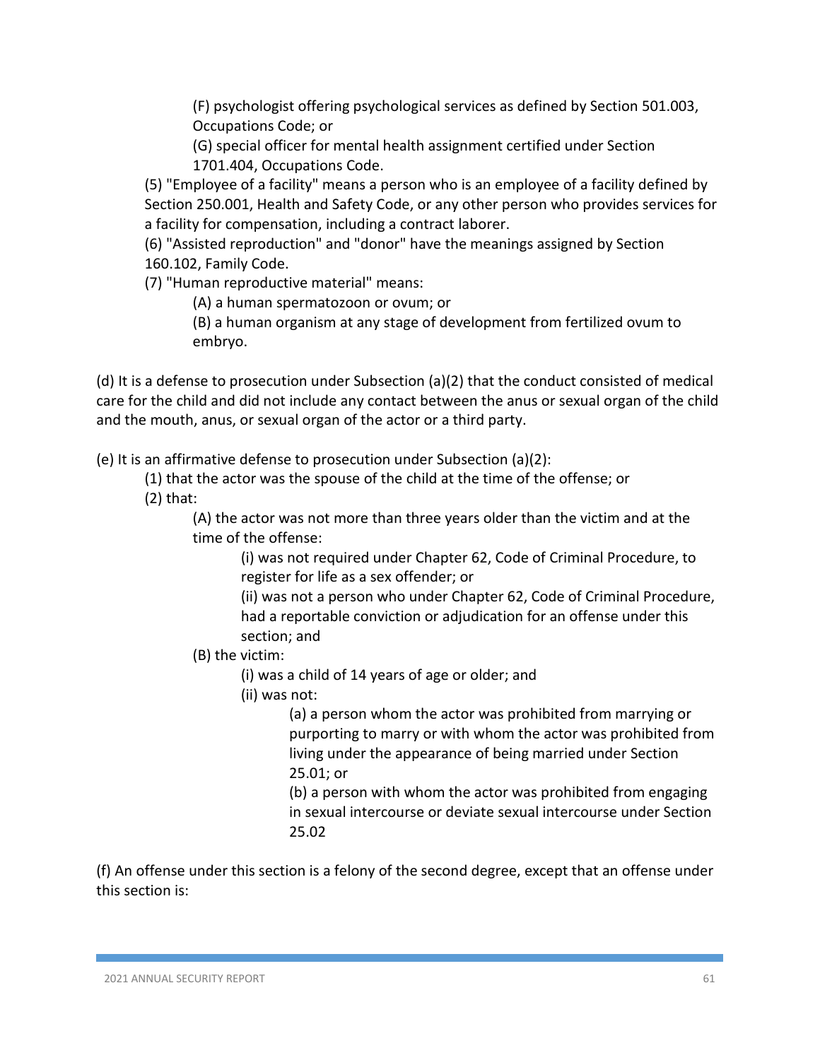(F) psychologist offering psychological services as defined by Section 501.003, Occupations Code; or

(G) special officer for mental health assignment certified under Section 1701.404, Occupations Code.

(5) "Employee of a facility" means a person who is an employee of a facility defined by Section 250.001, Health and Safety Code, or any other person who provides services for a facility for compensation, including a contract laborer.

(6) "Assisted reproduction" and "donor" have the meanings assigned by Section 160.102, Family Code.

(7) "Human reproductive material" means:

(A) a human spermatozoon or ovum; or

(B) a human organism at any stage of development from fertilized ovum to embryo.

(d) It is a defense to prosecution under Subsection (a)(2) that the conduct consisted of medical care for the child and did not include any contact between the anus or sexual organ of the child and the mouth, anus, or sexual organ of the actor or a third party.

(e) It is an affirmative defense to prosecution under Subsection (a)(2):

(1) that the actor was the spouse of the child at the time of the offense; or

(2) that:

(A) the actor was not more than three years older than the victim and at the time of the offense:

(i) was not required under Chapter 62, Code of Criminal Procedure, to register for life as a sex offender; or

(ii) was not a person who under Chapter 62, Code of Criminal Procedure, had a reportable conviction or adjudication for an offense under this section; and

(B) the victim:

(i) was a child of 14 years of age or older; and

(ii) was not:

(a) a person whom the actor was prohibited from marrying or purporting to marry or with whom the actor was prohibited from living under the appearance of being married under Section 25.01; or

(b) a person with whom the actor was prohibited from engaging in sexual intercourse or deviate sexual intercourse under Section 25.02

(f) An offense under this section is a felony of the second degree, except that an offense under this section is: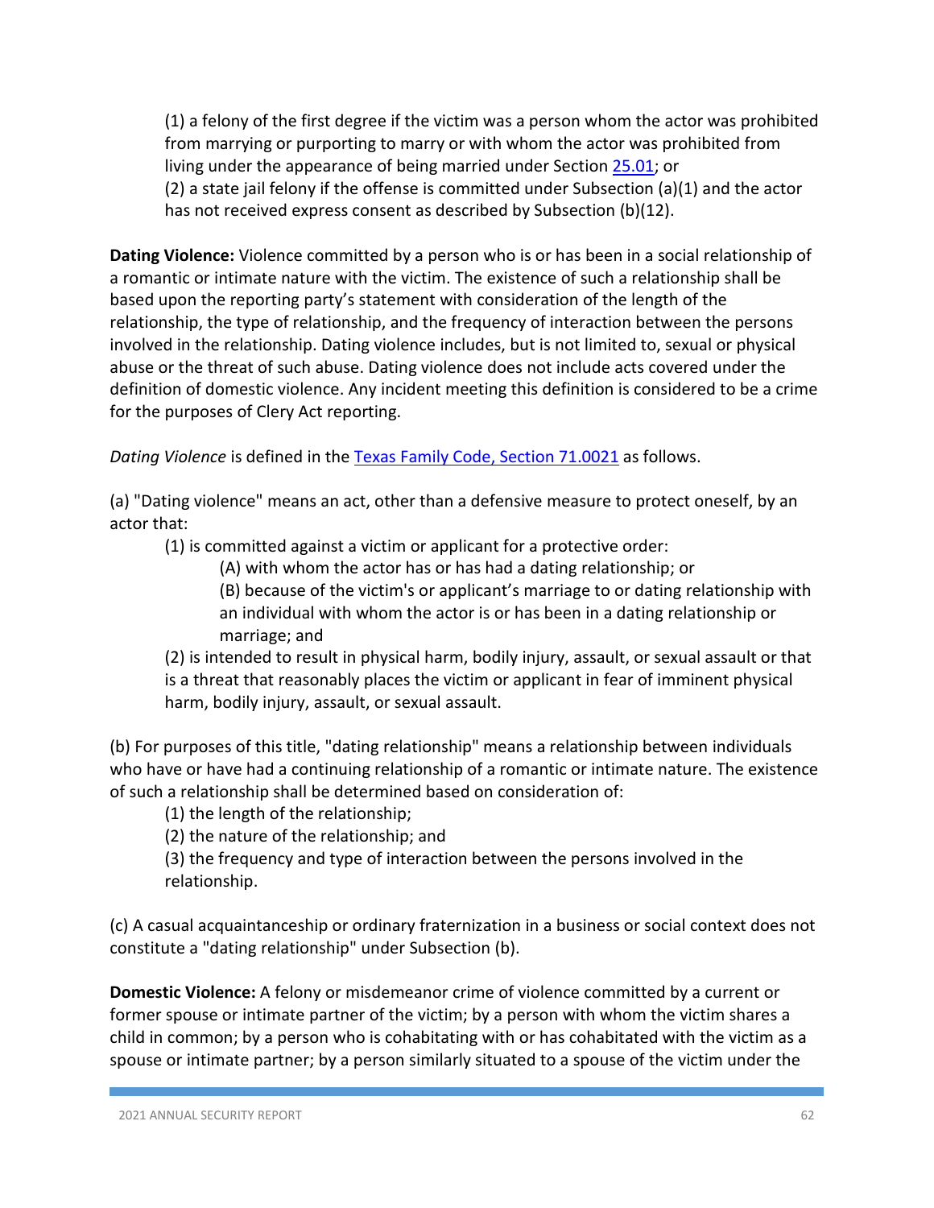(1) a felony of the first degree if the victim was a person whom the actor was prohibited from marrying or purporting to marry or with whom the actor was prohibited from living under the appearance of being married under Section [25.01](); or
(2) a state jail felony if the offense is committed under Subsection (a)(1) and the actor has not received express consent as described by Subsection (b)(12).

**Dating Violence:** Violence committed by a person who is or has been in a social relationship of a romantic or intimate nature with the victim. The existence of such a relationship shall be based upon the reporting party's statement with consideration of the length of the relationship, the type of relationship, and the frequency of interaction between the persons involved in the relationship. Dating violence includes, but is not limited to, sexual or physical abuse or the threat of such abuse. Dating violence does not include acts covered under the definition of domestic violence. Any incident meeting this definition is considered to be a crime for the purposes of Clery Act reporting.

*Dating Violence* is defined in the [Texas Family Code, Section 71.0021]() as follows.

(a) "Dating violence" means an act, other than a defensive measure to protect oneself, by an actor that:

(1) is committed against a victim or applicant for a protective order:

(A) with whom the actor has or has had a dating relationship; or

(B) because of the victim's or applicant's marriage to or dating relationship with an individual with whom the actor is or has been in a dating relationship or marriage; and

(2) is intended to result in physical harm, bodily injury, assault, or sexual assault or that is a threat that reasonably places the victim or applicant in fear of imminent physical harm, bodily injury, assault, or sexual assault.

(b) For purposes of this title, "dating relationship" means a relationship between individuals who have or have had a continuing relationship of a romantic or intimate nature. The existence of such a relationship shall be determined based on consideration of:

(1) the length of the relationship;

(2) the nature of the relationship; and

(3) the frequency and type of interaction between the persons involved in the relationship.

(c) A casual acquaintanceship or ordinary fraternization in a business or social context does not constitute a "dating relationship" under Subsection (b).

**Domestic Violence:** A felony or misdemeanor crime of violence committed by a current or former spouse or intimate partner of the victim; by a person with whom the victim shares a child in common; by a person who is cohabitating with or has cohabitated with the victim as a spouse or intimate partner; by a person similarly situated to a spouse of the victim under the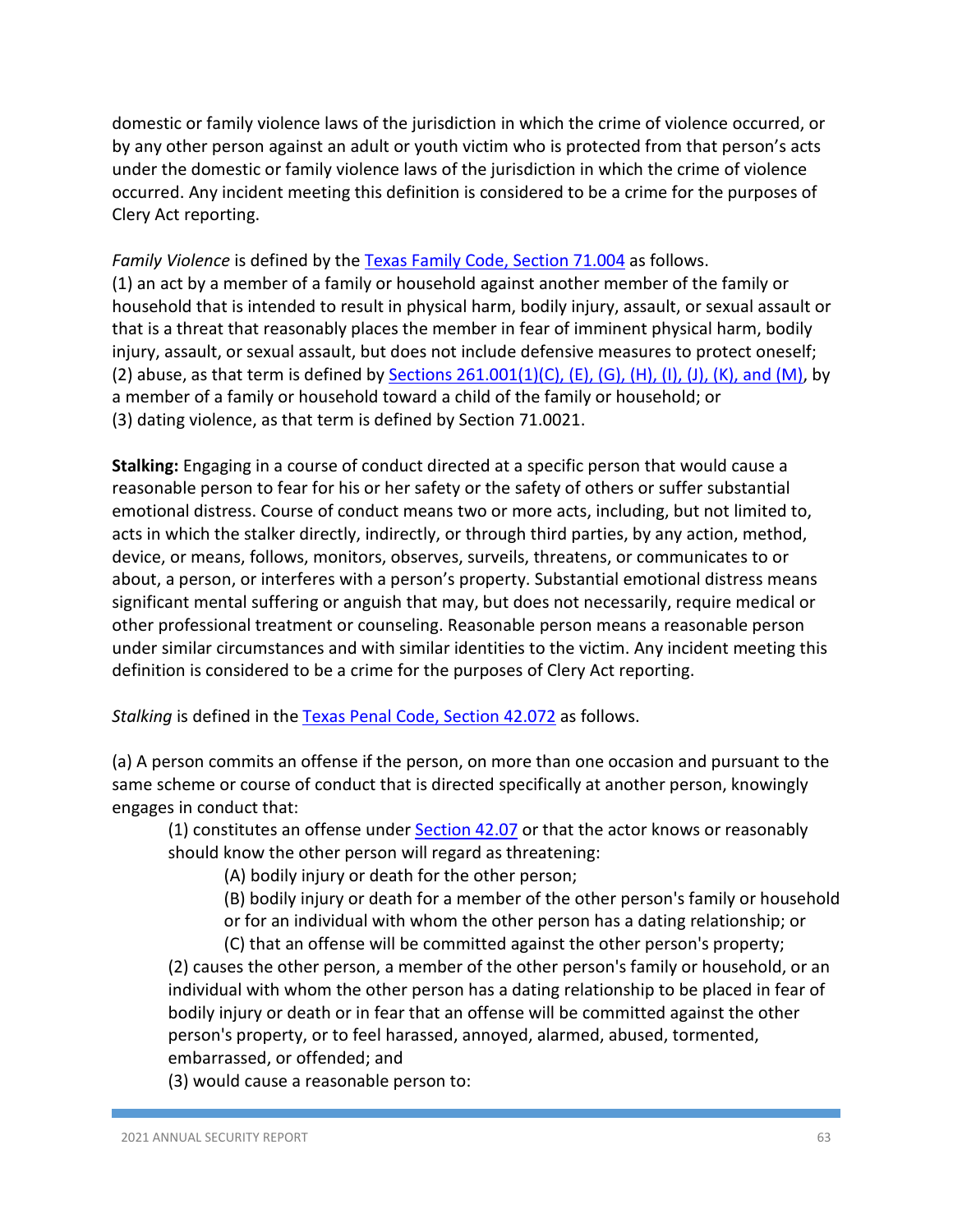domestic or family violence laws of the jurisdiction in which the crime of violence occurred, or by any other person against an adult or youth victim who is protected from that person's acts under the domestic or family violence laws of the jurisdiction in which the crime of violence occurred. Any incident meeting this definition is considered to be a crime for the purposes of Clery Act reporting.

*Family Violence* is defined by the Texas Family Code, Section 71.004 as follows.
(1) an act by a member of a family or household against another member of the family or household that is intended to result in physical harm, bodily injury, assault, or sexual assault or that is a threat that reasonably places the member in fear of imminent physical harm, bodily injury, assault, or sexual assault, but does not include defensive measures to protect oneself;
(2) abuse, as that term is defined by Sections 261.001(1)(C), (E), (G), (H), (I), (J), (K), and (M), by a member of a family or household toward a child of the family or household; or
(3) dating violence, as that term is defined by Section 71.0021.

**Stalking:** Engaging in a course of conduct directed at a specific person that would cause a reasonable person to fear for his or her safety or the safety of others or suffer substantial emotional distress. Course of conduct means two or more acts, including, but not limited to, acts in which the stalker directly, indirectly, or through third parties, by any action, method, device, or means, follows, monitors, observes, surveils, threatens, or communicates to or about, a person, or interferes with a person's property. Substantial emotional distress means significant mental suffering or anguish that may, but does not necessarily, require medical or other professional treatment or counseling. Reasonable person means a reasonable person under similar circumstances and with similar identities to the victim. Any incident meeting this definition is considered to be a crime for the purposes of Clery Act reporting.

*Stalking* is defined in the Texas Penal Code, Section 42.072 as follows.

(a) A person commits an offense if the person, on more than one occasion and pursuant to the same scheme or course of conduct that is directed specifically at another person, knowingly engages in conduct that:

> (1) constitutes an offense under Section 42.07 or that the actor knows or reasonably should know the other person will regard as threatening:
>
> > (A) bodily injury or death for the other person;
> >
> > (B) bodily injury or death for a member of the other person's family or household or for an individual with whom the other person has a dating relationship; or
> >
> > (C) that an offense will be committed against the other person's property;
>
> (2) causes the other person, a member of the other person's family or household, or an individual with whom the other person has a dating relationship to be placed in fear of bodily injury or death or in fear that an offense will be committed against the other person's property, or to feel harassed, annoyed, alarmed, abused, tormented, embarrassed, or offended; and
>
> (3) would cause a reasonable person to: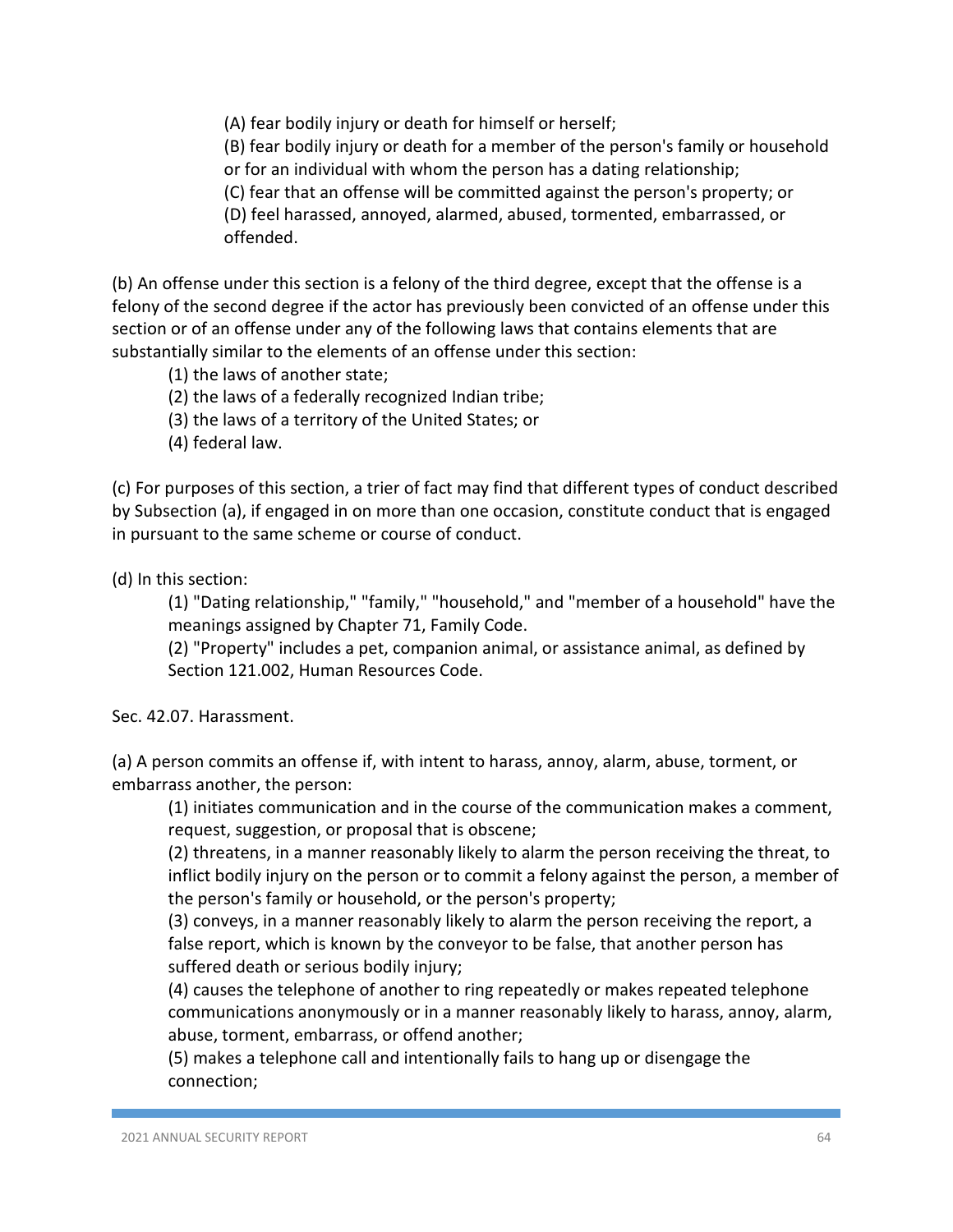(A) fear bodily injury or death for himself or herself;

(B) fear bodily injury or death for a member of the person's family or household or for an individual with whom the person has a dating relationship;

(C) fear that an offense will be committed against the person's property; or

(D) feel harassed, annoyed, alarmed, abused, tormented, embarrassed, or offended.

(b) An offense under this section is a felony of the third degree, except that the offense is a felony of the second degree if the actor has previously been convicted of an offense under this section or of an offense under any of the following laws that contains elements that are substantially similar to the elements of an offense under this section:

(1) the laws of another state;

(2) the laws of a federally recognized Indian tribe;

(3) the laws of a territory of the United States; or

(4) federal law.

(c) For purposes of this section, a trier of fact may find that different types of conduct described by Subsection (a), if engaged in on more than one occasion, constitute conduct that is engaged in pursuant to the same scheme or course of conduct.

(d) In this section:

(1) "Dating relationship," "family," "household," and "member of a household" have the meanings assigned by Chapter 71, Family Code.

(2) "Property" includes a pet, companion animal, or assistance animal, as defined by Section 121.002, Human Resources Code.

Sec. 42.07. Harassment.

(a) A person commits an offense if, with intent to harass, annoy, alarm, abuse, torment, or embarrass another, the person:

(1) initiates communication and in the course of the communication makes a comment, request, suggestion, or proposal that is obscene;

(2) threatens, in a manner reasonably likely to alarm the person receiving the threat, to inflict bodily injury on the person or to commit a felony against the person, a member of the person's family or household, or the person's property;

(3) conveys, in a manner reasonably likely to alarm the person receiving the report, a false report, which is known by the conveyor to be false, that another person has suffered death or serious bodily injury;

(4) causes the telephone of another to ring repeatedly or makes repeated telephone communications anonymously or in a manner reasonably likely to harass, annoy, alarm, abuse, torment, embarrass, or offend another;

(5) makes a telephone call and intentionally fails to hang up or disengage the connection;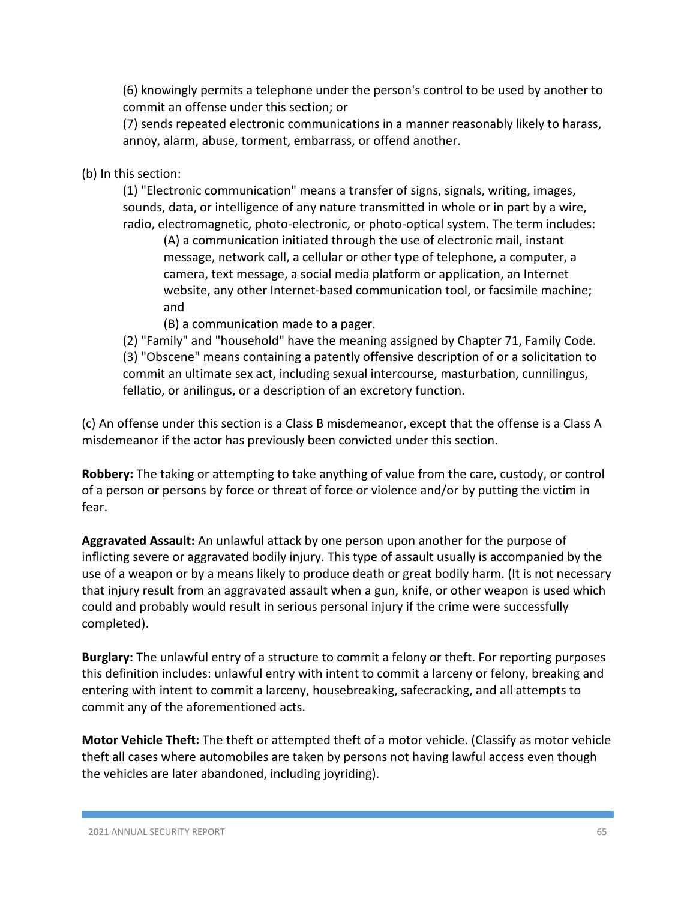(6) knowingly permits a telephone under the person's control to be used by another to commit an offense under this section; or

(7) sends repeated electronic communications in a manner reasonably likely to harass, annoy, alarm, abuse, torment, embarrass, or offend another.

(b) In this section:

(1) "Electronic communication" means a transfer of signs, signals, writing, images, sounds, data, or intelligence of any nature transmitted in whole or in part by a wire, radio, electromagnetic, photo-electronic, or photo-optical system. The term includes:

(A) a communication initiated through the use of electronic mail, instant message, network call, a cellular or other type of telephone, a computer, a camera, text message, a social media platform or application, an Internet website, any other Internet-based communication tool, or facsimile machine; and

(B) a communication made to a pager.

(2) "Family" and "household" have the meaning assigned by Chapter 71, Family Code.

(3) "Obscene" means containing a patently offensive description of or a solicitation to commit an ultimate sex act, including sexual intercourse, masturbation, cunnilingus, fellatio, or anilingus, or a description of an excretory function.

(c) An offense under this section is a Class B misdemeanor, except that the offense is a Class A misdemeanor if the actor has previously been convicted under this section.

**Robbery:** The taking or attempting to take anything of value from the care, custody, or control of a person or persons by force or threat of force or violence and/or by putting the victim in fear.

**Aggravated Assault:** An unlawful attack by one person upon another for the purpose of inflicting severe or aggravated bodily injury. This type of assault usually is accompanied by the use of a weapon or by a means likely to produce death or great bodily harm. (It is not necessary that injury result from an aggravated assault when a gun, knife, or other weapon is used which could and probably would result in serious personal injury if the crime were successfully completed).

**Burglary:** The unlawful entry of a structure to commit a felony or theft. For reporting purposes this definition includes: unlawful entry with intent to commit a larceny or felony, breaking and entering with intent to commit a larceny, housebreaking, safecracking, and all attempts to commit any of the aforementioned acts.

**Motor Vehicle Theft:** The theft or attempted theft of a motor vehicle. (Classify as motor vehicle theft all cases where automobiles are taken by persons not having lawful access even though the vehicles are later abandoned, including joyriding).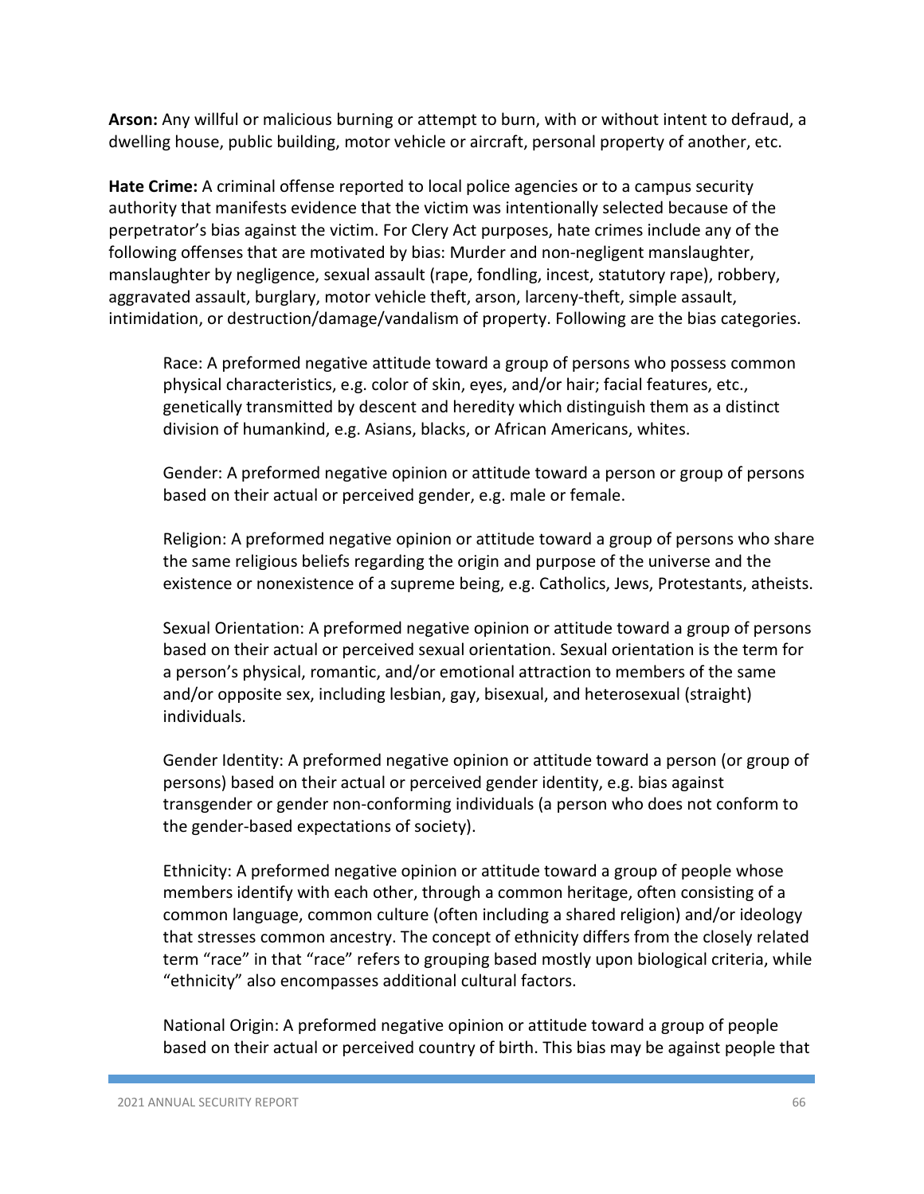**Arson:** Any willful or malicious burning or attempt to burn, with or without intent to defraud, a dwelling house, public building, motor vehicle or aircraft, personal property of another, etc.

**Hate Crime:** A criminal offense reported to local police agencies or to a campus security authority that manifests evidence that the victim was intentionally selected because of the perpetrator's bias against the victim. For Clery Act purposes, hate crimes include any of the following offenses that are motivated by bias: Murder and non-negligent manslaughter, manslaughter by negligence, sexual assault (rape, fondling, incest, statutory rape), robbery, aggravated assault, burglary, motor vehicle theft, arson, larceny-theft, simple assault, intimidation, or destruction/damage/vandalism of property. Following are the bias categories.

> Race: A preformed negative attitude toward a group of persons who possess common physical characteristics, e.g. color of skin, eyes, and/or hair; facial features, etc., genetically transmitted by descent and heredity which distinguish them as a distinct division of humankind, e.g. Asians, blacks, or African Americans, whites.
>
> Gender: A preformed negative opinion or attitude toward a person or group of persons based on their actual or perceived gender, e.g. male or female.
>
> Religion: A preformed negative opinion or attitude toward a group of persons who share the same religious beliefs regarding the origin and purpose of the universe and the existence or nonexistence of a supreme being, e.g. Catholics, Jews, Protestants, atheists.
>
> Sexual Orientation: A preformed negative opinion or attitude toward a group of persons based on their actual or perceived sexual orientation. Sexual orientation is the term for a person's physical, romantic, and/or emotional attraction to members of the same and/or opposite sex, including lesbian, gay, bisexual, and heterosexual (straight) individuals.
>
> Gender Identity: A preformed negative opinion or attitude toward a person (or group of persons) based on their actual or perceived gender identity, e.g. bias against transgender or gender non-conforming individuals (a person who does not conform to the gender-based expectations of society).
>
> Ethnicity: A preformed negative opinion or attitude toward a group of people whose members identify with each other, through a common heritage, often consisting of a common language, common culture (often including a shared religion) and/or ideology that stresses common ancestry. The concept of ethnicity differs from the closely related term "race" in that "race" refers to grouping based mostly upon biological criteria, while "ethnicity" also encompasses additional cultural factors.
>
> National Origin: A preformed negative opinion or attitude toward a group of people based on their actual or perceived country of birth. This bias may be against people that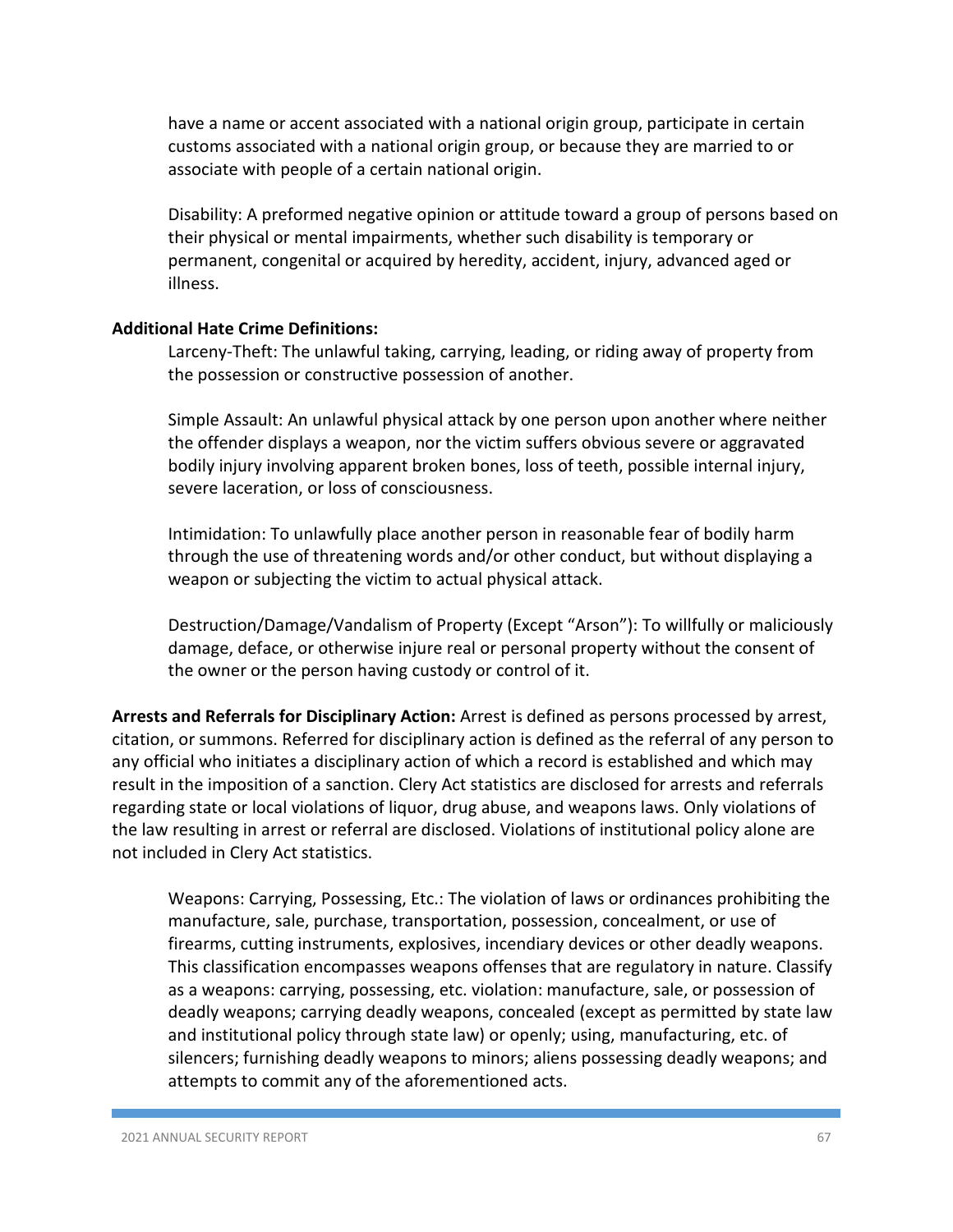have a name or accent associated with a national origin group, participate in certain customs associated with a national origin group, or because they are married to or associate with people of a certain national origin.

Disability: A preformed negative opinion or attitude toward a group of persons based on their physical or mental impairments, whether such disability is temporary or permanent, congenital or acquired by heredity, accident, injury, advanced aged or illness.

**Additional Hate Crime Definitions:**

Larceny-Theft: The unlawful taking, carrying, leading, or riding away of property from the possession or constructive possession of another.

Simple Assault: An unlawful physical attack by one person upon another where neither the offender displays a weapon, nor the victim suffers obvious severe or aggravated bodily injury involving apparent broken bones, loss of teeth, possible internal injury, severe laceration, or loss of consciousness.

Intimidation: To unlawfully place another person in reasonable fear of bodily harm through the use of threatening words and/or other conduct, but without displaying a weapon or subjecting the victim to actual physical attack.

Destruction/Damage/Vandalism of Property (Except "Arson"): To willfully or maliciously damage, deface, or otherwise injure real or personal property without the consent of the owner or the person having custody or control of it.

**Arrests and Referrals for Disciplinary Action:** Arrest is defined as persons processed by arrest, citation, or summons. Referred for disciplinary action is defined as the referral of any person to any official who initiates a disciplinary action of which a record is established and which may result in the imposition of a sanction. Clery Act statistics are disclosed for arrests and referrals regarding state or local violations of liquor, drug abuse, and weapons laws. Only violations of the law resulting in arrest or referral are disclosed. Violations of institutional policy alone are not included in Clery Act statistics.

Weapons: Carrying, Possessing, Etc.: The violation of laws or ordinances prohibiting the manufacture, sale, purchase, transportation, possession, concealment, or use of firearms, cutting instruments, explosives, incendiary devices or other deadly weapons. This classification encompasses weapons offenses that are regulatory in nature. Classify as a weapons: carrying, possessing, etc. violation: manufacture, sale, or possession of deadly weapons; carrying deadly weapons, concealed (except as permitted by state law and institutional policy through state law) or openly; using, manufacturing, etc. of silencers; furnishing deadly weapons to minors; aliens possessing deadly weapons; and attempts to commit any of the aforementioned acts.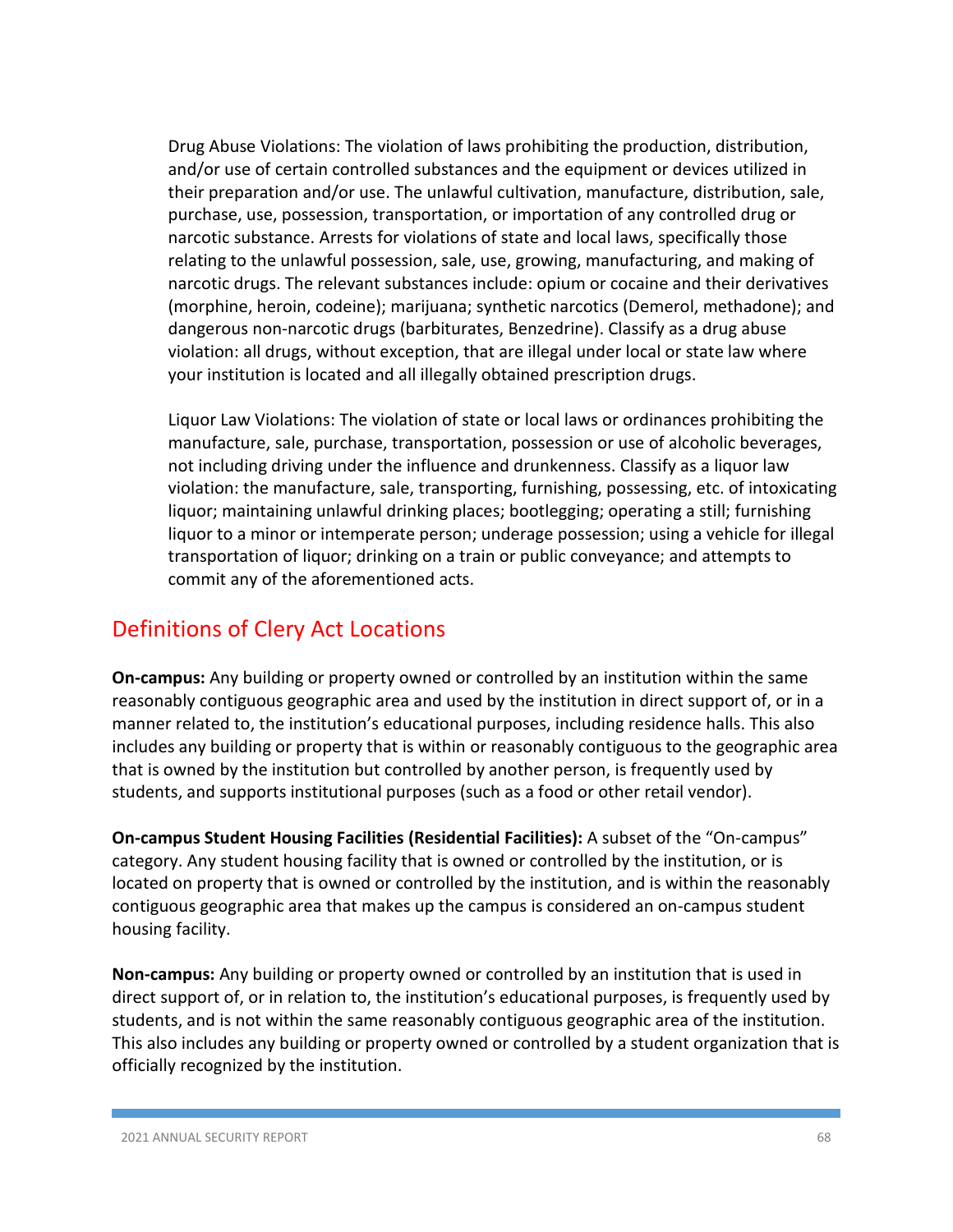Drug Abuse Violations: The violation of laws prohibiting the production, distribution, and/or use of certain controlled substances and the equipment or devices utilized in their preparation and/or use. The unlawful cultivation, manufacture, distribution, sale, purchase, use, possession, transportation, or importation of any controlled drug or narcotic substance. Arrests for violations of state and local laws, specifically those relating to the unlawful possession, sale, use, growing, manufacturing, and making of narcotic drugs. The relevant substances include: opium or cocaine and their derivatives (morphine, heroin, codeine); marijuana; synthetic narcotics (Demerol, methadone); and dangerous non-narcotic drugs (barbiturates, Benzedrine). Classify as a drug abuse violation: all drugs, without exception, that are illegal under local or state law where your institution is located and all illegally obtained prescription drugs.

Liquor Law Violations: The violation of state or local laws or ordinances prohibiting the manufacture, sale, purchase, transportation, possession or use of alcoholic beverages, not including driving under the influence and drunkenness. Classify as a liquor law violation: the manufacture, sale, transporting, furnishing, possessing, etc. of intoxicating liquor; maintaining unlawful drinking places; bootlegging; operating a still; furnishing liquor to a minor or intemperate person; underage possession; using a vehicle for illegal transportation of liquor; drinking on a train or public conveyance; and attempts to commit any of the aforementioned acts.

## Definitions of Clery Act Locations

**On-campus:** Any building or property owned or controlled by an institution within the same reasonably contiguous geographic area and used by the institution in direct support of, or in a manner related to, the institution's educational purposes, including residence halls. This also includes any building or property that is within or reasonably contiguous to the geographic area that is owned by the institution but controlled by another person, is frequently used by students, and supports institutional purposes (such as a food or other retail vendor).

**On-campus Student Housing Facilities (Residential Facilities):** A subset of the "On-campus" category. Any student housing facility that is owned or controlled by the institution, or is located on property that is owned or controlled by the institution, and is within the reasonably contiguous geographic area that makes up the campus is considered an on-campus student housing facility.

**Non-campus:** Any building or property owned or controlled by an institution that is used in direct support of, or in relation to, the institution's educational purposes, is frequently used by students, and is not within the same reasonably contiguous geographic area of the institution. This also includes any building or property owned or controlled by a student organization that is officially recognized by the institution.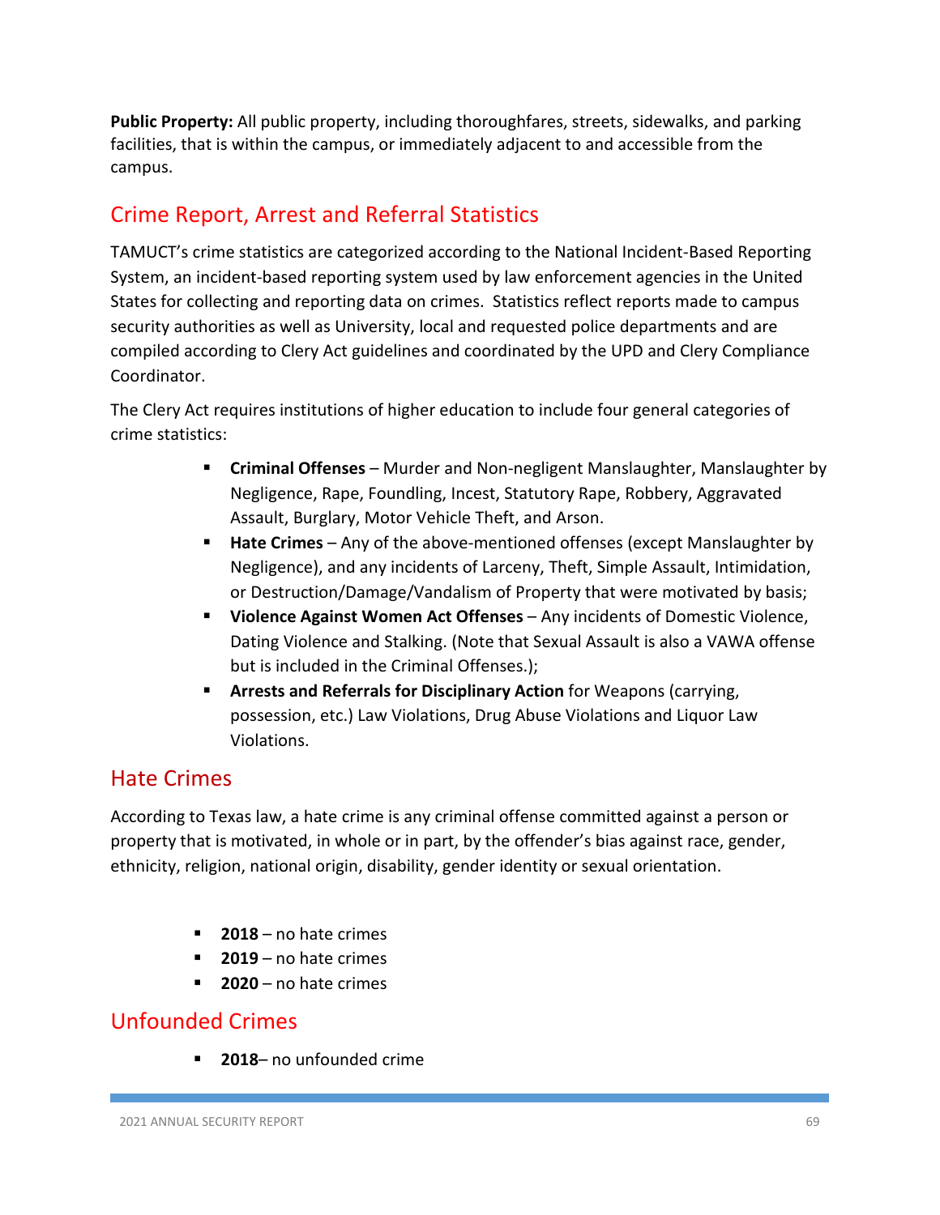**Public Property:** All public property, including thoroughfares, streets, sidewalks, and parking facilities, that is within the campus, or immediately adjacent to and accessible from the campus.

## Crime Report, Arrest and Referral Statistics

TAMUCT's crime statistics are categorized according to the National Incident-Based Reporting System, an incident-based reporting system used by law enforcement agencies in the United States for collecting and reporting data on crimes. Statistics reflect reports made to campus security authorities as well as University, local and requested police departments and are compiled according to Clery Act guidelines and coordinated by the UPD and Clery Compliance Coordinator.

The Clery Act requires institutions of higher education to include four general categories of crime statistics:

- **Criminal Offenses** – Murder and Non-negligent Manslaughter, Manslaughter by Negligence, Rape, Foundling, Incest, Statutory Rape, Robbery, Aggravated Assault, Burglary, Motor Vehicle Theft, and Arson.
- **Hate Crimes** – Any of the above-mentioned offenses (except Manslaughter by Negligence), and any incidents of Larceny, Theft, Simple Assault, Intimidation, or Destruction/Damage/Vandalism of Property that were motivated by basis;
- **Violence Against Women Act Offenses** – Any incidents of Domestic Violence, Dating Violence and Stalking. (Note that Sexual Assault is also a VAWA offense but is included in the Criminal Offenses.);
- **Arrests and Referrals for Disciplinary Action** for Weapons (carrying, possession, etc.) Law Violations, Drug Abuse Violations and Liquor Law Violations.

## Hate Crimes

According to Texas law, a hate crime is any criminal offense committed against a person or property that is motivated, in whole or in part, by the offender's bias against race, gender, ethnicity, religion, national origin, disability, gender identity or sexual orientation.

- **2018** – no hate crimes
- **2019** – no hate crimes
- **2020** – no hate crimes

## Unfounded Crimes

- **2018**– no unfounded crime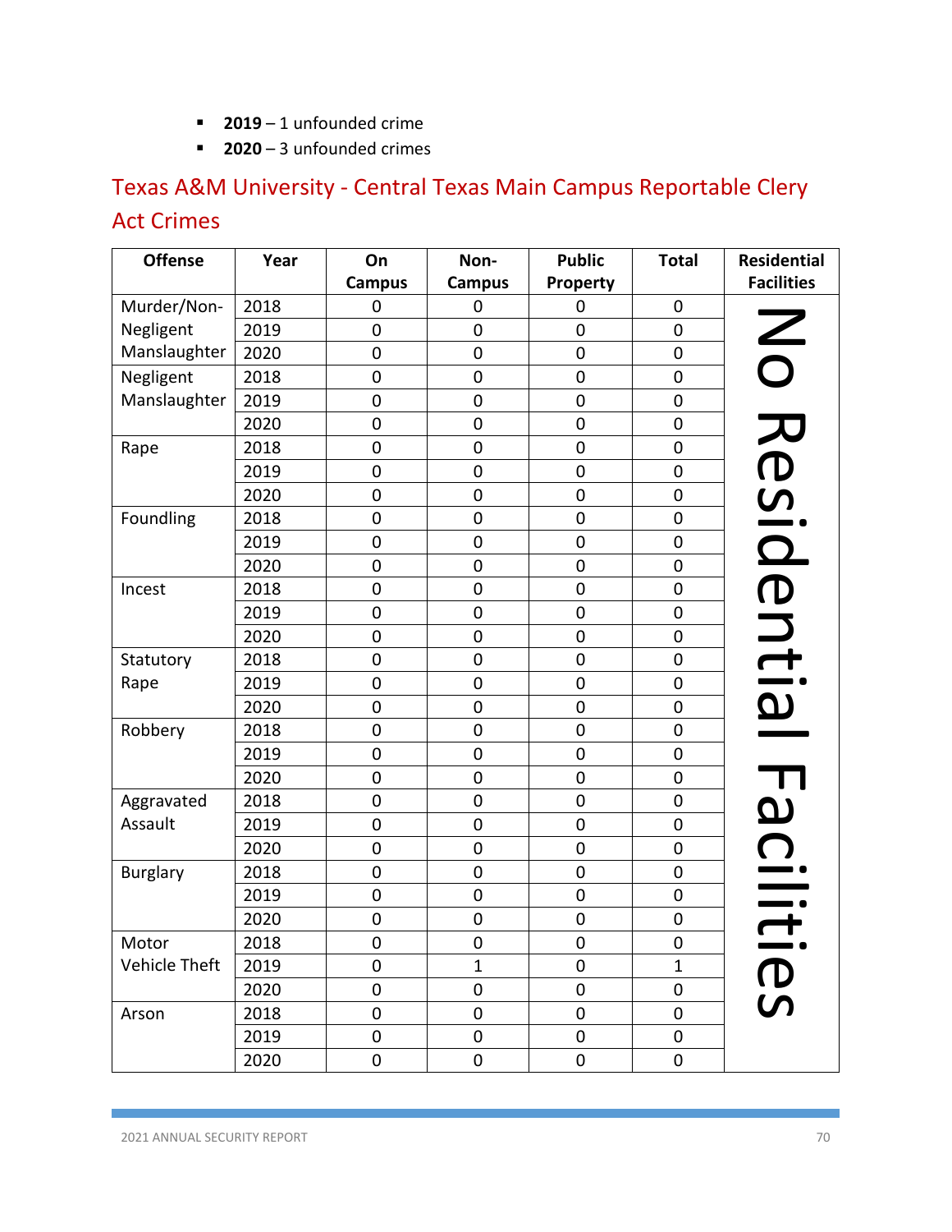- **2019** – 1 unfounded crime
- **2020** – 3 unfounded crimes

## Texas A&M University - Central Texas Main Campus Reportable Clery Act Crimes

| Offense | Year | On Campus | Non-Campus | Public Property | Total | Residential Facilities |
|---|---|---|---|---|---|---|
| Murder/Non-Negligent Manslaughter | 2018 | 0 | 0 | 0 | 0 | No Residential Facilities |
| | 2019 | 0 | 0 | 0 | 0 | |
| | 2020 | 0 | 0 | 0 | 0 | |
| Negligent Manslaughter | 2018 | 0 | 0 | 0 | 0 | |
| | 2019 | 0 | 0 | 0 | 0 | |
| | 2020 | 0 | 0 | 0 | 0 | |
| Rape | 2018 | 0 | 0 | 0 | 0 | |
| | 2019 | 0 | 0 | 0 | 0 | |
| | 2020 | 0 | 0 | 0 | 0 | |
| Foundling | 2018 | 0 | 0 | 0 | 0 | |
| | 2019 | 0 | 0 | 0 | 0 | |
| | 2020 | 0 | 0 | 0 | 0 | |
| Incest | 2018 | 0 | 0 | 0 | 0 | |
| | 2019 | 0 | 0 | 0 | 0 | |
| | 2020 | 0 | 0 | 0 | 0 | |
| Statutory Rape | 2018 | 0 | 0 | 0 | 0 | |
| | 2019 | 0 | 0 | 0 | 0 | |
| | 2020 | 0 | 0 | 0 | 0 | |
| Robbery | 2018 | 0 | 0 | 0 | 0 | |
| | 2019 | 0 | 0 | 0 | 0 | |
| | 2020 | 0 | 0 | 0 | 0 | |
| Aggravated Assault | 2018 | 0 | 0 | 0 | 0 | |
| | 2019 | 0 | 0 | 0 | 0 | |
| | 2020 | 0 | 0 | 0 | 0 | |
| Burglary | 2018 | 0 | 0 | 0 | 0 | |
| | 2019 | 0 | 0 | 0 | 0 | |
| | 2020 | 0 | 0 | 0 | 0 | |
| Motor Vehicle Theft | 2018 | 0 | 0 | 0 | 0 | |
| | 2019 | 0 | 1 | 0 | 1 | |
| | 2020 | 0 | 0 | 0 | 0 | |
| Arson | 2018 | 0 | 0 | 0 | 0 | |
| | 2019 | 0 | 0 | 0 | 0 | |
| | 2020 | 0 | 0 | 0 | 0 | |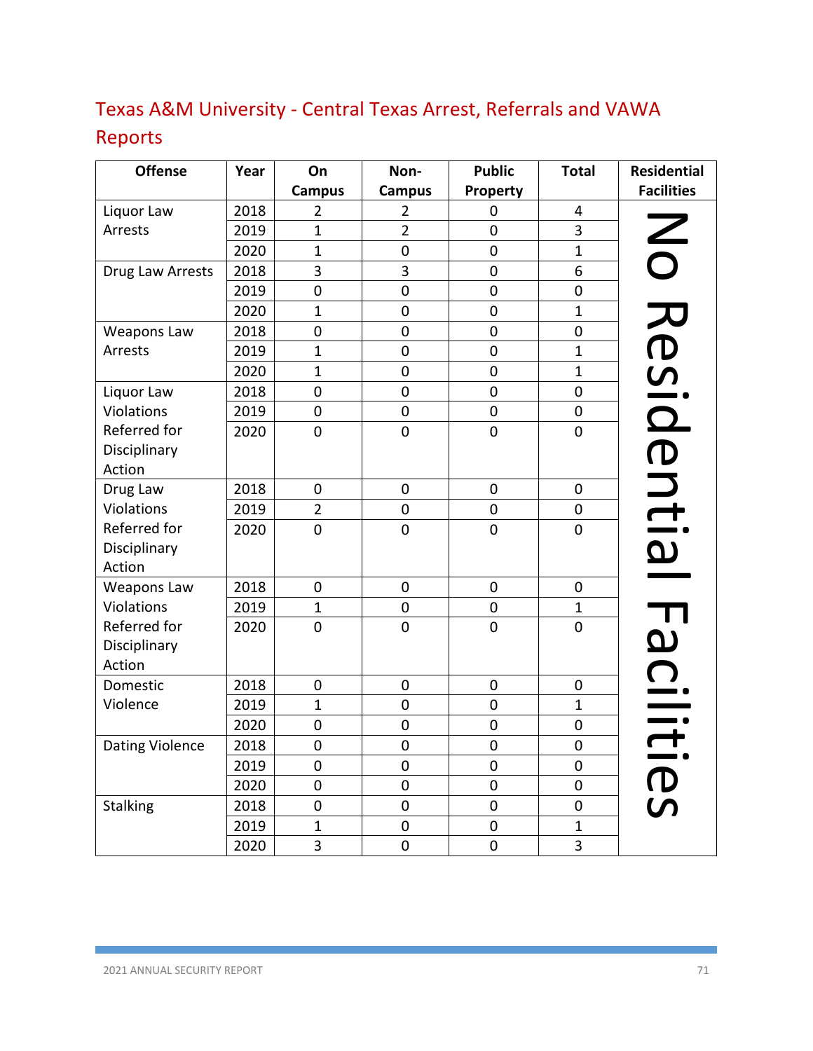## Texas A&M University - Central Texas Arrest, Referrals and VAWA Reports

| Offense | Year | On Campus | Non-Campus | Public Property | Total | Residential Facilities |
|---|---|---|---|---|---|---|
| Liquor Law Arrests | 2018 | 2 | 2 | 0 | 4 | No Residential Facilities |
| | 2019 | 1 | 2 | 0 | 3 | |
| | 2020 | 1 | 0 | 0 | 1 | |
| Drug Law Arrests | 2018 | 3 | 3 | 0 | 6 | |
| | 2019 | 0 | 0 | 0 | 0 | |
| | 2020 | 1 | 0 | 0 | 1 | |
| Weapons Law Arrests | 2018 | 0 | 0 | 0 | 0 | |
| | 2019 | 1 | 0 | 0 | 1 | |
| | 2020 | 1 | 0 | 0 | 1 | |
| Liquor Law Violations Referred for Disciplinary Action | 2018 | 0 | 0 | 0 | 0 | |
| | 2019 | 0 | 0 | 0 | 0 | |
| | 2020 | 0 | 0 | 0 | 0 | |
| Drug Law Violations Referred for Disciplinary Action | 2018 | 0 | 0 | 0 | 0 | |
| | 2019 | 2 | 0 | 0 | 0 | |
| | 2020 | 0 | 0 | 0 | 0 | |
| Weapons Law Violations Referred for Disciplinary Action | 2018 | 0 | 0 | 0 | 0 | |
| | 2019 | 1 | 0 | 0 | 1 | |
| | 2020 | 0 | 0 | 0 | 0 | |
| Domestic Violence | 2018 | 0 | 0 | 0 | 0 | |
| | 2019 | 1 | 0 | 0 | 1 | |
| | 2020 | 0 | 0 | 0 | 0 | |
| Dating Violence | 2018 | 0 | 0 | 0 | 0 | |
| | 2019 | 0 | 0 | 0 | 0 | |
| | 2020 | 0 | 0 | 0 | 0 | |
| Stalking | 2018 | 0 | 0 | 0 | 0 | |
| | 2019 | 1 | 0 | 0 | 1 | |
| | 2020 | 3 | 0 | 0 | 3 | |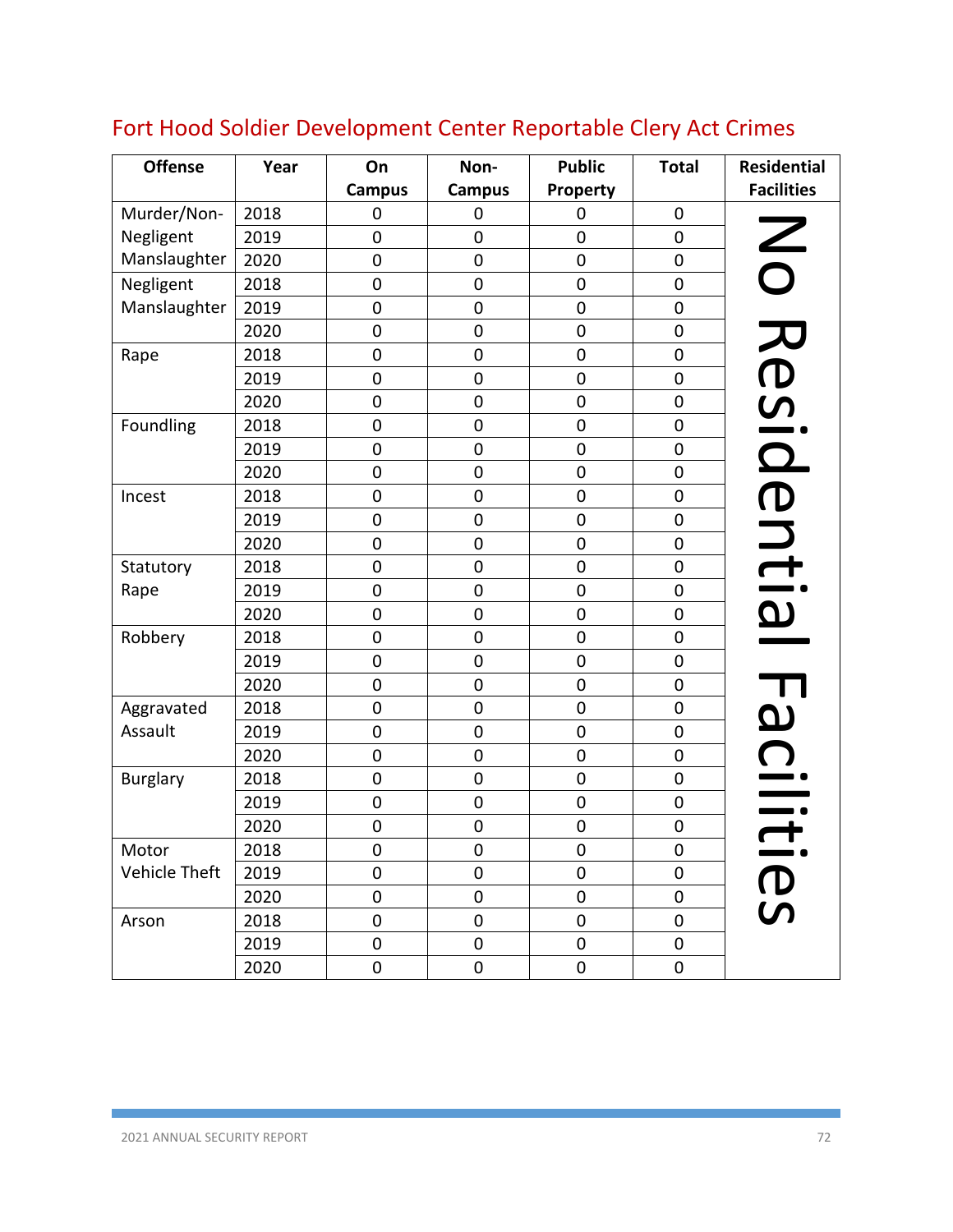## Fort Hood Soldier Development Center Reportable Clery Act Crimes

| Offense | Year | On Campus | Non-Campus | Public Property | Total | Residential Facilities |
|---|---|---|---|---|---|---|
| Murder/Non-Negligent Manslaughter | 2018 | 0 | 0 | 0 | 0 | No Residential Facilities |
| | 2019 | 0 | 0 | 0 | 0 | |
| | 2020 | 0 | 0 | 0 | 0 | |
| Negligent Manslaughter | 2018 | 0 | 0 | 0 | 0 | |
| | 2019 | 0 | 0 | 0 | 0 | |
| | 2020 | 0 | 0 | 0 | 0 | |
| Rape | 2018 | 0 | 0 | 0 | 0 | |
| | 2019 | 0 | 0 | 0 | 0 | |
| | 2020 | 0 | 0 | 0 | 0 | |
| Foundling | 2018 | 0 | 0 | 0 | 0 | |
| | 2019 | 0 | 0 | 0 | 0 | |
| | 2020 | 0 | 0 | 0 | 0 | |
| Incest | 2018 | 0 | 0 | 0 | 0 | |
| | 2019 | 0 | 0 | 0 | 0 | |
| | 2020 | 0 | 0 | 0 | 0 | |
| Statutory Rape | 2018 | 0 | 0 | 0 | 0 | |
| | 2019 | 0 | 0 | 0 | 0 | |
| | 2020 | 0 | 0 | 0 | 0 | |
| Robbery | 2018 | 0 | 0 | 0 | 0 | |
| | 2019 | 0 | 0 | 0 | 0 | |
| | 2020 | 0 | 0 | 0 | 0 | |
| Aggravated Assault | 2018 | 0 | 0 | 0 | 0 | |
| | 2019 | 0 | 0 | 0 | 0 | |
| | 2020 | 0 | 0 | 0 | 0 | |
| Burglary | 2018 | 0 | 0 | 0 | 0 | |
| | 2019 | 0 | 0 | 0 | 0 | |
| | 2020 | 0 | 0 | 0 | 0 | |
| Motor Vehicle Theft | 2018 | 0 | 0 | 0 | 0 | |
| | 2019 | 0 | 0 | 0 | 0 | |
| | 2020 | 0 | 0 | 0 | 0 | |
| Arson | 2018 | 0 | 0 | 0 | 0 | |
| | 2019 | 0 | 0 | 0 | 0 | |
| | 2020 | 0 | 0 | 0 | 0 | |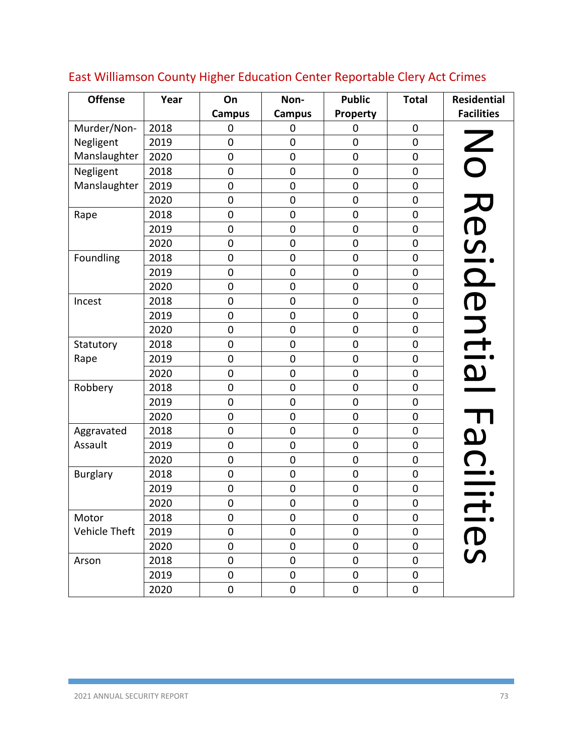## East Williamson County Higher Education Center Reportable Clery Act Crimes

| Offense | Year | On Campus | Non-Campus | Public Property | Total | Residential Facilities |
|---|---|---|---|---|---|---|
| Murder/Non-Negligent Manslaughter | 2018 | 0 | 0 | 0 | 0 | No Residential Facilities |
| | 2019 | 0 | 0 | 0 | 0 | |
| | 2020 | 0 | 0 | 0 | 0 | |
| Negligent Manslaughter | 2018 | 0 | 0 | 0 | 0 | |
| | 2019 | 0 | 0 | 0 | 0 | |
| | 2020 | 0 | 0 | 0 | 0 | |
| Rape | 2018 | 0 | 0 | 0 | 0 | |
| | 2019 | 0 | 0 | 0 | 0 | |
| | 2020 | 0 | 0 | 0 | 0 | |
| Foundling | 2018 | 0 | 0 | 0 | 0 | |
| | 2019 | 0 | 0 | 0 | 0 | |
| | 2020 | 0 | 0 | 0 | 0 | |
| Incest | 2018 | 0 | 0 | 0 | 0 | |
| | 2019 | 0 | 0 | 0 | 0 | |
| | 2020 | 0 | 0 | 0 | 0 | |
| Statutory Rape | 2018 | 0 | 0 | 0 | 0 | |
| | 2019 | 0 | 0 | 0 | 0 | |
| | 2020 | 0 | 0 | 0 | 0 | |
| Robbery | 2018 | 0 | 0 | 0 | 0 | |
| | 2019 | 0 | 0 | 0 | 0 | |
| | 2020 | 0 | 0 | 0 | 0 | |
| Aggravated Assault | 2018 | 0 | 0 | 0 | 0 | |
| | 2019 | 0 | 0 | 0 | 0 | |
| | 2020 | 0 | 0 | 0 | 0 | |
| Burglary | 2018 | 0 | 0 | 0 | 0 | |
| | 2019 | 0 | 0 | 0 | 0 | |
| | 2020 | 0 | 0 | 0 | 0 | |
| Motor Vehicle Theft | 2018 | 0 | 0 | 0 | 0 | |
| | 2019 | 0 | 0 | 0 | 0 | |
| | 2020 | 0 | 0 | 0 | 0 | |
| Arson | 2018 | 0 | 0 | 0 | 0 | |
| | 2019 | 0 | 0 | 0 | 0 | |
| | 2020 | 0 | 0 | 0 | 0 | |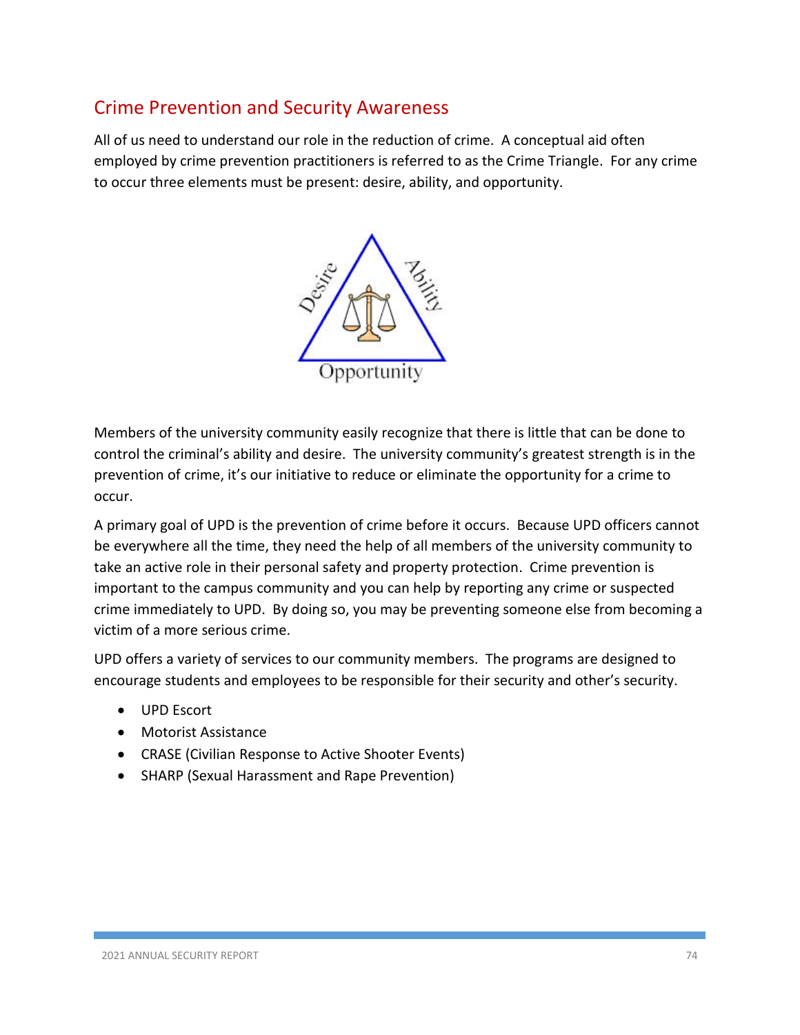## Crime Prevention and Security Awareness

All of us need to understand our role in the reduction of crime. A conceptual aid often employed by crime prevention practitioners is referred to as the Crime Triangle. For any crime to occur three elements must be present: desire, ability, and opportunity.

Members of the university community easily recognize that there is little that can be done to control the criminal's ability and desire. The university community's greatest strength is in the prevention of crime, it's our initiative to reduce or eliminate the opportunity for a crime to occur.

A primary goal of UPD is the prevention of crime before it occurs. Because UPD officers cannot be everywhere all the time, they need the help of all members of the university community to take an active role in their personal safety and property protection. Crime prevention is important to the campus community and you can help by reporting any crime or suspected crime immediately to UPD. By doing so, you may be preventing someone else from becoming a victim of a more serious crime.

UPD offers a variety of services to our community members. The programs are designed to encourage students and employees to be responsible for their security and other's security.

- UPD Escort
- Motorist Assistance
- CRASE (Civilian Response to Active Shooter Events)
- SHARP (Sexual Harassment and Rape Prevention)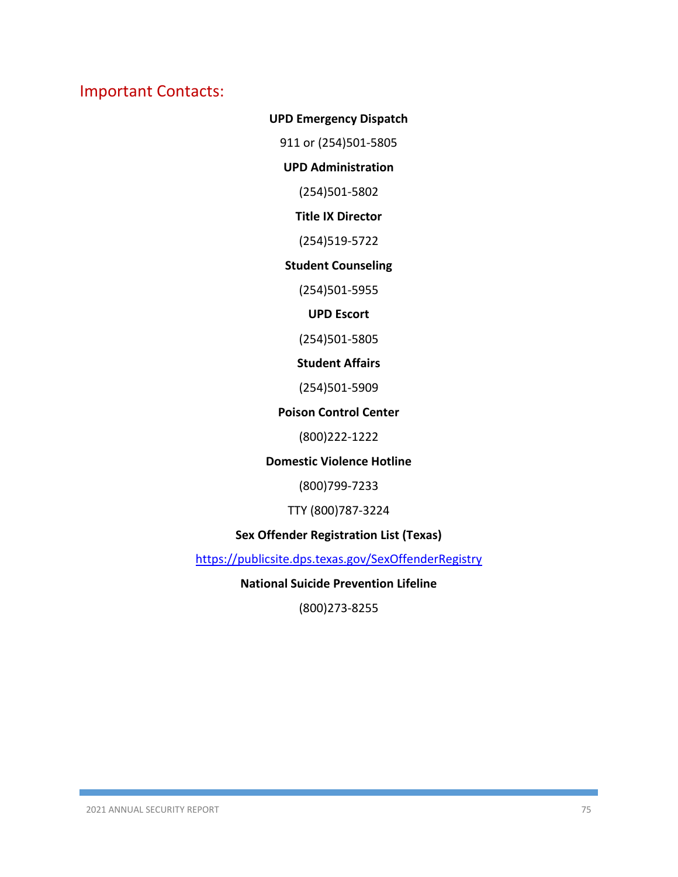## Important Contacts:

**UPD Emergency Dispatch**

911 or (254)501-5805

**UPD Administration**

(254)501-5802

**Title IX Director**

(254)519-5722

**Student Counseling**

(254)501-5955

**UPD Escort**

(254)501-5805

**Student Affairs**

(254)501-5909

**Poison Control Center**

(800)222-1222

**Domestic Violence Hotline**

(800)799-7233

TTY (800)787-3224

**Sex Offender Registration List (Texas)**

https://publicsite.dps.texas.gov/SexOffenderRegistry

**National Suicide Prevention Lifeline**

(800)273-8255